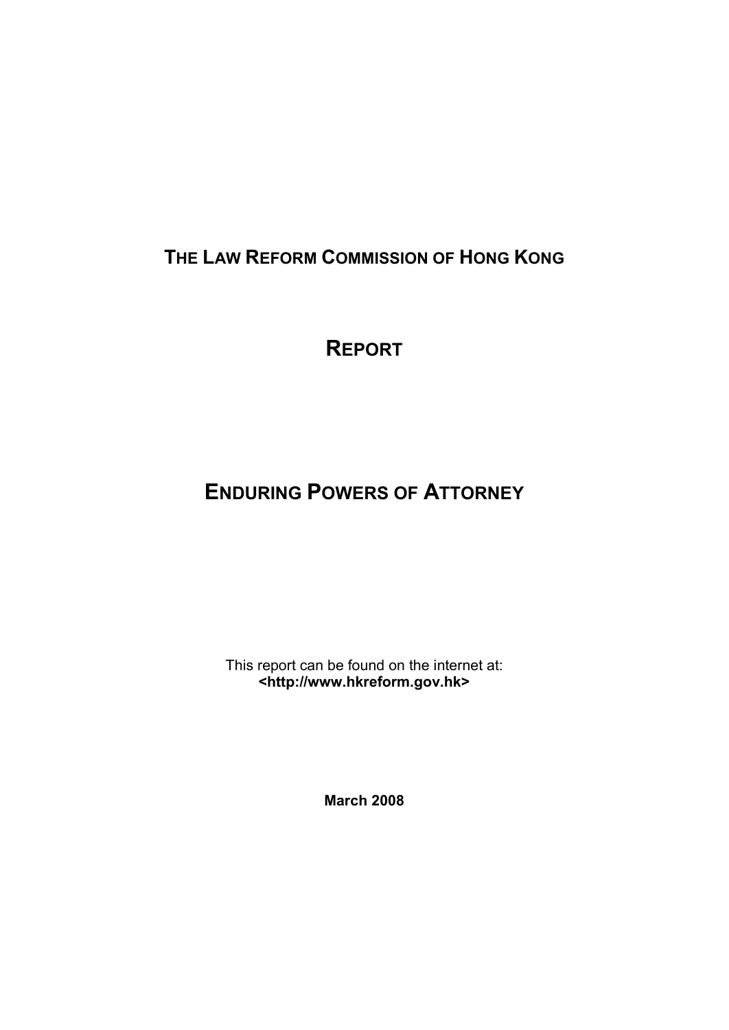# THE LAW REFORM COMMISSION OF HONG KONG

# REPORT

# ENDURING POWERS OF ATTORNEY

This report can be found on the internet at:
**<http://www.hkreform.gov.hk>**

**March 2008**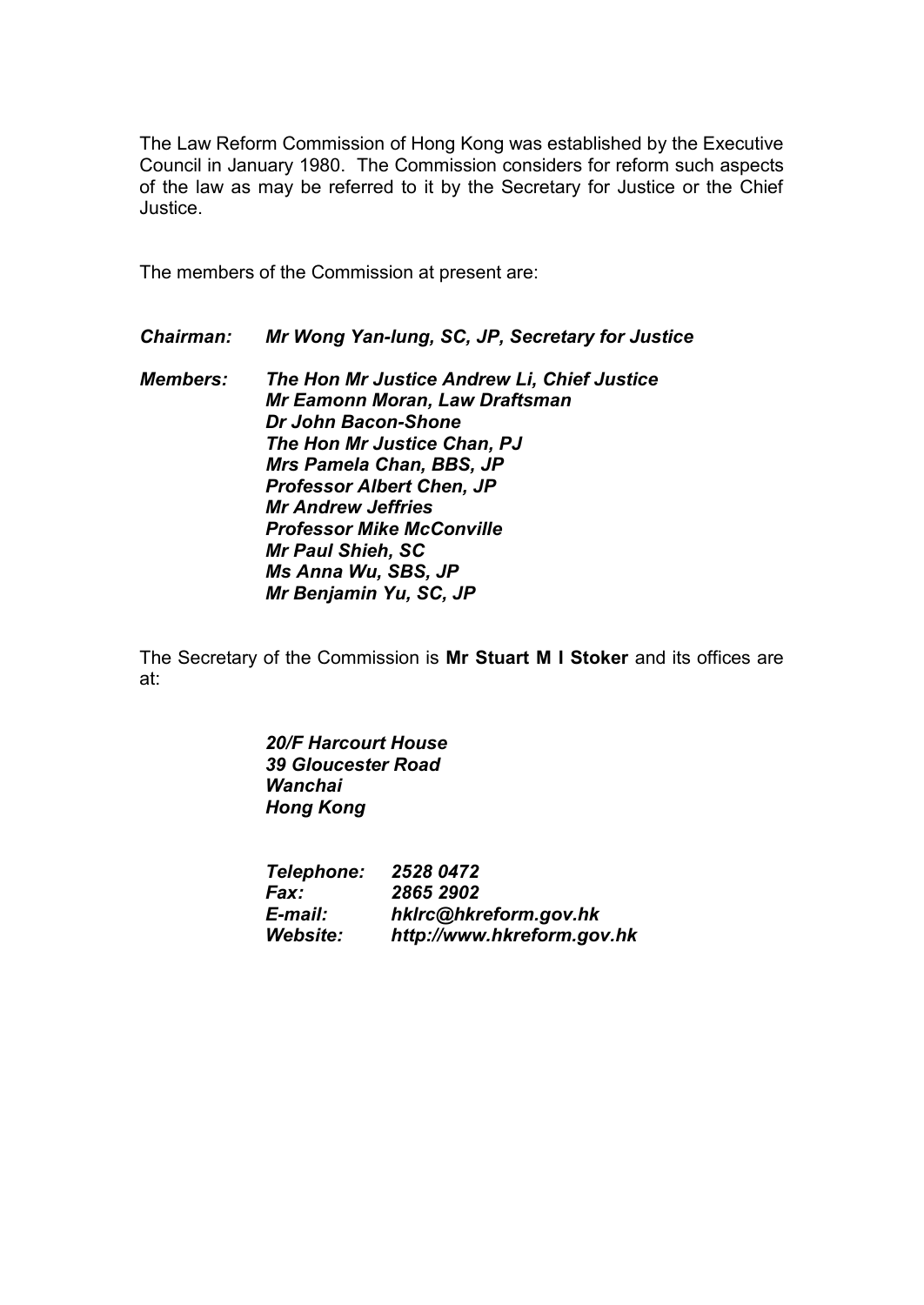The Law Reform Commission of Hong Kong was established by the Executive Council in January 1980. The Commission considers for reform such aspects of the law as may be referred to it by the Secretary for Justice or the Chief Justice.

The members of the Commission at present are:

***Chairman:*** ***Mr Wong Yan-lung, SC, JP, Secretary for Justice***

***Members:***
***The Hon Mr Justice Andrew Li, Chief Justice***
***Mr Eamonn Moran, Law Draftsman***
***Dr John Bacon-Shone***
***The Hon Mr Justice Chan, PJ***
***Mrs Pamela Chan, BBS, JP***
***Professor Albert Chen, JP***
***Mr Andrew Jeffries***
***Professor Mike McConville***
***Mr Paul Shieh, SC***
***Ms Anna Wu, SBS, JP***
***Mr Benjamin Yu, SC, JP***

The Secretary of the Commission is **Mr Stuart M I Stoker** and its offices are at:

***20/F Harcourt House***
***39 Gloucester Road***
***Wanchai***
***Hong Kong***

***Telephone:*** ***2528 0472***
***Fax:*** ***2865 2902***
***E-mail:*** ***hklrc@hkreform.gov.hk***
***Website:*** ***http://www.hkreform.gov.hk***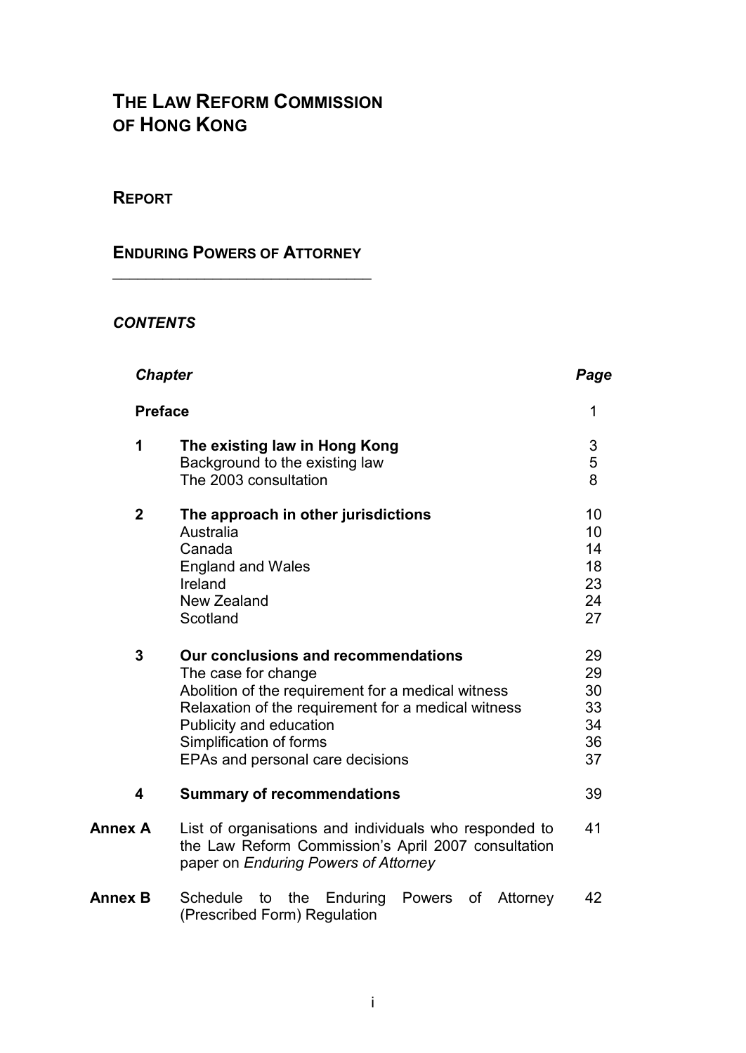# THE LAW REFORM COMMISSION OF HONG KONG

## REPORT

## ENDURING POWERS OF ATTORNEY

### *CONTENTS*

| *Chapter* | | *Page* |
|---|---|---|
| **Preface** | | 1 |
| **1** | **The existing law in Hong Kong** | 3 |
| | Background to the existing law | 5 |
| | The 2003 consultation | 8 |
| **2** | **The approach in other jurisdictions** | 10 |
| | Australia | 10 |
| | Canada | 14 |
| | England and Wales | 18 |
| | Ireland | 23 |
| | New Zealand | 24 |
| | Scotland | 27 |
| **3** | **Our conclusions and recommendations** | 29 |
| | The case for change | 29 |
| | Abolition of the requirement for a medical witness | 30 |
| | Relaxation of the requirement for a medical witness | 33 |
| | Publicity and education | 34 |
| | Simplification of forms | 36 |
| | EPAs and personal care decisions | 37 |
| **4** | **Summary of recommendations** | 39 |
| **Annex A** | List of organisations and individuals who responded to the Law Reform Commission's April 2007 consultation paper on *Enduring Powers of Attorney* | 41 |
| **Annex B** | Schedule to the Enduring Powers of Attorney (Prescribed Form) Regulation | 42 |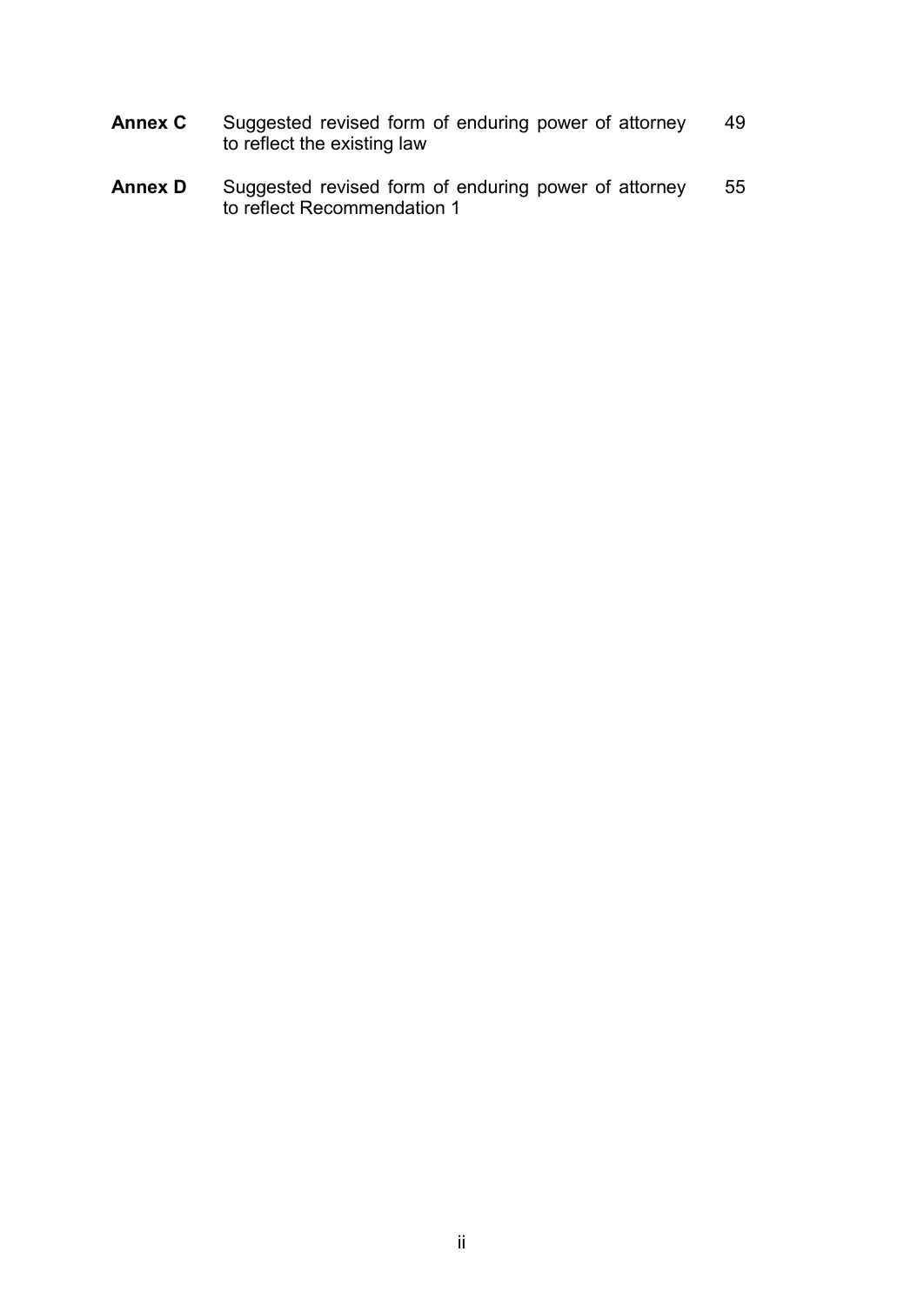| | | |
|---|---|---|
| **Annex C** | Suggested revised form of enduring power of attorney to reflect the existing law | 49 |
| **Annex D** | Suggested revised form of enduring power of attorney to reflect Recommendation 1 | 55 |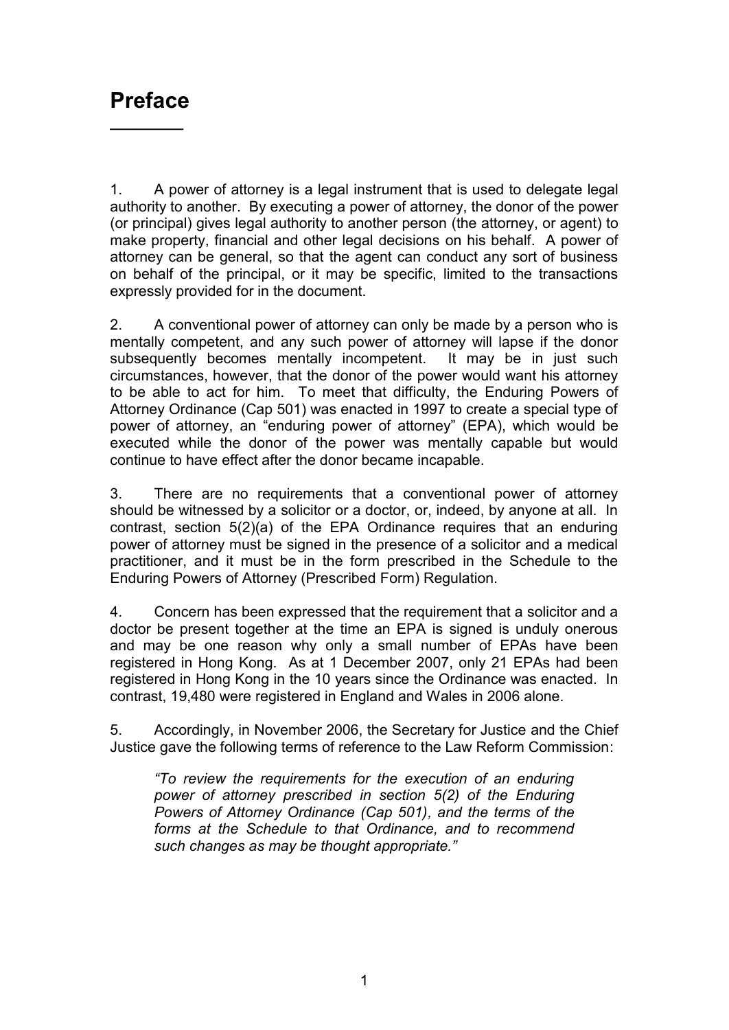# Preface

1. A power of attorney is a legal instrument that is used to delegate legal authority to another. By executing a power of attorney, the donor of the power (or principal) gives legal authority to another person (the attorney, or agent) to make property, financial and other legal decisions on his behalf. A power of attorney can be general, so that the agent can conduct any sort of business on behalf of the principal, or it may be specific, limited to the transactions expressly provided for in the document.

2. A conventional power of attorney can only be made by a person who is mentally competent, and any such power of attorney will lapse if the donor subsequently becomes mentally incompetent. It may be in just such circumstances, however, that the donor of the power would want his attorney to be able to act for him. To meet that difficulty, the Enduring Powers of Attorney Ordinance (Cap 501) was enacted in 1997 to create a special type of power of attorney, an "enduring power of attorney" (EPA), which would be executed while the donor of the power was mentally capable but would continue to have effect after the donor became incapable.

3. There are no requirements that a conventional power of attorney should be witnessed by a solicitor or a doctor, or, indeed, by anyone at all. In contrast, section 5(2)(a) of the EPA Ordinance requires that an enduring power of attorney must be signed in the presence of a solicitor and a medical practitioner, and it must be in the form prescribed in the Schedule to the Enduring Powers of Attorney (Prescribed Form) Regulation.

4. Concern has been expressed that the requirement that a solicitor and a doctor be present together at the time an EPA is signed is unduly onerous and may be one reason why only a small number of EPAs have been registered in Hong Kong. As at 1 December 2007, only 21 EPAs had been registered in Hong Kong in the 10 years since the Ordinance was enacted. In contrast, 19,480 were registered in England and Wales in 2006 alone.

5. Accordingly, in November 2006, the Secretary for Justice and the Chief Justice gave the following terms of reference to the Law Reform Commission:

> *"To review the requirements for the execution of an enduring power of attorney prescribed in section 5(2) of the Enduring Powers of Attorney Ordinance (Cap 501), and the terms of the forms at the Schedule to that Ordinance, and to recommend such changes as may be thought appropriate."*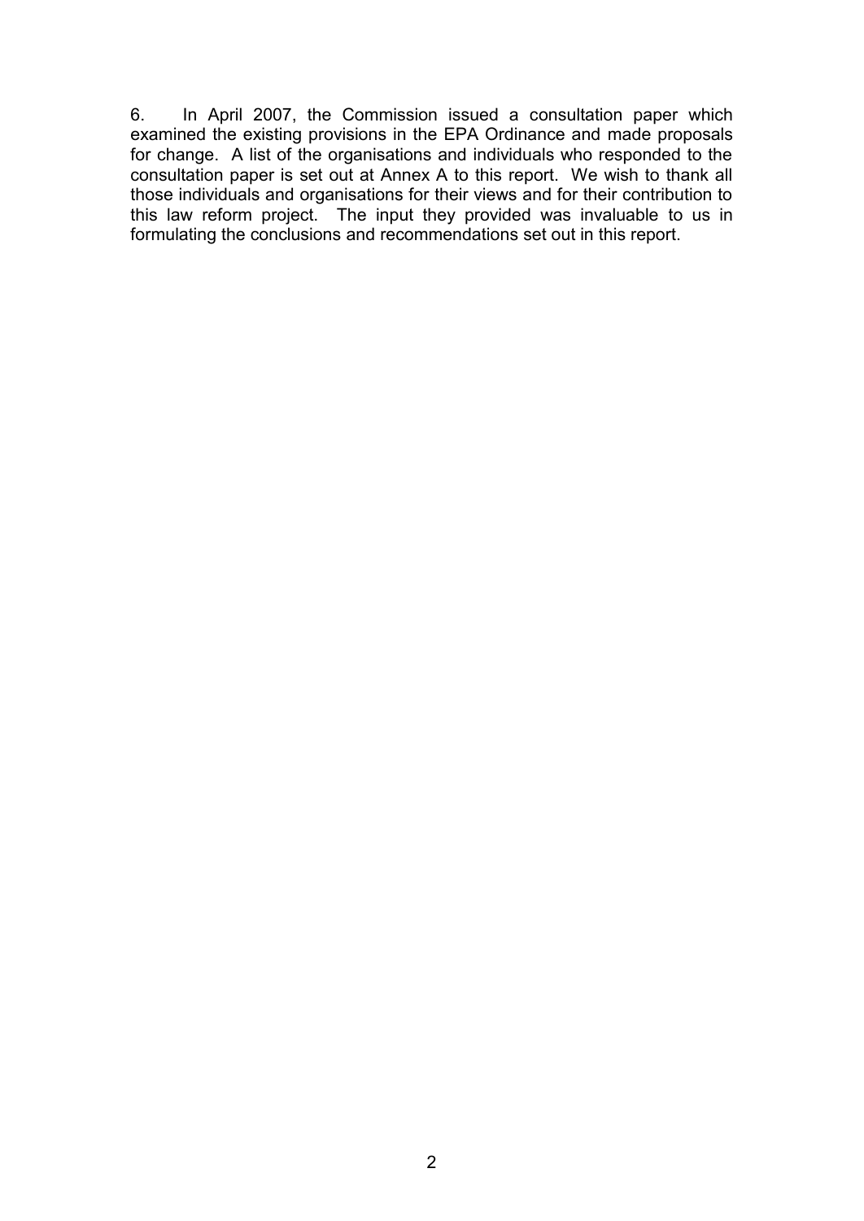6. In April 2007, the Commission issued a consultation paper which examined the existing provisions in the EPA Ordinance and made proposals for change. A list of the organisations and individuals who responded to the consultation paper is set out at Annex A to this report. We wish to thank all those individuals and organisations for their views and for their contribution to this law reform project. The input they provided was invaluable to us in formulating the conclusions and recommendations set out in this report.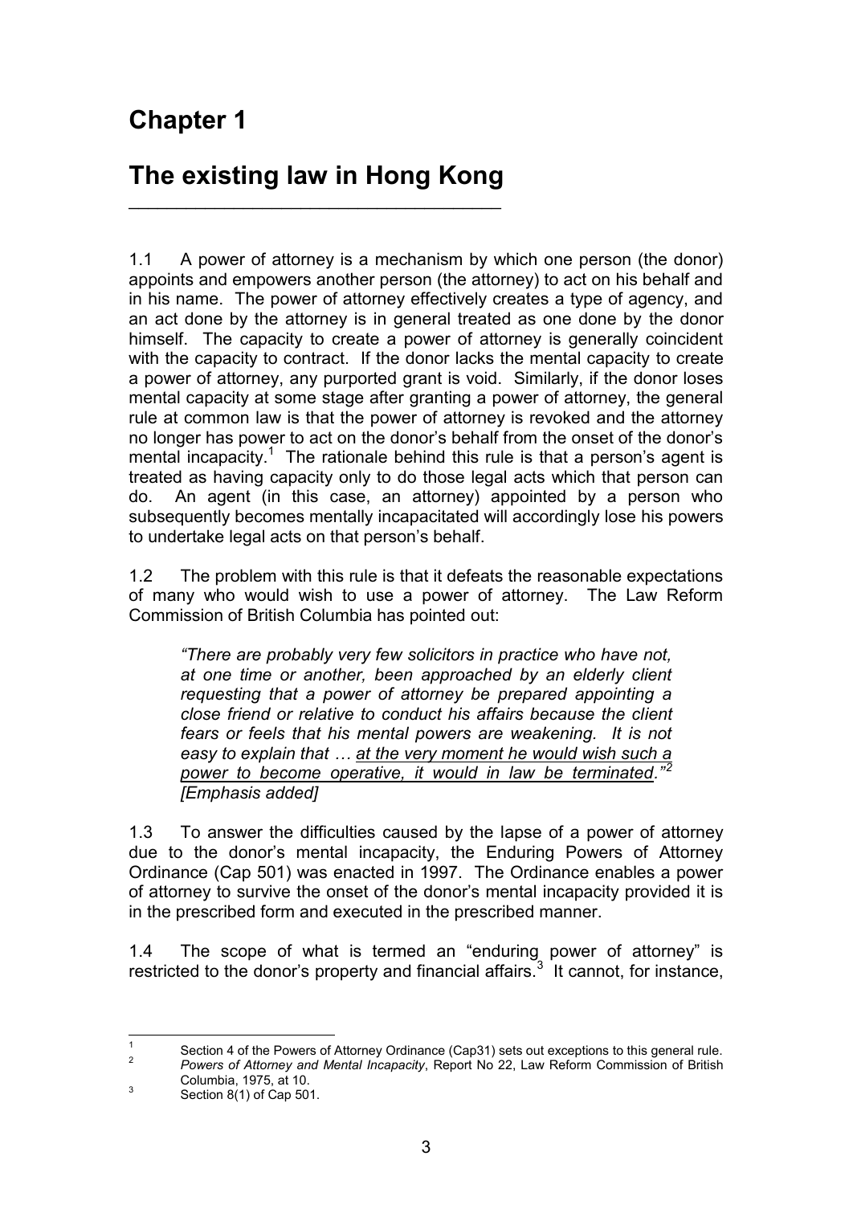# Chapter 1

# The existing law in Hong Kong

1.1 A power of attorney is a mechanism by which one person (the donor) appoints and empowers another person (the attorney) to act on his behalf and in his name. The power of attorney effectively creates a type of agency, and an act done by the attorney is in general treated as one done by the donor himself. The capacity to create a power of attorney is generally coincident with the capacity to contract. If the donor lacks the mental capacity to create a power of attorney, any purported grant is void. Similarly, if the donor loses mental capacity at some stage after granting a power of attorney, the general rule at common law is that the power of attorney is revoked and the attorney no longer has power to act on the donor's behalf from the onset of the donor's mental incapacity.[1] The rationale behind this rule is that a person's agent is treated as having capacity only to do those legal acts which that person can do. An agent (in this case, an attorney) appointed by a person who subsequently becomes mentally incapacitated will accordingly lose his powers to undertake legal acts on that person's behalf.

1.2 The problem with this rule is that it defeats the reasonable expectations of many who would wish to use a power of attorney. The Law Reform Commission of British Columbia has pointed out:

> *"There are probably very few solicitors in practice who have not, at one time or another, been approached by an elderly client requesting that a power of attorney be prepared appointing a close friend or relative to conduct his affairs because the client fears or feels that his mental powers are weakening. It is not easy to explain that … <u>at the very moment he would wish such a power to become operative, it would in law be terminated</u>."[2] [Emphasis added]*

1.3 To answer the difficulties caused by the lapse of a power of attorney due to the donor's mental incapacity, the Enduring Powers of Attorney Ordinance (Cap 501) was enacted in 1997. The Ordinance enables a power of attorney to survive the onset of the donor's mental incapacity provided it is in the prescribed form and executed in the prescribed manner.

1.4 The scope of what is termed an "enduring power of attorney" is restricted to the donor's property and financial affairs.[3] It cannot, for instance,

---

[1] Section 4 of the Powers of Attorney Ordinance (Cap31) sets out exceptions to this general rule.

[2] *Powers of Attorney and Mental Incapacity*, Report No 22, Law Reform Commission of British Columbia, 1975, at 10.

[3] Section 8(1) of Cap 501.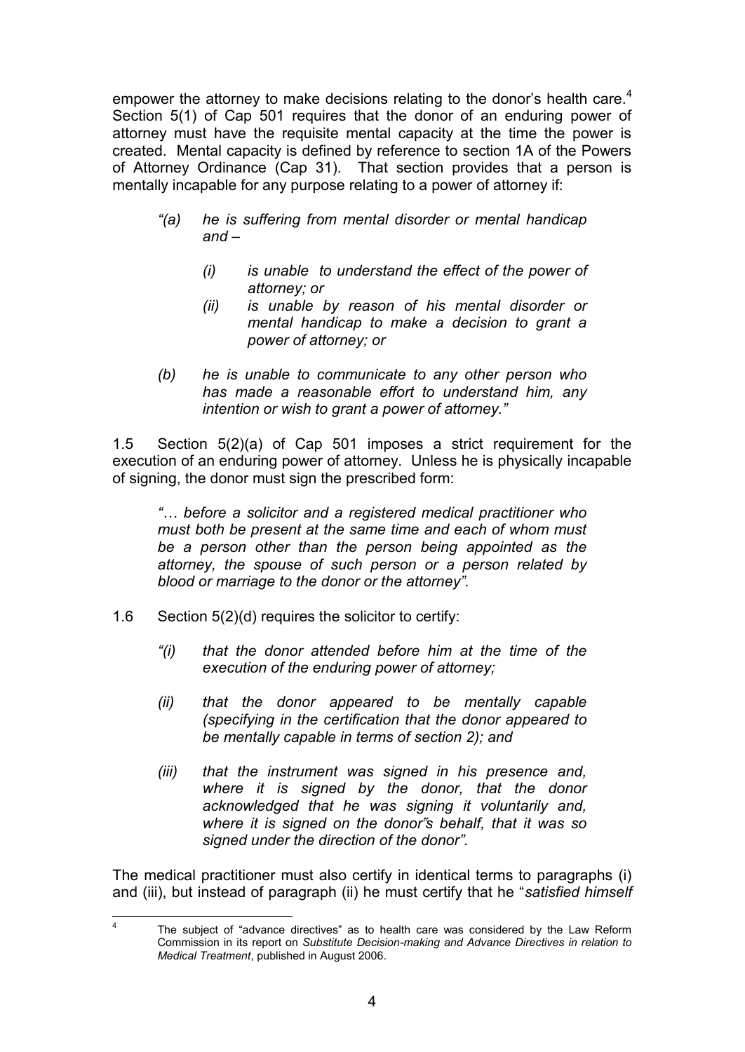empower the attorney to make decisions relating to the donor's health care.[4] Section 5(1) of Cap 501 requires that the donor of an enduring power of attorney must have the requisite mental capacity at the time the power is created. Mental capacity is defined by reference to section 1A of the Powers of Attorney Ordinance (Cap 31). That section provides that a person is mentally incapable for any purpose relating to a power of attorney if:

> *"(a) he is suffering from mental disorder or mental handicap and –*
>
> *(i) is unable to understand the effect of the power of attorney; or*
>
> *(ii) is unable by reason of his mental disorder or mental handicap to make a decision to grant a power of attorney; or*
>
> *(b) he is unable to communicate to any other person who has made a reasonable effort to understand him, any intention or wish to grant a power of attorney."*

1.5 Section 5(2)(a) of Cap 501 imposes a strict requirement for the execution of an enduring power of attorney. Unless he is physically incapable of signing, the donor must sign the prescribed form:

> *"… before a solicitor and a registered medical practitioner who must both be present at the same time and each of whom must be a person other than the person being appointed as the attorney, the spouse of such person or a person related by blood or marriage to the donor or the attorney".*

1.6 Section 5(2)(d) requires the solicitor to certify:

> *"(i) that the donor attended before him at the time of the execution of the enduring power of attorney;*
>
> *(ii) that the donor appeared to be mentally capable (specifying in the certification that the donor appeared to be mentally capable in terms of section 2); and*
>
> *(iii) that the instrument was signed in his presence and, where it is signed by the donor, that the donor acknowledged that he was signing it voluntarily and, where it is signed on the donor's behalf, that it was so signed under the direction of the donor".*

The medical practitioner must also certify in identical terms to paragraphs (i) and (iii), but instead of paragraph (ii) he must certify that he "*satisfied himself*

[4] The subject of "advance directives" as to health care was considered by the Law Reform Commission in its report on *Substitute Decision-making and Advance Directives in relation to Medical Treatment*, published in August 2006.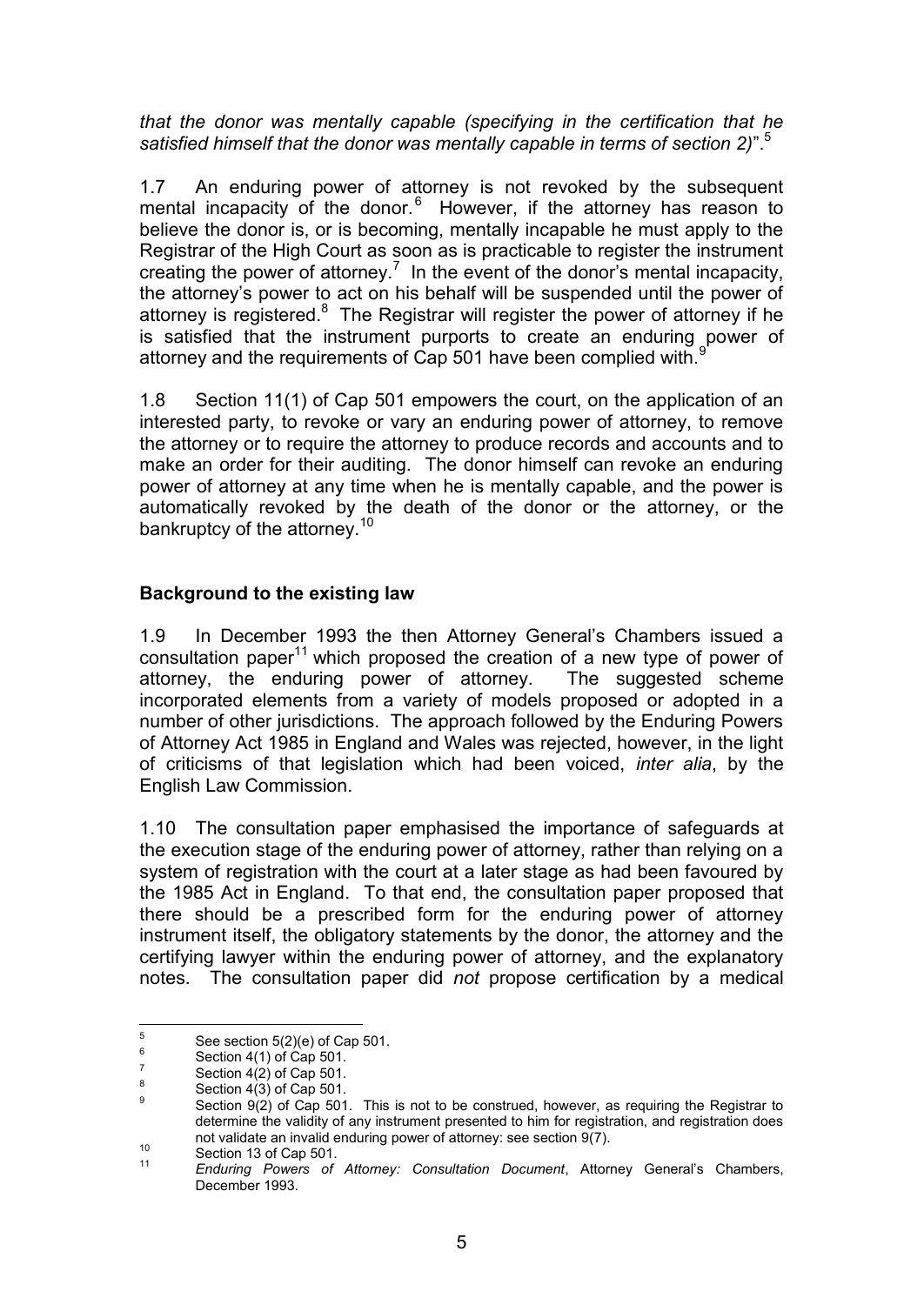*that the donor was mentally capable (specifying in the certification that he satisfied himself that the donor was mentally capable in terms of section 2)*".[5]

1.7 An enduring power of attorney is not revoked by the subsequent mental incapacity of the donor.[6] However, if the attorney has reason to believe the donor is, or is becoming, mentally incapable he must apply to the Registrar of the High Court as soon as is practicable to register the instrument creating the power of attorney.[7] In the event of the donor's mental incapacity, the attorney's power to act on his behalf will be suspended until the power of attorney is registered.[8] The Registrar will register the power of attorney if he is satisfied that the instrument purports to create an enduring power of attorney and the requirements of Cap 501 have been complied with.[9]

1.8 Section 11(1) of Cap 501 empowers the court, on the application of an interested party, to revoke or vary an enduring power of attorney, to remove the attorney or to require the attorney to produce records and accounts and to make an order for their auditing. The donor himself can revoke an enduring power of attorney at any time when he is mentally capable, and the power is automatically revoked by the death of the donor or the attorney, or the bankruptcy of the attorney.[10]

## Background to the existing law

1.9 In December 1993 the then Attorney General's Chambers issued a consultation paper[11] which proposed the creation of a new type of power of attorney, the enduring power of attorney. The suggested scheme incorporated elements from a variety of models proposed or adopted in a number of other jurisdictions. The approach followed by the Enduring Powers of Attorney Act 1985 in England and Wales was rejected, however, in the light of criticisms of that legislation which had been voiced, *inter alia*, by the English Law Commission.

1.10 The consultation paper emphasised the importance of safeguards at the execution stage of the enduring power of attorney, rather than relying on a system of registration with the court at a later stage as had been favoured by the 1985 Act in England. To that end, the consultation paper proposed that there should be a prescribed form for the enduring power of attorney instrument itself, the obligatory statements by the donor, the attorney and the certifying lawyer within the enduring power of attorney, and the explanatory notes. The consultation paper did *not* propose certification by a medical

---

[5] See section 5(2)(e) of Cap 501.

[6] Section 4(1) of Cap 501.

[7] Section 4(2) of Cap 501.

[8] Section 4(3) of Cap 501.

[9] Section 9(2) of Cap 501. This is not to be construed, however, as requiring the Registrar to determine the validity of any instrument presented to him for registration, and registration does not validate an invalid enduring power of attorney: see section 9(7).

[10] Section 13 of Cap 501.

[11] *Enduring Powers of Attorney: Consultation Document*, Attorney General's Chambers, December 1993.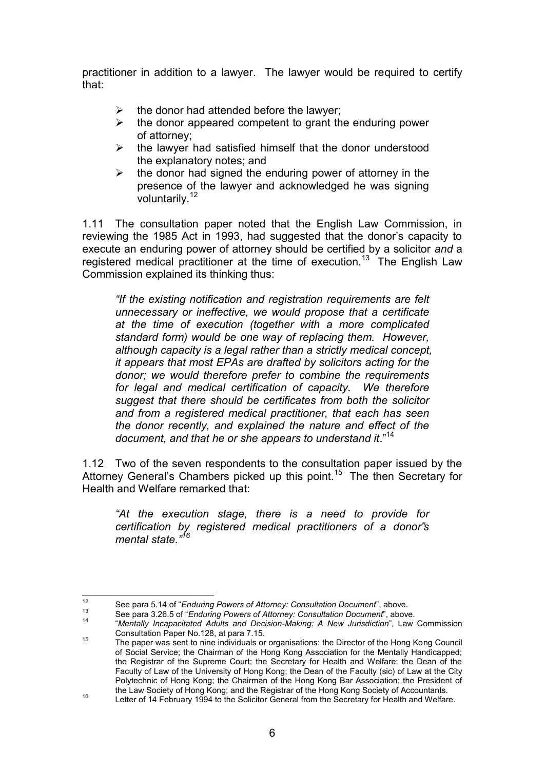practitioner in addition to a lawyer. The lawyer would be required to certify that:

- the donor had attended before the lawyer;
- the donor appeared competent to grant the enduring power of attorney;
- the lawyer had satisfied himself that the donor understood the explanatory notes; and
- the donor had signed the enduring power of attorney in the presence of the lawyer and acknowledged he was signing voluntarily.[12]

1.11 The consultation paper noted that the English Law Commission, in reviewing the 1985 Act in 1993, had suggested that the donor's capacity to execute an enduring power of attorney should be certified by a solicitor *and* a registered medical practitioner at the time of execution.[13] The English Law Commission explained its thinking thus:

> *"If the existing notification and registration requirements are felt unnecessary or ineffective, we would propose that a certificate at the time of execution (together with a more complicated standard form) would be one way of replacing them. However, although capacity is a legal rather than a strictly medical concept, it appears that most EPAs are drafted by solicitors acting for the donor; we would therefore prefer to combine the requirements for legal and medical certification of capacity. We therefore suggest that there should be certificates from both the solicitor and from a registered medical practitioner, that each has seen the donor recently, and explained the nature and effect of the document, and that he or she appears to understand it*."[14]

1.12 Two of the seven respondents to the consultation paper issued by the Attorney General's Chambers picked up this point.[15] The then Secretary for Health and Welfare remarked that:

> *"At the execution stage, there is a need to provide for certification by registered medical practitioners of a donor's mental state."*[16]

---

[12] See para 5.14 of "*Enduring Powers of Attorney: Consultation Document*", above.

[13] See para 3.26.5 of "*Enduring Powers of Attorney: Consultation Document*", above.

[14] "*Mentally Incapacitated Adults and Decision-Making: A New Jurisdiction*", Law Commission Consultation Paper No.128, at para 7.15.

[15] The paper was sent to nine individuals or organisations: the Director of the Hong Kong Council of Social Service; the Chairman of the Hong Kong Association for the Mentally Handicapped; the Registrar of the Supreme Court; the Secretary for Health and Welfare; the Dean of the Faculty of Law of the University of Hong Kong; the Dean of the Faculty (sic) of Law at the City Polytechnic of Hong Kong; the Chairman of the Hong Kong Bar Association; the President of the Law Society of Hong Kong; and the Registrar of the Hong Kong Society of Accountants.

[16] Letter of 14 February 1994 to the Solicitor General from the Secretary for Health and Welfare.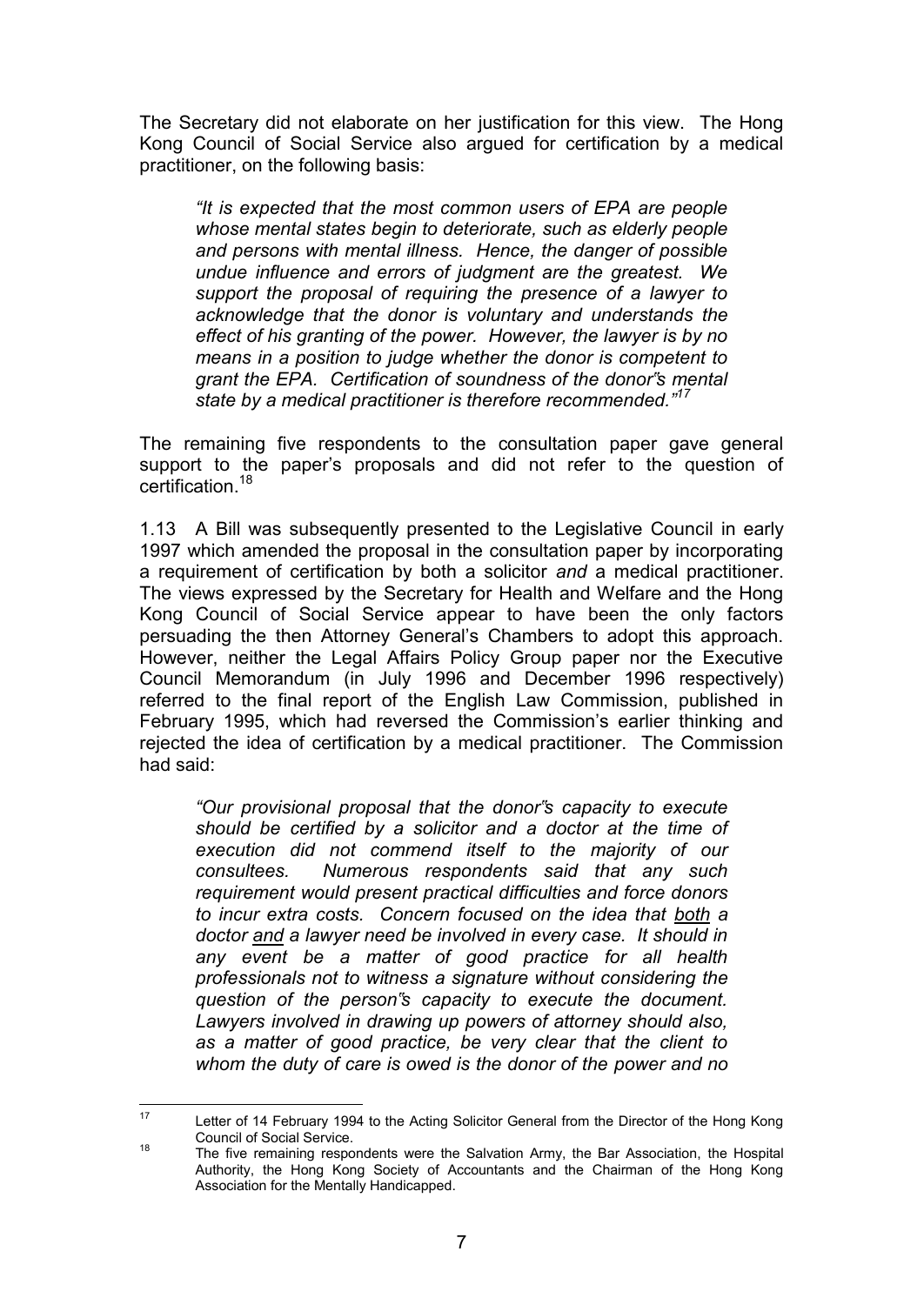The Secretary did not elaborate on her justification for this view. The Hong Kong Council of Social Service also argued for certification by a medical practitioner, on the following basis:

> *"It is expected that the most common users of EPA are people whose mental states begin to deteriorate, such as elderly people and persons with mental illness. Hence, the danger of possible undue influence and errors of judgment are the greatest. We support the proposal of requiring the presence of a lawyer to acknowledge that the donor is voluntary and understands the effect of his granting of the power. However, the lawyer is by no means in a position to judge whether the donor is competent to grant the EPA. Certification of soundness of the donor's mental state by a medical practitioner is therefore recommended."*[17]

The remaining five respondents to the consultation paper gave general support to the paper's proposals and did not refer to the question of certification.[18]

1.13 A Bill was subsequently presented to the Legislative Council in early 1997 which amended the proposal in the consultation paper by incorporating a requirement of certification by both a solicitor *and* a medical practitioner. The views expressed by the Secretary for Health and Welfare and the Hong Kong Council of Social Service appear to have been the only factors persuading the then Attorney General's Chambers to adopt this approach. However, neither the Legal Affairs Policy Group paper nor the Executive Council Memorandum (in July 1996 and December 1996 respectively) referred to the final report of the English Law Commission, published in February 1995, which had reversed the Commission's earlier thinking and rejected the idea of certification by a medical practitioner. The Commission had said:

> *"Our provisional proposal that the donor's capacity to execute should be certified by a solicitor and a doctor at the time of execution did not commend itself to the majority of our consultees. Numerous respondents said that any such requirement would present practical difficulties and force donors to incur extra costs. Concern focused on the idea that <u>both</u> a doctor <u>and</u> a lawyer need be involved in every case. It should in any event be a matter of good practice for all health professionals not to witness a signature without considering the question of the person's capacity to execute the document. Lawyers involved in drawing up powers of attorney should also, as a matter of good practice, be very clear that the client to whom the duty of care is owed is the donor of the power and no*

---

[17] Letter of 14 February 1994 to the Acting Solicitor General from the Director of the Hong Kong Council of Social Service.

[18] The five remaining respondents were the Salvation Army, the Bar Association, the Hospital Authority, the Hong Kong Society of Accountants and the Chairman of the Hong Kong Association for the Mentally Handicapped.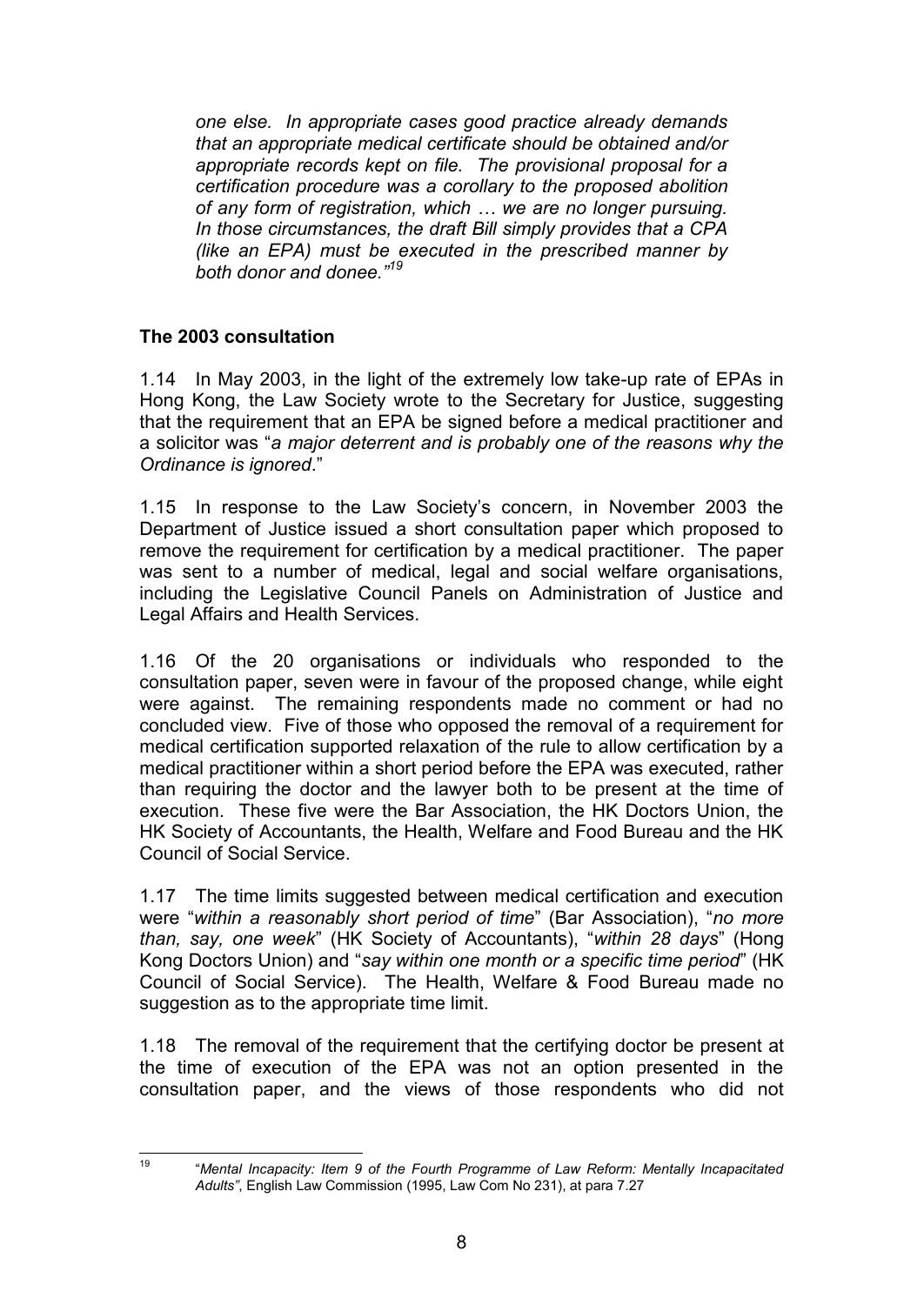> *one else. In appropriate cases good practice already demands that an appropriate medical certificate should be obtained and/or appropriate records kept on file. The provisional proposal for a certification procedure was a corollary to the proposed abolition of any form of registration, which … we are no longer pursuing. In those circumstances, the draft Bill simply provides that a CPA (like an EPA) must be executed in the prescribed manner by both donor and donee."*[19]

## The 2003 consultation

1.14 In May 2003, in the light of the extremely low take-up rate of EPAs in Hong Kong, the Law Society wrote to the Secretary for Justice, suggesting that the requirement that an EPA be signed before a medical practitioner and a solicitor was "*a major deterrent and is probably one of the reasons why the Ordinance is ignored*."

1.15 In response to the Law Society's concern, in November 2003 the Department of Justice issued a short consultation paper which proposed to remove the requirement for certification by a medical practitioner. The paper was sent to a number of medical, legal and social welfare organisations, including the Legislative Council Panels on Administration of Justice and Legal Affairs and Health Services.

1.16 Of the 20 organisations or individuals who responded to the consultation paper, seven were in favour of the proposed change, while eight were against. The remaining respondents made no comment or had no concluded view. Five of those who opposed the removal of a requirement for medical certification supported relaxation of the rule to allow certification by a medical practitioner within a short period before the EPA was executed, rather than requiring the doctor and the lawyer both to be present at the time of execution. These five were the Bar Association, the HK Doctors Union, the HK Society of Accountants, the Health, Welfare and Food Bureau and the HK Council of Social Service.

1.17 The time limits suggested between medical certification and execution were "*within a reasonably short period of time*" (Bar Association), "*no more than, say, one week*" (HK Society of Accountants), "*within 28 days*" (Hong Kong Doctors Union) and "*say within one month or a specific time period*" (HK Council of Social Service). The Health, Welfare & Food Bureau made no suggestion as to the appropriate time limit.

1.18 The removal of the requirement that the certifying doctor be present at the time of execution of the EPA was not an option presented in the consultation paper, and the views of those respondents who did not

---

[19] "*Mental Incapacity: Item 9 of the Fourth Programme of Law Reform: Mentally Incapacitated Adults"*, English Law Commission (1995, Law Com No 231), at para 7.27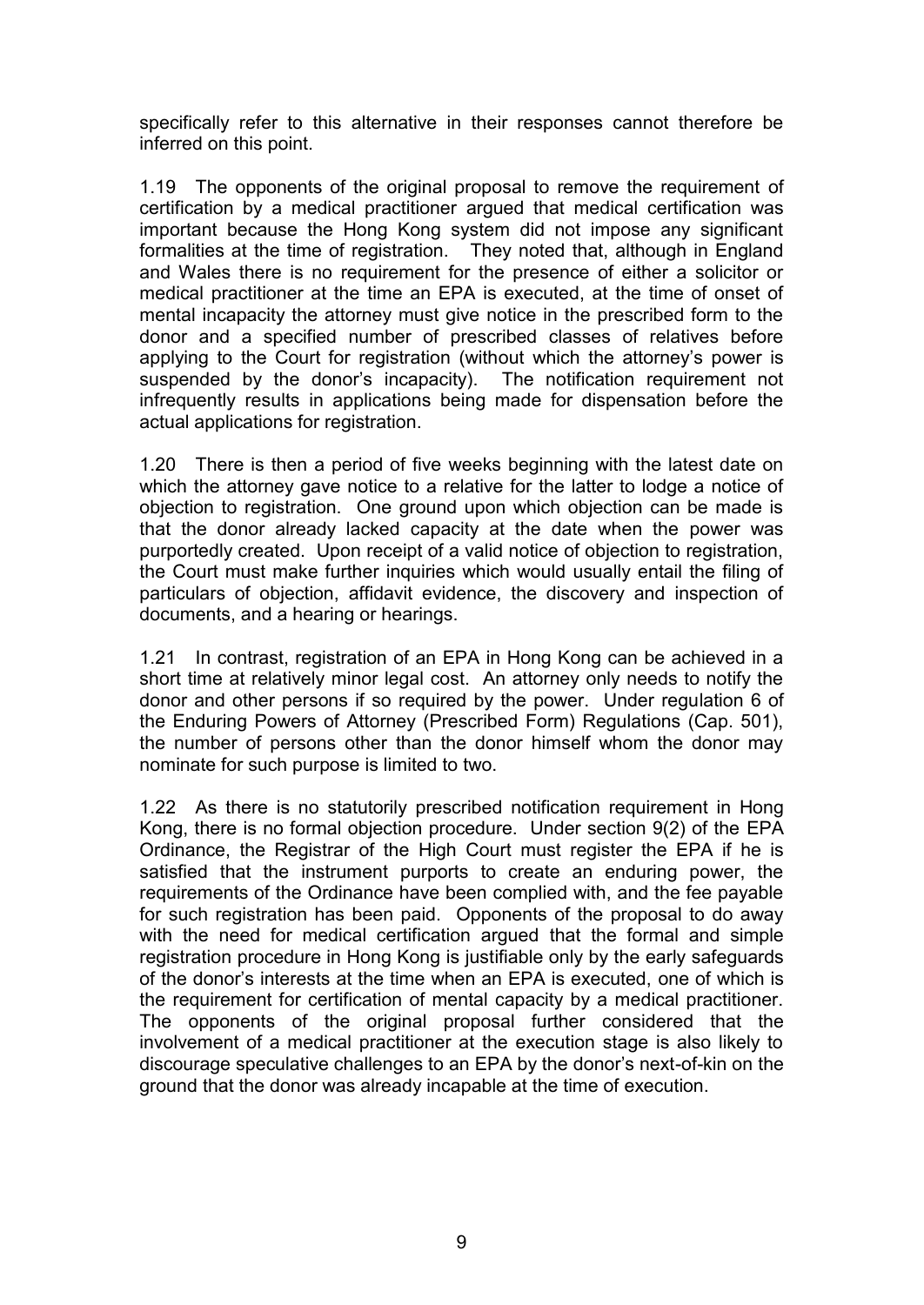specifically refer to this alternative in their responses cannot therefore be inferred on this point.

1.19 The opponents of the original proposal to remove the requirement of certification by a medical practitioner argued that medical certification was important because the Hong Kong system did not impose any significant formalities at the time of registration. They noted that, although in England and Wales there is no requirement for the presence of either a solicitor or medical practitioner at the time an EPA is executed, at the time of onset of mental incapacity the attorney must give notice in the prescribed form to the donor and a specified number of prescribed classes of relatives before applying to the Court for registration (without which the attorney's power is suspended by the donor's incapacity). The notification requirement not infrequently results in applications being made for dispensation before the actual applications for registration.

1.20 There is then a period of five weeks beginning with the latest date on which the attorney gave notice to a relative for the latter to lodge a notice of objection to registration. One ground upon which objection can be made is that the donor already lacked capacity at the date when the power was purportedly created. Upon receipt of a valid notice of objection to registration, the Court must make further inquiries which would usually entail the filing of particulars of objection, affidavit evidence, the discovery and inspection of documents, and a hearing or hearings.

1.21 In contrast, registration of an EPA in Hong Kong can be achieved in a short time at relatively minor legal cost. An attorney only needs to notify the donor and other persons if so required by the power. Under regulation 6 of the Enduring Powers of Attorney (Prescribed Form) Regulations (Cap. 501), the number of persons other than the donor himself whom the donor may nominate for such purpose is limited to two.

1.22 As there is no statutorily prescribed notification requirement in Hong Kong, there is no formal objection procedure. Under section 9(2) of the EPA Ordinance, the Registrar of the High Court must register the EPA if he is satisfied that the instrument purports to create an enduring power, the requirements of the Ordinance have been complied with, and the fee payable for such registration has been paid. Opponents of the proposal to do away with the need for medical certification argued that the formal and simple registration procedure in Hong Kong is justifiable only by the early safeguards of the donor's interests at the time when an EPA is executed, one of which is the requirement for certification of mental capacity by a medical practitioner. The opponents of the original proposal further considered that the involvement of a medical practitioner at the execution stage is also likely to discourage speculative challenges to an EPA by the donor's next-of-kin on the ground that the donor was already incapable at the time of execution.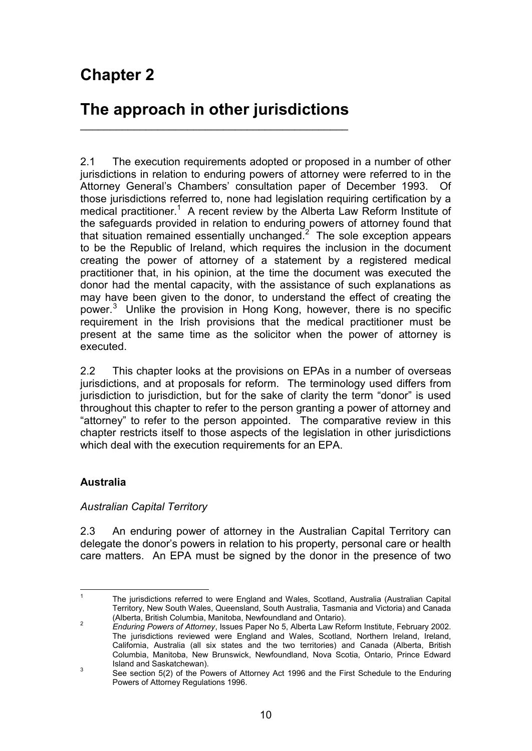# Chapter 2

# The approach in other jurisdictions

2.1 The execution requirements adopted or proposed in a number of other jurisdictions in relation to enduring powers of attorney were referred to in the Attorney General's Chambers' consultation paper of December 1993. Of those jurisdictions referred to, none had legislation requiring certification by a medical practitioner.[1] A recent review by the Alberta Law Reform Institute of the safeguards provided in relation to enduring powers of attorney found that that situation remained essentially unchanged.[2] The sole exception appears to be the Republic of Ireland, which requires the inclusion in the document creating the power of attorney of a statement by a registered medical practitioner that, in his opinion, at the time the document was executed the donor had the mental capacity, with the assistance of such explanations as may have been given to the donor, to understand the effect of creating the power.[3] Unlike the provision in Hong Kong, however, there is no specific requirement in the Irish provisions that the medical practitioner must be present at the same time as the solicitor when the power of attorney is executed.

2.2 This chapter looks at the provisions on EPAs in a number of overseas jurisdictions, and at proposals for reform. The terminology used differs from jurisdiction to jurisdiction, but for the sake of clarity the term "donor" is used throughout this chapter to refer to the person granting a power of attorney and "attorney" to refer to the person appointed. The comparative review in this chapter restricts itself to those aspects of the legislation in other jurisdictions which deal with the execution requirements for an EPA.

### Australia

#### *Australian Capital Territory*

2.3 An enduring power of attorney in the Australian Capital Territory can delegate the donor's powers in relation to his property, personal care or health care matters. An EPA must be signed by the donor in the presence of two

---

[1] The jurisdictions referred to were England and Wales, Scotland, Australia (Australian Capital Territory, New South Wales, Queensland, South Australia, Tasmania and Victoria) and Canada (Alberta, British Columbia, Manitoba, Newfoundland and Ontario).

[2] *Enduring Powers of Attorney*, Issues Paper No 5, Alberta Law Reform Institute, February 2002. The jurisdictions reviewed were England and Wales, Scotland, Northern Ireland, Ireland, California, Australia (all six states and the two territories) and Canada (Alberta, British Columbia, Manitoba, New Brunswick, Newfoundland, Nova Scotia, Ontario, Prince Edward Island and Saskatchewan).

[3] See section 5(2) of the Powers of Attorney Act 1996 and the First Schedule to the Enduring Powers of Attorney Regulations 1996.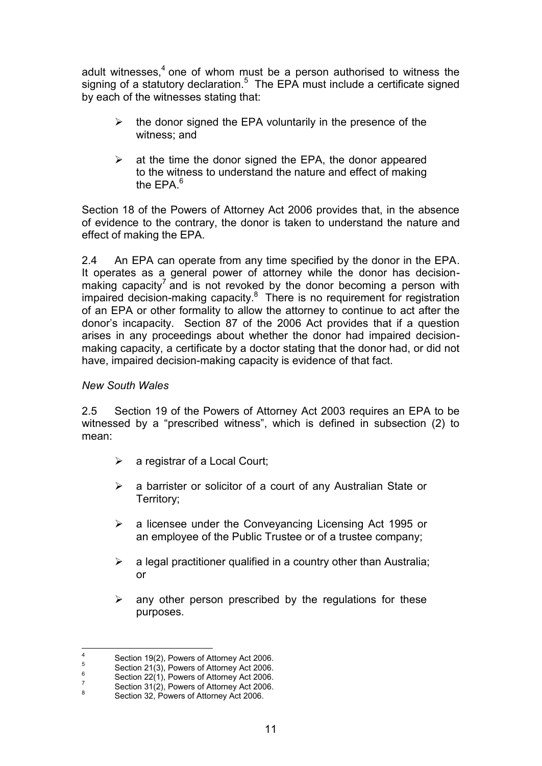adult witnesses,[4] one of whom must be a person authorised to witness the signing of a statutory declaration.[5] The EPA must include a certificate signed by each of the witnesses stating that:

- the donor signed the EPA voluntarily in the presence of the witness; and

- at the time the donor signed the EPA, the donor appeared to the witness to understand the nature and effect of making the EPA.[6]

Section 18 of the Powers of Attorney Act 2006 provides that, in the absence of evidence to the contrary, the donor is taken to understand the nature and effect of making the EPA.

2.4 An EPA can operate from any time specified by the donor in the EPA. It operates as a general power of attorney while the donor has decision-making capacity[7] and is not revoked by the donor becoming a person with impaired decision-making capacity.[8] There is no requirement for registration of an EPA or other formality to allow the attorney to continue to act after the donor's incapacity. Section 87 of the 2006 Act provides that if a question arises in any proceedings about whether the donor had impaired decision-making capacity, a certificate by a doctor stating that the donor had, or did not have, impaired decision-making capacity is evidence of that fact.

*New South Wales*

2.5 Section 19 of the Powers of Attorney Act 2003 requires an EPA to be witnessed by a "prescribed witness", which is defined in subsection (2) to mean:

- a registrar of a Local Court;

- a barrister or solicitor of a court of any Australian State or Territory;

- a licensee under the Conveyancing Licensing Act 1995 or an employee of the Public Trustee or of a trustee company;

- a legal practitioner qualified in a country other than Australia; or

- any other person prescribed by the regulations for these purposes.

---

[4] Section 19(2), Powers of Attorney Act 2006.
[5] Section 21(3), Powers of Attorney Act 2006.
[6] Section 22(1), Powers of Attorney Act 2006.
[7] Section 31(2), Powers of Attorney Act 2006.
[8] Section 32, Powers of Attorney Act 2006.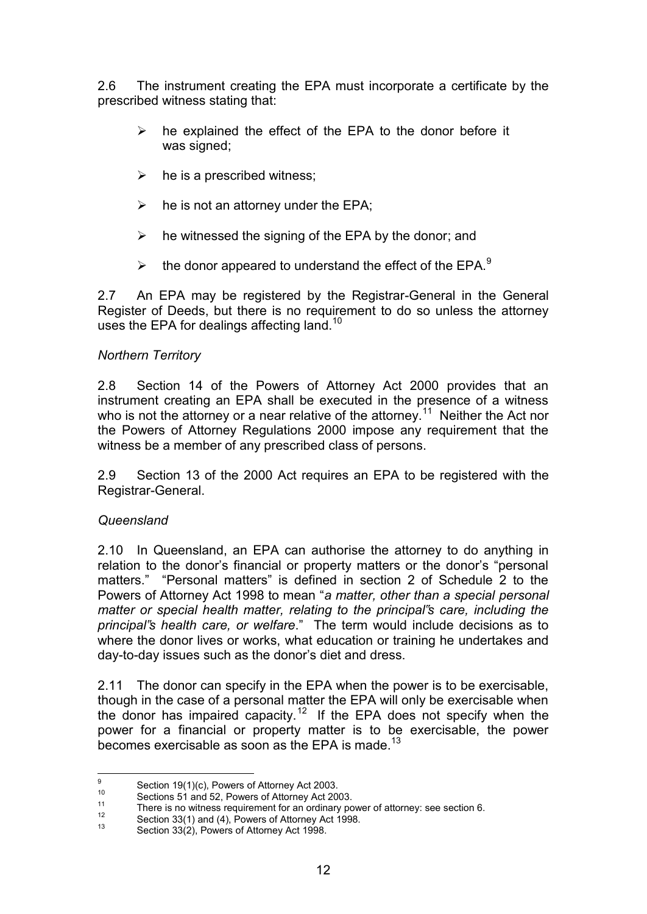2.6 The instrument creating the EPA must incorporate a certificate by the prescribed witness stating that:

- he explained the effect of the EPA to the donor before it was signed;
- he is a prescribed witness;
- he is not an attorney under the EPA;
- he witnessed the signing of the EPA by the donor; and
- the donor appeared to understand the effect of the EPA.[9]

2.7 An EPA may be registered by the Registrar-General in the General Register of Deeds, but there is no requirement to do so unless the attorney uses the EPA for dealings affecting land.[10]

*Northern Territory*

2.8 Section 14 of the Powers of Attorney Act 2000 provides that an instrument creating an EPA shall be executed in the presence of a witness who is not the attorney or a near relative of the attorney.[11] Neither the Act nor the Powers of Attorney Regulations 2000 impose any requirement that the witness be a member of any prescribed class of persons.

2.9 Section 13 of the 2000 Act requires an EPA to be registered with the Registrar-General.

*Queensland*

2.10 In Queensland, an EPA can authorise the attorney to do anything in relation to the donor's financial or property matters or the donor's "personal matters." "Personal matters" is defined in section 2 of Schedule 2 to the Powers of Attorney Act 1998 to mean "*a matter, other than a special personal matter or special health matter, relating to the principal's care, including the principal's health care, or welfare*." The term would include decisions as to where the donor lives or works, what education or training he undertakes and day-to-day issues such as the donor's diet and dress.

2.11 The donor can specify in the EPA when the power is to be exercisable, though in the case of a personal matter the EPA will only be exercisable when the donor has impaired capacity.[12] If the EPA does not specify when the power for a financial or property matter is to be exercisable, the power becomes exercisable as soon as the EPA is made.[13]

---

[9] Section 19(1)(c), Powers of Attorney Act 2003.

[10] Sections 51 and 52, Powers of Attorney Act 2003.

[11] There is no witness requirement for an ordinary power of attorney: see section 6.

[12] Section 33(1) and (4), Powers of Attorney Act 1998.

[13] Section 33(2), Powers of Attorney Act 1998.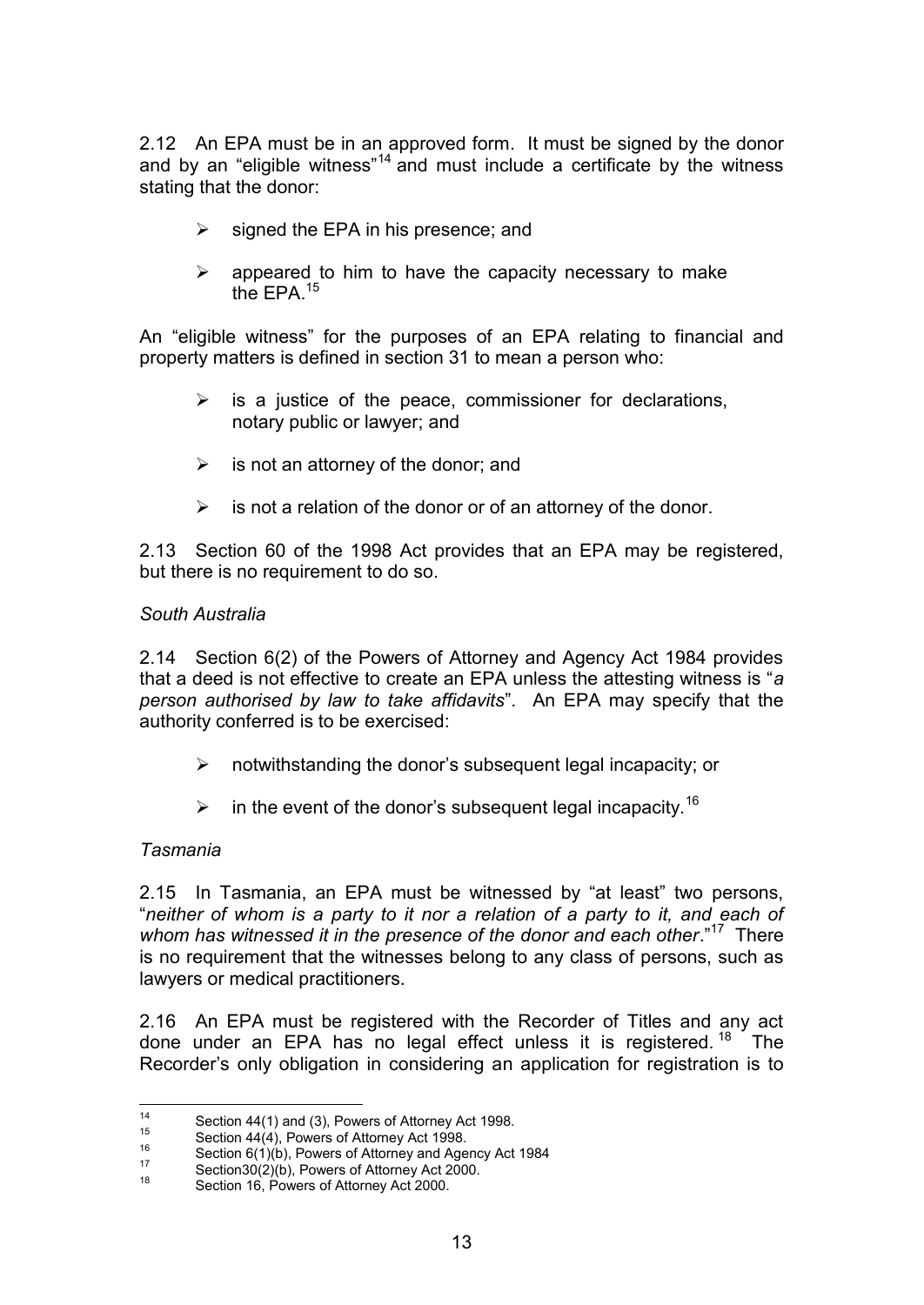2.12 An EPA must be in an approved form. It must be signed by the donor and by an "eligible witness"[14] and must include a certificate by the witness stating that the donor:

- signed the EPA in his presence; and
- appeared to him to have the capacity necessary to make the EPA.[15]

An "eligible witness" for the purposes of an EPA relating to financial and property matters is defined in section 31 to mean a person who:

- is a justice of the peace, commissioner for declarations, notary public or lawyer; and
- is not an attorney of the donor; and
- is not a relation of the donor or of an attorney of the donor.

2.13 Section 60 of the 1998 Act provides that an EPA may be registered, but there is no requirement to do so.

*South Australia*

2.14 Section 6(2) of the Powers of Attorney and Agency Act 1984 provides that a deed is not effective to create an EPA unless the attesting witness is "*a person authorised by law to take affidavits*". An EPA may specify that the authority conferred is to be exercised:

- notwithstanding the donor's subsequent legal incapacity; or
- in the event of the donor's subsequent legal incapacity.[16]

*Tasmania*

2.15 In Tasmania, an EPA must be witnessed by "at least" two persons, "*neither of whom is a party to it nor a relation of a party to it, and each of whom has witnessed it in the presence of the donor and each other*."[17] There is no requirement that the witnesses belong to any class of persons, such as lawyers or medical practitioners.

2.16 An EPA must be registered with the Recorder of Titles and any act done under an EPA has no legal effect unless it is registered.[18] The Recorder's only obligation in considering an application for registration is to

---

[14] Section 44(1) and (3), Powers of Attorney Act 1998.

[15] Section 44(4), Powers of Attorney Act 1998.

[16] Section 6(1)(b), Powers of Attorney and Agency Act 1984

[17] Section30(2)(b), Powers of Attorney Act 2000.

[18] Section 16, Powers of Attorney Act 2000.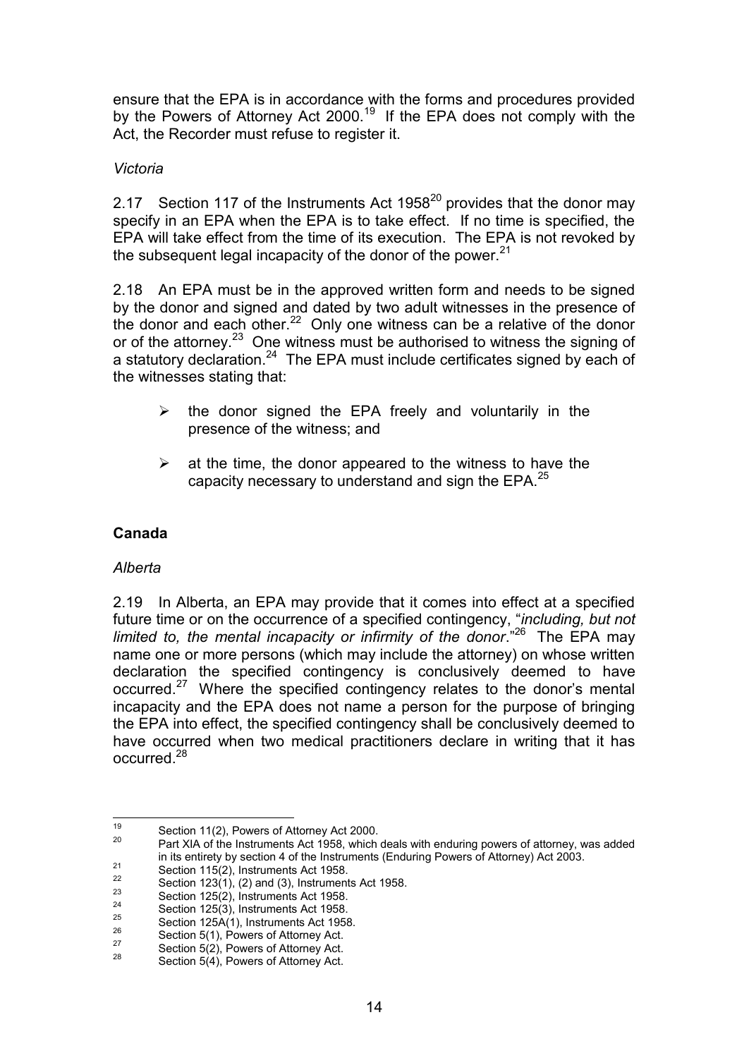ensure that the EPA is in accordance with the forms and procedures provided by the Powers of Attorney Act 2000.[19] If the EPA does not comply with the Act, the Recorder must refuse to register it.

*Victoria*

2.17 Section 117 of the Instruments Act 1958[20] provides that the donor may specify in an EPA when the EPA is to take effect. If no time is specified, the EPA will take effect from the time of its execution. The EPA is not revoked by the subsequent legal incapacity of the donor of the power.[21]

2.18 An EPA must be in the approved written form and needs to be signed by the donor and signed and dated by two adult witnesses in the presence of the donor and each other.[22] Only one witness can be a relative of the donor or of the attorney.[23] One witness must be authorised to witness the signing of a statutory declaration.[24] The EPA must include certificates signed by each of the witnesses stating that:

- the donor signed the EPA freely and voluntarily in the presence of the witness; and
- at the time, the donor appeared to the witness to have the capacity necessary to understand and sign the EPA.[25]

## Canada

*Alberta*

2.19 In Alberta, an EPA may provide that it comes into effect at a specified future time or on the occurrence of a specified contingency, "*including, but not limited to, the mental incapacity or infirmity of the donor*."[26] The EPA may name one or more persons (which may include the attorney) on whose written declaration the specified contingency is conclusively deemed to have occurred.[27] Where the specified contingency relates to the donor's mental incapacity and the EPA does not name a person for the purpose of bringing the EPA into effect, the specified contingency shall be conclusively deemed to have occurred when two medical practitioners declare in writing that it has occurred.[28]

---

[19] Section 11(2), Powers of Attorney Act 2000.

[20] Part XIA of the Instruments Act 1958, which deals with enduring powers of attorney, was added in its entirety by section 4 of the Instruments (Enduring Powers of Attorney) Act 2003.

[21] Section 115(2), Instruments Act 1958.

[22] Section 123(1), (2) and (3), Instruments Act 1958.

[23] Section 125(2), Instruments Act 1958.

[24] Section 125(3), Instruments Act 1958.

[25] Section 125A(1), Instruments Act 1958.

[26] Section 5(1), Powers of Attorney Act.

[27] Section 5(2), Powers of Attorney Act.

[28] Section 5(4), Powers of Attorney Act.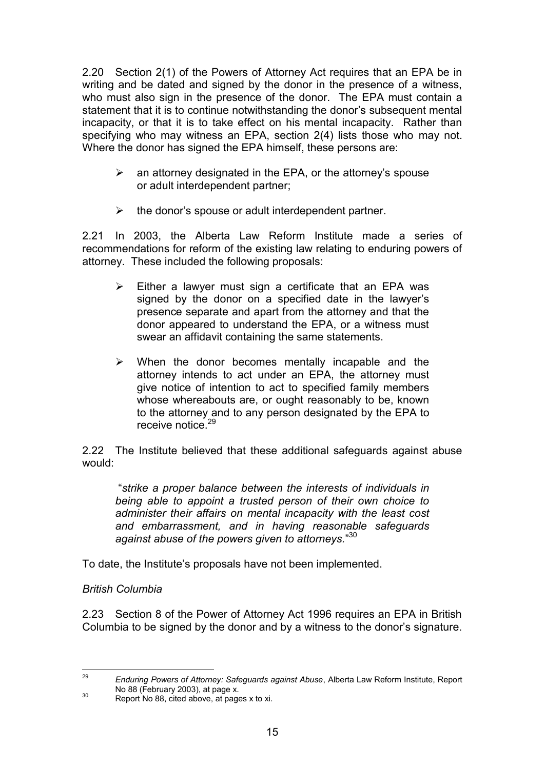2.20 Section 2(1) of the Powers of Attorney Act requires that an EPA be in writing and be dated and signed by the donor in the presence of a witness, who must also sign in the presence of the donor. The EPA must contain a statement that it is to continue notwithstanding the donor's subsequent mental incapacity, or that it is to take effect on his mental incapacity. Rather than specifying who may witness an EPA, section 2(4) lists those who may not. Where the donor has signed the EPA himself, these persons are:

- an attorney designated in the EPA, or the attorney's spouse or adult interdependent partner;
- the donor's spouse or adult interdependent partner.

2.21 In 2003, the Alberta Law Reform Institute made a series of recommendations for reform of the existing law relating to enduring powers of attorney. These included the following proposals:

- Either a lawyer must sign a certificate that an EPA was signed by the donor on a specified date in the lawyer's presence separate and apart from the attorney and that the donor appeared to understand the EPA, or a witness must swear an affidavit containing the same statements.
- When the donor becomes mentally incapable and the attorney intends to act under an EPA, the attorney must give notice of intention to act to specified family members whose whereabouts are, or ought reasonably to be, known to the attorney and to any person designated by the EPA to receive notice.[29]

2.22 The Institute believed that these additional safeguards against abuse would:

> "*strike a proper balance between the interests of individuals in being able to appoint a trusted person of their own choice to administer their affairs on mental incapacity with the least cost and embarrassment, and in having reasonable safeguards against abuse of the powers given to attorneys.*"[30]

To date, the Institute's proposals have not been implemented.

*British Columbia*

2.23 Section 8 of the Power of Attorney Act 1996 requires an EPA in British Columbia to be signed by the donor and by a witness to the donor's signature.

---

[29] *Enduring Powers of Attorney: Safeguards against Abuse*, Alberta Law Reform Institute, Report No 88 (February 2003), at page x.

[30] Report No 88, cited above, at pages x to xi.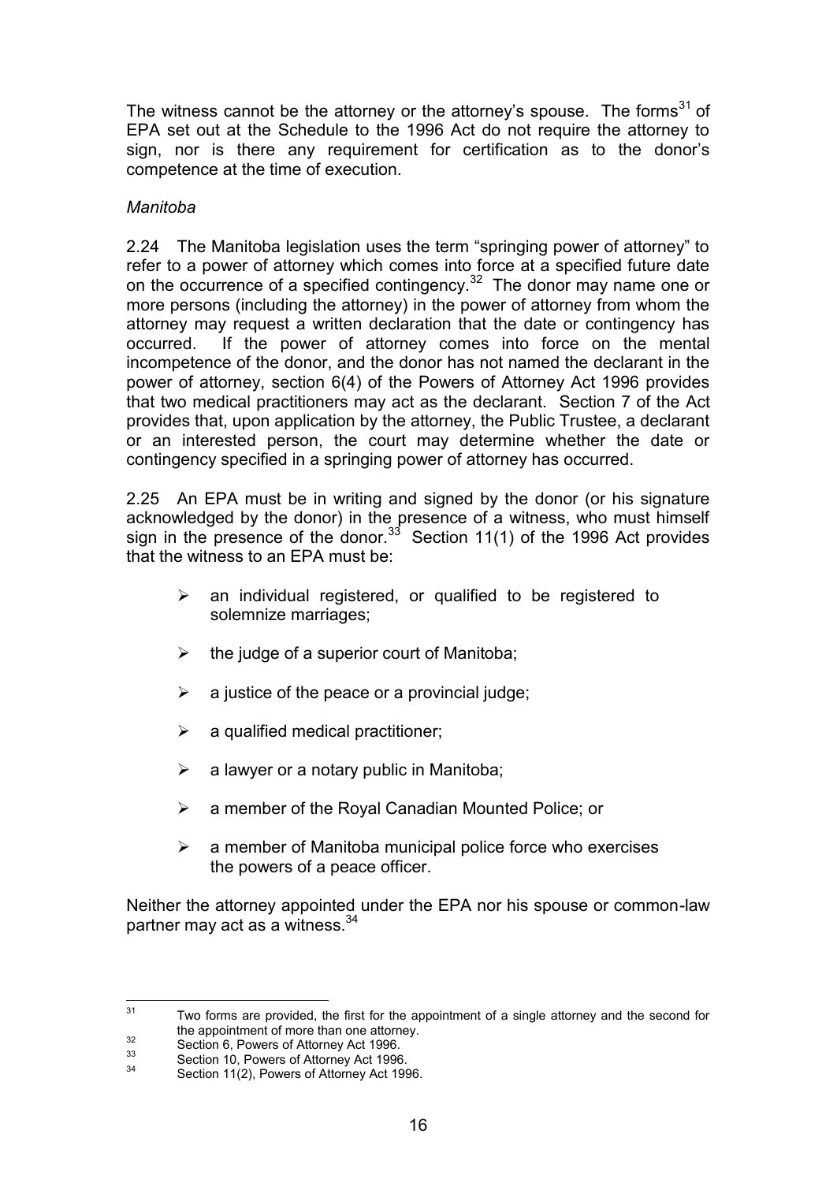The witness cannot be the attorney or the attorney's spouse. The forms[31] of EPA set out at the Schedule to the 1996 Act do not require the attorney to sign, nor is there any requirement for certification as to the donor's competence at the time of execution.

*Manitoba*

2.24 The Manitoba legislation uses the term "springing power of attorney" to refer to a power of attorney which comes into force at a specified future date on the occurrence of a specified contingency.[32] The donor may name one or more persons (including the attorney) in the power of attorney from whom the attorney may request a written declaration that the date or contingency has occurred. If the power of attorney comes into force on the mental incompetence of the donor, and the donor has not named the declarant in the power of attorney, section 6(4) of the Powers of Attorney Act 1996 provides that two medical practitioners may act as the declarant. Section 7 of the Act provides that, upon application by the attorney, the Public Trustee, a declarant or an interested person, the court may determine whether the date or contingency specified in a springing power of attorney has occurred.

2.25 An EPA must be in writing and signed by the donor (or his signature acknowledged by the donor) in the presence of a witness, who must himself sign in the presence of the donor.[33] Section 11(1) of the 1996 Act provides that the witness to an EPA must be:

- an individual registered, or qualified to be registered to solemnize marriages;
- the judge of a superior court of Manitoba;
- a justice of the peace or a provincial judge;
- a qualified medical practitioner;
- a lawyer or a notary public in Manitoba;
- a member of the Royal Canadian Mounted Police; or
- a member of Manitoba municipal police force who exercises the powers of a peace officer.

Neither the attorney appointed under the EPA nor his spouse or common-law partner may act as a witness.[34]

---

[31] Two forms are provided, the first for the appointment of a single attorney and the second for the appointment of more than one attorney.

[32] Section 6, Powers of Attorney Act 1996.

[33] Section 10, Powers of Attorney Act 1996.

[34] Section 11(2), Powers of Attorney Act 1996.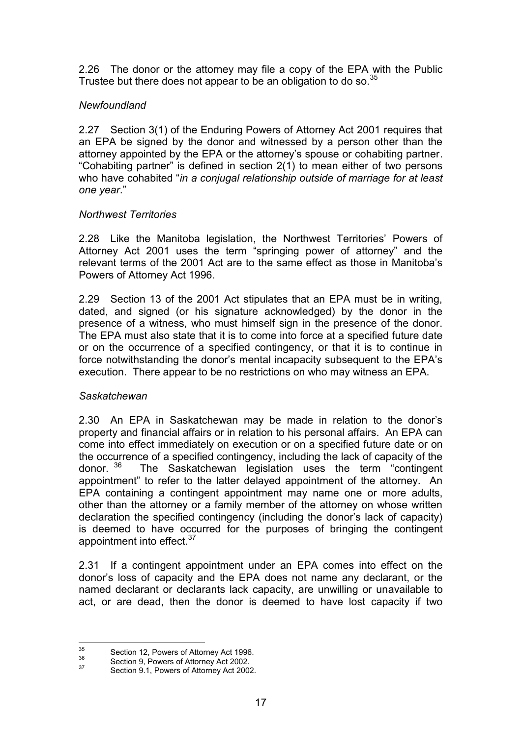2.26 The donor or the attorney may file a copy of the EPA with the Public Trustee but there does not appear to be an obligation to do so.[35]

*Newfoundland*

2.27 Section 3(1) of the Enduring Powers of Attorney Act 2001 requires that an EPA be signed by the donor and witnessed by a person other than the attorney appointed by the EPA or the attorney's spouse or cohabiting partner. "Cohabiting partner" is defined in section 2(1) to mean either of two persons who have cohabited "*in a conjugal relationship outside of marriage for at least one year*."

*Northwest Territories*

2.28 Like the Manitoba legislation, the Northwest Territories' Powers of Attorney Act 2001 uses the term "springing power of attorney" and the relevant terms of the 2001 Act are to the same effect as those in Manitoba's Powers of Attorney Act 1996.

2.29 Section 13 of the 2001 Act stipulates that an EPA must be in writing, dated, and signed (or his signature acknowledged) by the donor in the presence of a witness, who must himself sign in the presence of the donor. The EPA must also state that it is to come into force at a specified future date or on the occurrence of a specified contingency, or that it is to continue in force notwithstanding the donor's mental incapacity subsequent to the EPA's execution. There appear to be no restrictions on who may witness an EPA.

*Saskatchewan*

2.30 An EPA in Saskatchewan may be made in relation to the donor's property and financial affairs or in relation to his personal affairs. An EPA can come into effect immediately on execution or on a specified future date or on the occurrence of a specified contingency, including the lack of capacity of the donor.[36] The Saskatchewan legislation uses the term "contingent appointment" to refer to the latter delayed appointment of the attorney. An EPA containing a contingent appointment may name one or more adults, other than the attorney or a family member of the attorney on whose written declaration the specified contingency (including the donor's lack of capacity) is deemed to have occurred for the purposes of bringing the contingent appointment into effect.[37]

2.31 If a contingent appointment under an EPA comes into effect on the donor's loss of capacity and the EPA does not name any declarant, or the named declarant or declarants lack capacity, are unwilling or unavailable to act, or are dead, then the donor is deemed to have lost capacity if two

---

[35] Section 12, Powers of Attorney Act 1996.

[36] Section 9, Powers of Attorney Act 2002.

[37] Section 9.1, Powers of Attorney Act 2002.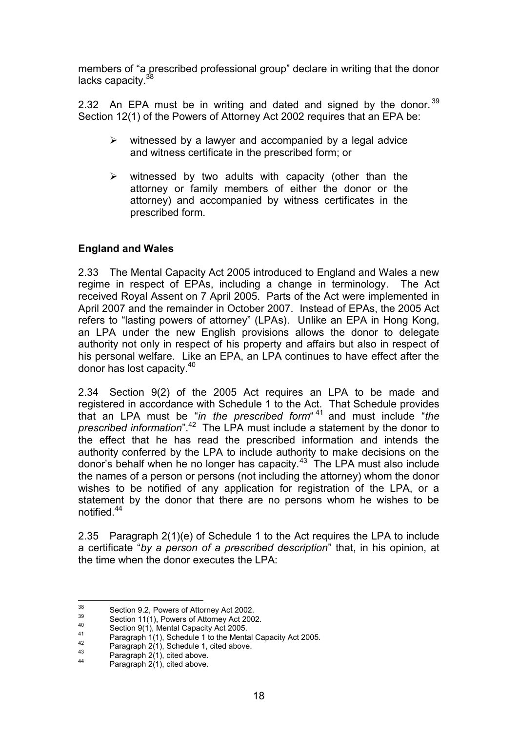members of "a prescribed professional group" declare in writing that the donor lacks capacity.[38]

2.32 An EPA must be in writing and dated and signed by the donor.[39] Section 12(1) of the Powers of Attorney Act 2002 requires that an EPA be:

- witnessed by a lawyer and accompanied by a legal advice and witness certificate in the prescribed form; or
- witnessed by two adults with capacity (other than the attorney or family members of either the donor or the attorney) and accompanied by witness certificates in the prescribed form.

**England and Wales**

2.33 The Mental Capacity Act 2005 introduced to England and Wales a new regime in respect of EPAs, including a change in terminology. The Act received Royal Assent on 7 April 2005. Parts of the Act were implemented in April 2007 and the remainder in October 2007. Instead of EPAs, the 2005 Act refers to "lasting powers of attorney" (LPAs). Unlike an EPA in Hong Kong, an LPA under the new English provisions allows the donor to delegate authority not only in respect of his property and affairs but also in respect of his personal welfare. Like an EPA, an LPA continues to have effect after the donor has lost capacity.[40]

2.34 Section 9(2) of the 2005 Act requires an LPA to be made and registered in accordance with Schedule 1 to the Act. That Schedule provides that an LPA must be "*in the prescribed form*"[41] and must include "*the prescribed information*".[42] The LPA must include a statement by the donor to the effect that he has read the prescribed information and intends the authority conferred by the LPA to include authority to make decisions on the donor's behalf when he no longer has capacity.[43] The LPA must also include the names of a person or persons (not including the attorney) whom the donor wishes to be notified of any application for registration of the LPA, or a statement by the donor that there are no persons whom he wishes to be notified.[44]

2.35 Paragraph 2(1)(e) of Schedule 1 to the Act requires the LPA to include a certificate "*by a person of a prescribed description*" that, in his opinion, at the time when the donor executes the LPA:

---

[38] Section 9.2, Powers of Attorney Act 2002.
[39] Section 11(1), Powers of Attorney Act 2002.
[40] Section 9(1), Mental Capacity Act 2005.
[41] Paragraph 1(1), Schedule 1 to the Mental Capacity Act 2005.
[42] Paragraph 2(1), Schedule 1, cited above.
[43] Paragraph 2(1), cited above.
[44] Paragraph 2(1), cited above.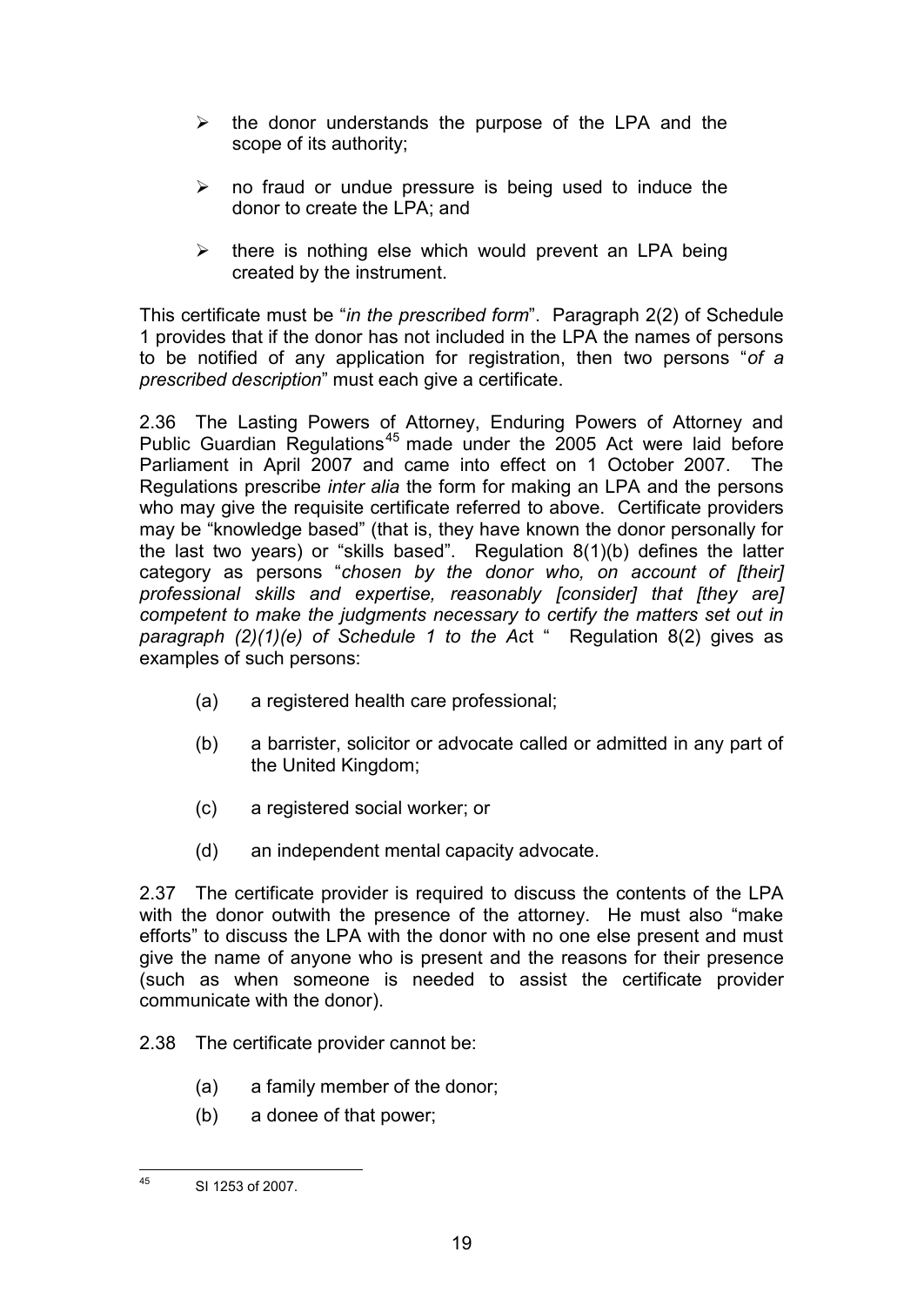- the donor understands the purpose of the LPA and the scope of its authority;
- no fraud or undue pressure is being used to induce the donor to create the LPA; and
- there is nothing else which would prevent an LPA being created by the instrument.

This certificate must be "*in the prescribed form*". Paragraph 2(2) of Schedule 1 provides that if the donor has not included in the LPA the names of persons to be notified of any application for registration, then two persons "*of a prescribed description*" must each give a certificate.

2.36 The Lasting Powers of Attorney, Enduring Powers of Attorney and Public Guardian Regulations[45] made under the 2005 Act were laid before Parliament in April 2007 and came into effect on 1 October 2007. The Regulations prescribe *inter alia* the form for making an LPA and the persons who may give the requisite certificate referred to above. Certificate providers may be "knowledge based" (that is, they have known the donor personally for the last two years) or "skills based". Regulation 8(1)(b) defines the latter category as persons "*chosen by the donor who, on account of [their] professional skills and expertise, reasonably [consider] that [they are] competent to make the judgments necessary to certify the matters set out in paragraph (2)(1)(e) of Schedule 1 to the Ac*t " Regulation 8(2) gives as examples of such persons:

(a) a registered health care professional;

(b) a barrister, solicitor or advocate called or admitted in any part of the United Kingdom;

(c) a registered social worker; or

(d) an independent mental capacity advocate.

2.37 The certificate provider is required to discuss the contents of the LPA with the donor outwith the presence of the attorney. He must also "make efforts" to discuss the LPA with the donor with no one else present and must give the name of anyone who is present and the reasons for their presence (such as when someone is needed to assist the certificate provider communicate with the donor).

2.38 The certificate provider cannot be:

(a) a family member of the donor;

(b) a donee of that power;

---

[45] SI 1253 of 2007.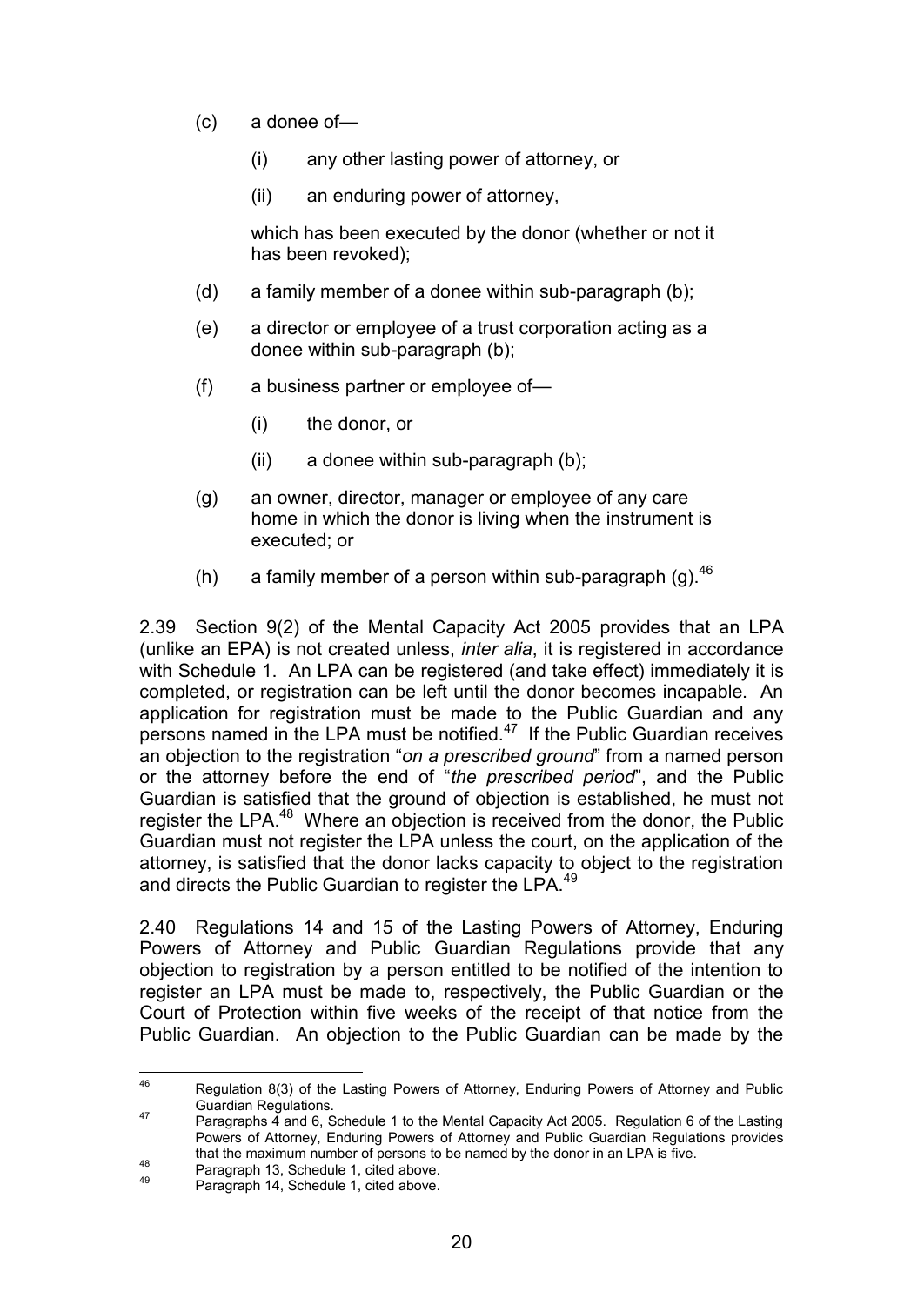(c) a donee of—

   (i) any other lasting power of attorney, or

   (ii) an enduring power of attorney,

   which has been executed by the donor (whether or not it has been revoked);

(d) a family member of a donee within sub-paragraph (b);

(e) a director or employee of a trust corporation acting as a donee within sub-paragraph (b);

(f) a business partner or employee of—

   (i) the donor, or

   (ii) a donee within sub-paragraph (b);

(g) an owner, director, manager or employee of any care home in which the donor is living when the instrument is executed; or

(h) a family member of a person within sub-paragraph (g).[46]

2.39 Section 9(2) of the Mental Capacity Act 2005 provides that an LPA (unlike an EPA) is not created unless, *inter alia*, it is registered in accordance with Schedule 1. An LPA can be registered (and take effect) immediately it is completed, or registration can be left until the donor becomes incapable. An application for registration must be made to the Public Guardian and any persons named in the LPA must be notified.[47] If the Public Guardian receives an objection to the registration "*on a prescribed ground*" from a named person or the attorney before the end of "*the prescribed period*", and the Public Guardian is satisfied that the ground of objection is established, he must not register the LPA.[48] Where an objection is received from the donor, the Public Guardian must not register the LPA unless the court, on the application of the attorney, is satisfied that the donor lacks capacity to object to the registration and directs the Public Guardian to register the LPA.[49]

2.40 Regulations 14 and 15 of the Lasting Powers of Attorney, Enduring Powers of Attorney and Public Guardian Regulations provide that any objection to registration by a person entitled to be notified of the intention to register an LPA must be made to, respectively, the Public Guardian or the Court of Protection within five weeks of the receipt of that notice from the Public Guardian. An objection to the Public Guardian can be made by the

---

[46] Regulation 8(3) of the Lasting Powers of Attorney, Enduring Powers of Attorney and Public Guardian Regulations.

[47] Paragraphs 4 and 6, Schedule 1 to the Mental Capacity Act 2005. Regulation 6 of the Lasting Powers of Attorney, Enduring Powers of Attorney and Public Guardian Regulations provides that the maximum number of persons to be named by the donor in an LPA is five.

[48] Paragraph 13, Schedule 1, cited above.

[49] Paragraph 14, Schedule 1, cited above.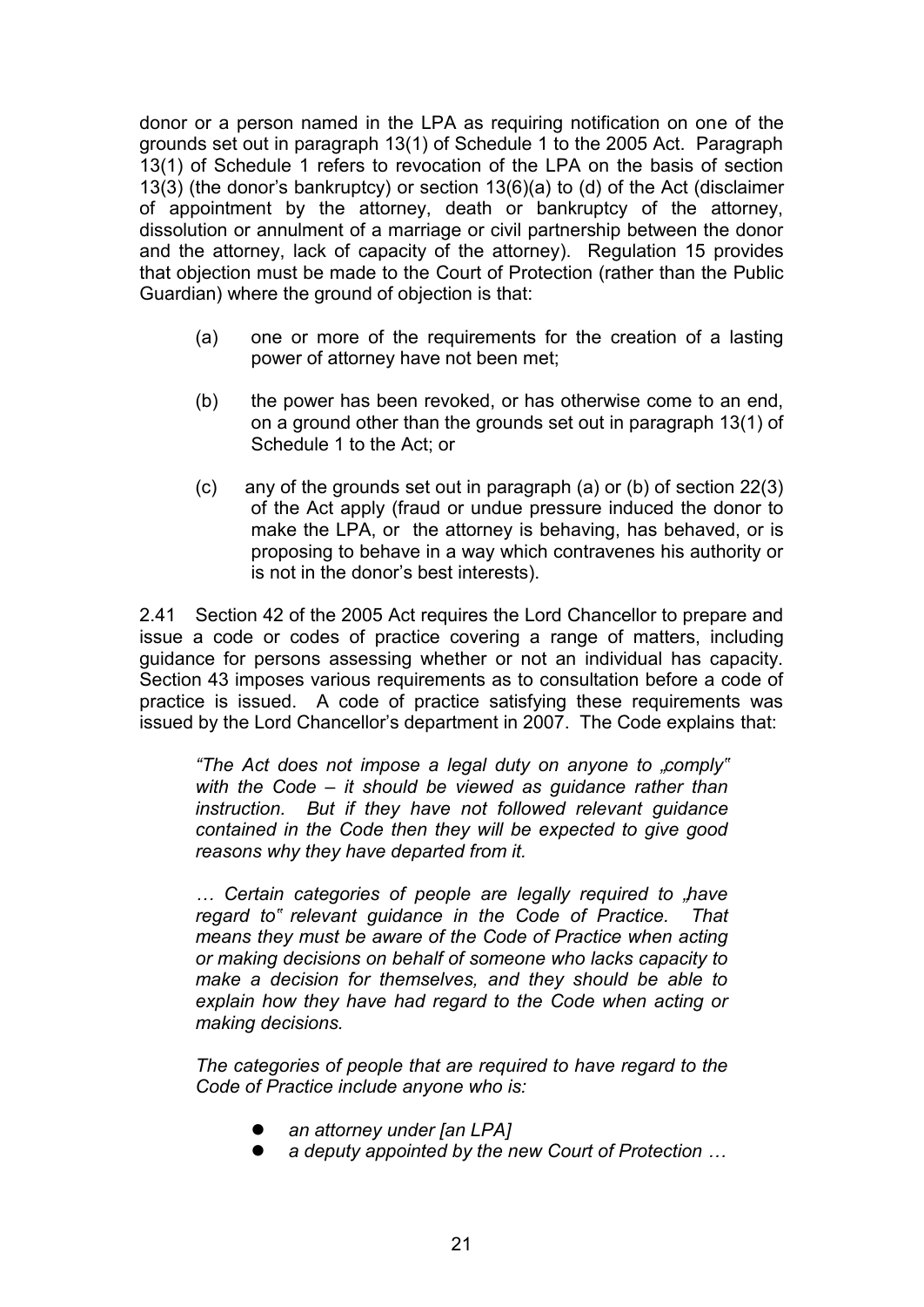donor or a person named in the LPA as requiring notification on one of the grounds set out in paragraph 13(1) of Schedule 1 to the 2005 Act. Paragraph 13(1) of Schedule 1 refers to revocation of the LPA on the basis of section 13(3) (the donor's bankruptcy) or section 13(6)(a) to (d) of the Act (disclaimer of appointment by the attorney, death or bankruptcy of the attorney, dissolution or annulment of a marriage or civil partnership between the donor and the attorney, lack of capacity of the attorney). Regulation 15 provides that objection must be made to the Court of Protection (rather than the Public Guardian) where the ground of objection is that:

(a) one or more of the requirements for the creation of a lasting power of attorney have not been met;

(b) the power has been revoked, or has otherwise come to an end, on a ground other than the grounds set out in paragraph 13(1) of Schedule 1 to the Act; or

(c) any of the grounds set out in paragraph (a) or (b) of section 22(3) of the Act apply (fraud or undue pressure induced the donor to make the LPA, or the attorney is behaving, has behaved, or is proposing to behave in a way which contravenes his authority or is not in the donor's best interests).

2.41 Section 42 of the 2005 Act requires the Lord Chancellor to prepare and issue a code or codes of practice covering a range of matters, including guidance for persons assessing whether or not an individual has capacity. Section 43 imposes various requirements as to consultation before a code of practice is issued. A code of practice satisfying these requirements was issued by the Lord Chancellor's department in 2007. The Code explains that:

> *"The Act does not impose a legal duty on anyone to „comply" with the Code – it should be viewed as guidance rather than instruction. But if they have not followed relevant guidance contained in the Code then they will be expected to give good reasons why they have departed from it.*
>
> *… Certain categories of people are legally required to „have regard to" relevant guidance in the Code of Practice. That means they must be aware of the Code of Practice when acting or making decisions on behalf of someone who lacks capacity to make a decision for themselves, and they should be able to explain how they have had regard to the Code when acting or making decisions.*
>
> *The categories of people that are required to have regard to the Code of Practice include anyone who is:*
>
> - *an attorney under [an LPA]*
> - *a deputy appointed by the new Court of Protection …*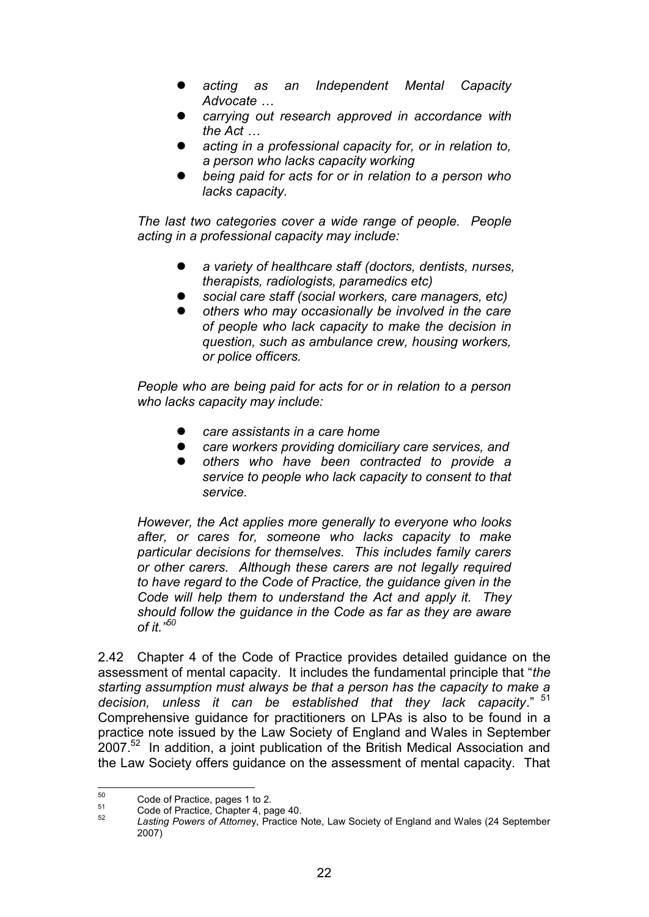- *acting as an Independent Mental Capacity Advocate …*
- *carrying out research approved in accordance with the Act …*
- *acting in a professional capacity for, or in relation to, a person who lacks capacity working*
- *being paid for acts for or in relation to a person who lacks capacity.*

*The last two categories cover a wide range of people. People acting in a professional capacity may include:*

- *a variety of healthcare staff (doctors, dentists, nurses, therapists, radiologists, paramedics etc)*
- *social care staff (social workers, care managers, etc)*
- *others who may occasionally be involved in the care of people who lack capacity to make the decision in question, such as ambulance crew, housing workers, or police officers.*

*People who are being paid for acts for or in relation to a person who lacks capacity may include:*

- *care assistants in a care home*
- *care workers providing domiciliary care services, and*
- *others who have been contracted to provide a service to people who lack capacity to consent to that service.*

*However, the Act applies more generally to everyone who looks after, or cares for, someone who lacks capacity to make particular decisions for themselves. This includes family carers or other carers. Although these carers are not legally required to have regard to the Code of Practice, the guidance given in the Code will help them to understand the Act and apply it. They should follow the guidance in the Code as far as they are aware of it."*[50]

2.42 Chapter 4 of the Code of Practice provides detailed guidance on the assessment of mental capacity. It includes the fundamental principle that "*the starting assumption must always be that a person has the capacity to make a decision, unless it can be established that they lack capacity*."[51] Comprehensive guidance for practitioners on LPAs is also to be found in a practice note issued by the Law Society of England and Wales in September 2007.[52] In addition, a joint publication of the British Medical Association and the Law Society offers guidance on the assessment of mental capacity. That

---

[50] Code of Practice, pages 1 to 2.

[51] Code of Practice, Chapter 4, page 40.

[52] *Lasting Powers of Attorney*, Practice Note, Law Society of England and Wales (24 September 2007)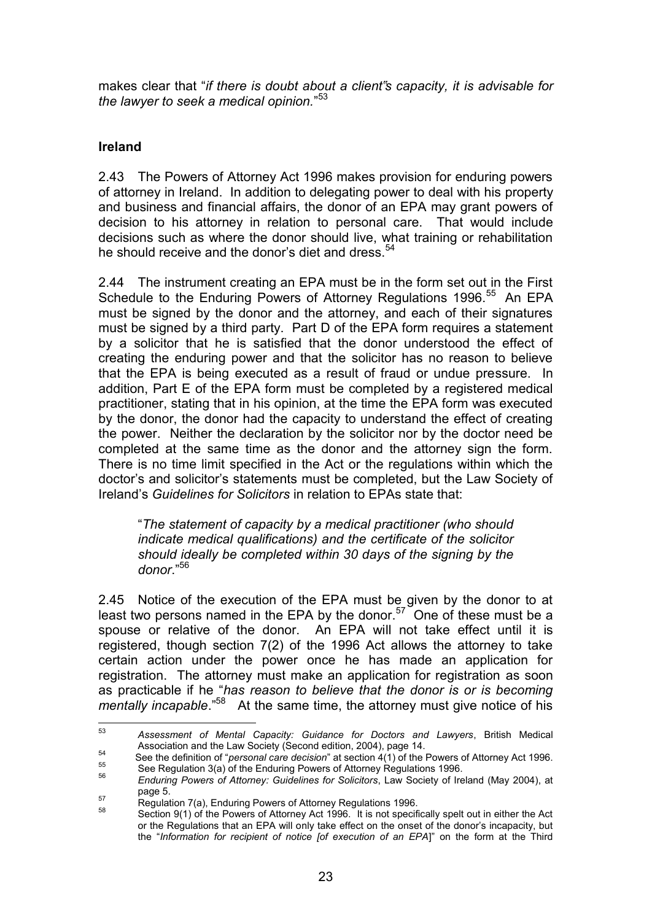makes clear that "*if there is doubt about a client"s capacity, it is advisable for the lawyer to seek a medical opinion.*"[53]

## Ireland

2.43 The Powers of Attorney Act 1996 makes provision for enduring powers of attorney in Ireland. In addition to delegating power to deal with his property and business and financial affairs, the donor of an EPA may grant powers of decision to his attorney in relation to personal care. That would include decisions such as where the donor should live, what training or rehabilitation he should receive and the donor's diet and dress.[54]

2.44 The instrument creating an EPA must be in the form set out in the First Schedule to the Enduring Powers of Attorney Regulations 1996.[55] An EPA must be signed by the donor and the attorney, and each of their signatures must be signed by a third party. Part D of the EPA form requires a statement by a solicitor that he is satisfied that the donor understood the effect of creating the enduring power and that the solicitor has no reason to believe that the EPA is being executed as a result of fraud or undue pressure. In addition, Part E of the EPA form must be completed by a registered medical practitioner, stating that in his opinion, at the time the EPA form was executed by the donor, the donor had the capacity to understand the effect of creating the power. Neither the declaration by the solicitor nor by the doctor need be completed at the same time as the donor and the attorney sign the form. There is no time limit specified in the Act or the regulations within which the doctor's and solicitor's statements must be completed, but the Law Society of Ireland's *Guidelines for Solicitors* in relation to EPAs state that:

> "*The statement of capacity by a medical practitioner (who should indicate medical qualifications) and the certificate of the solicitor should ideally be completed within 30 days of the signing by the donor.*"[56]

2.45 Notice of the execution of the EPA must be given by the donor to at least two persons named in the EPA by the donor.[57] One of these must be a spouse or relative of the donor. An EPA will not take effect until it is registered, though section 7(2) of the 1996 Act allows the attorney to take certain action under the power once he has made an application for registration. The attorney must make an application for registration as soon as practicable if he "*has reason to believe that the donor is or is becoming mentally incapable*."[58] At the same time, the attorney must give notice of his

---

[53] *Assessment of Mental Capacity: Guidance for Doctors and Lawyers*, British Medical Association and the Law Society (Second edition, 2004), page 14.

[54] See the definition of "*personal care decision*" at section 4(1) of the Powers of Attorney Act 1996.

[55] See Regulation 3(a) of the Enduring Powers of Attorney Regulations 1996.

[56] *Enduring Powers of Attorney: Guidelines for Solicitors*, Law Society of Ireland (May 2004), at page 5.

[57] Regulation 7(a), Enduring Powers of Attorney Regulations 1996.

[58] Section 9(1) of the Powers of Attorney Act 1996. It is not specifically spelt out in either the Act or the Regulations that an EPA will only take effect on the onset of the donor's incapacity, but the "*Information for recipient of notice [of execution of an EPA]*" on the form at the Third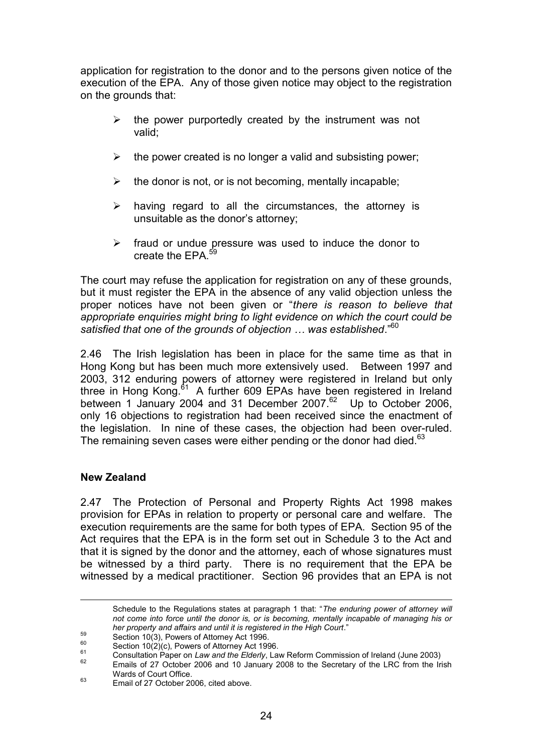application for registration to the donor and to the persons given notice of the execution of the EPA. Any of those given notice may object to the registration on the grounds that:

- the power purportedly created by the instrument was not valid;
- the power created is no longer a valid and subsisting power;
- the donor is not, or is not becoming, mentally incapable;
- having regard to all the circumstances, the attorney is unsuitable as the donor's attorney;
- fraud or undue pressure was used to induce the donor to create the EPA.[59]

The court may refuse the application for registration on any of these grounds, but it must register the EPA in the absence of any valid objection unless the proper notices have not been given or "*there is reason to believe that appropriate enquiries might bring to light evidence on which the court could be satisfied that one of the grounds of objection … was established*."[60]

2.46 The Irish legislation has been in place for the same time as that in Hong Kong but has been much more extensively used. Between 1997 and 2003, 312 enduring powers of attorney were registered in Ireland but only three in Hong Kong.[61] A further 609 EPAs have been registered in Ireland between 1 January 2004 and 31 December 2007.[62] Up to October 2006, only 16 objections to registration had been received since the enactment of the legislation. In nine of these cases, the objection had been over-ruled. The remaining seven cases were either pending or the donor had died.[63]

### New Zealand

2.47 The Protection of Personal and Property Rights Act 1998 makes provision for EPAs in relation to property or personal care and welfare. The execution requirements are the same for both types of EPA. Section 95 of the Act requires that the EPA is in the form set out in Schedule 3 to the Act and that it is signed by the donor and the attorney, each of whose signatures must be witnessed by a third party. There is no requirement that the EPA be witnessed by a medical practitioner. Section 96 provides that an EPA is not

---

Schedule to the Regulations states at paragraph 1 that: "*The enduring power of attorney will not come into force until the donor is, or is becoming, mentally incapable of managing his or her property and affairs and until it is registered in the High Court*."

[59] Section 10(3), Powers of Attorney Act 1996.

[60] Section 10(2)(c), Powers of Attorney Act 1996.

[61] Consultation Paper on *Law and the Elderly*, Law Reform Commission of Ireland (June 2003)

[62] Emails of 27 October 2006 and 10 January 2008 to the Secretary of the LRC from the Irish Wards of Court Office.

[63] Email of 27 October 2006, cited above.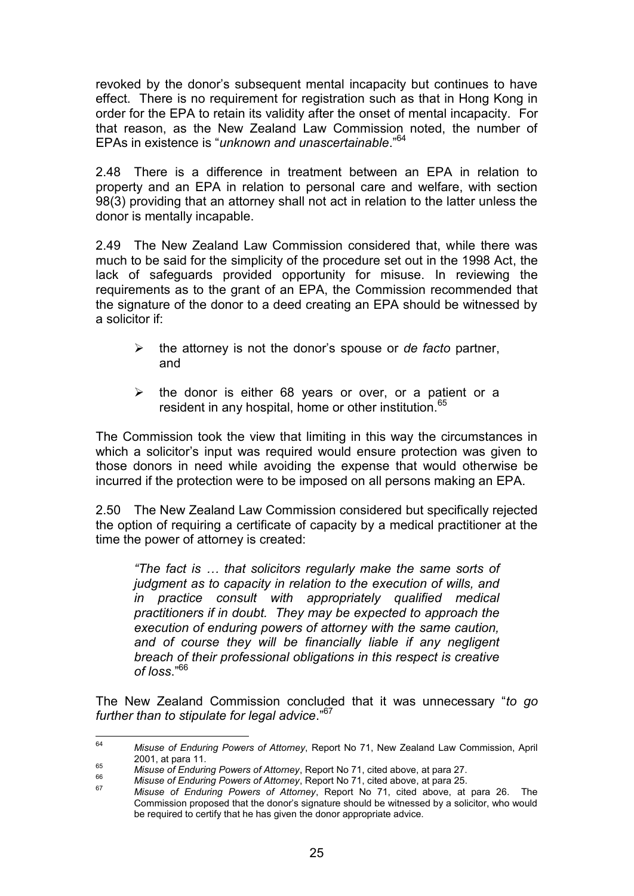revoked by the donor's subsequent mental incapacity but continues to have effect. There is no requirement for registration such as that in Hong Kong in order for the EPA to retain its validity after the onset of mental incapacity. For that reason, as the New Zealand Law Commission noted, the number of EPAs in existence is "*unknown and unascertainable*."[64]

2.48 There is a difference in treatment between an EPA in relation to property and an EPA in relation to personal care and welfare, with section 98(3) providing that an attorney shall not act in relation to the latter unless the donor is mentally incapable.

2.49 The New Zealand Law Commission considered that, while there was much to be said for the simplicity of the procedure set out in the 1998 Act, the lack of safeguards provided opportunity for misuse. In reviewing the requirements as to the grant of an EPA, the Commission recommended that the signature of the donor to a deed creating an EPA should be witnessed by a solicitor if:

- the attorney is not the donor's spouse or *de facto* partner, and
- the donor is either 68 years or over, or a patient or a resident in any hospital, home or other institution.[65]

The Commission took the view that limiting in this way the circumstances in which a solicitor's input was required would ensure protection was given to those donors in need while avoiding the expense that would otherwise be incurred if the protection were to be imposed on all persons making an EPA.

2.50 The New Zealand Law Commission considered but specifically rejected the option of requiring a certificate of capacity by a medical practitioner at the time the power of attorney is created:

> *"The fact is … that solicitors regularly make the same sorts of judgment as to capacity in relation to the execution of wills, and in practice consult with appropriately qualified medical practitioners if in doubt. They may be expected to approach the execution of enduring powers of attorney with the same caution, and of course they will be financially liable if any negligent breach of their professional obligations in this respect is creative of loss.*"[66]

The New Zealand Commission concluded that it was unnecessary "*to go further than to stipulate for legal advice*."[67]

---

[64] *Misuse of Enduring Powers of Attorney*, Report No 71, New Zealand Law Commission, April 2001, at para 11.

[65] *Misuse of Enduring Powers of Attorney*, Report No 71, cited above, at para 27.

[66] *Misuse of Enduring Powers of Attorney*, Report No 71, cited above, at para 25.

[67] *Misuse of Enduring Powers of Attorney*, Report No 71, cited above, at para 26. The Commission proposed that the donor's signature should be witnessed by a solicitor, who would be required to certify that he has given the donor appropriate advice.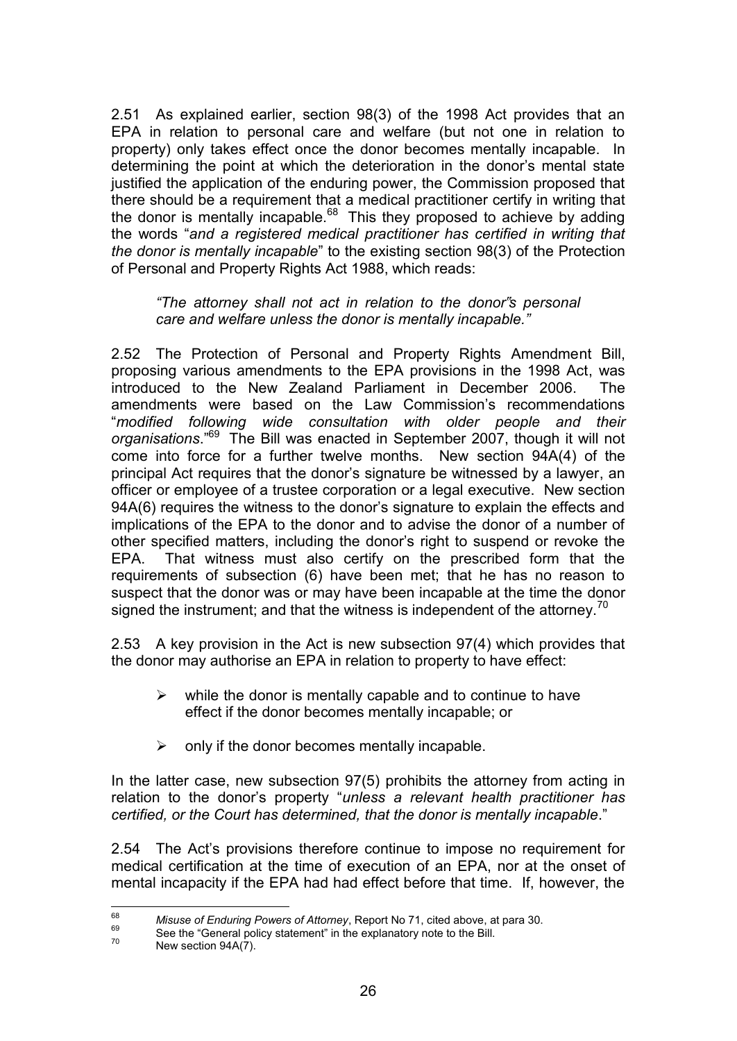2.51 As explained earlier, section 98(3) of the 1998 Act provides that an EPA in relation to personal care and welfare (but not one in relation to property) only takes effect once the donor becomes mentally incapable. In determining the point at which the deterioration in the donor's mental state justified the application of the enduring power, the Commission proposed that there should be a requirement that a medical practitioner certify in writing that the donor is mentally incapable.[68] This they proposed to achieve by adding the words "*and a registered medical practitioner has certified in writing that the donor is mentally incapable*" to the existing section 98(3) of the Protection of Personal and Property Rights Act 1988, which reads:

> *"The attorney shall not act in relation to the donor's personal care and welfare unless the donor is mentally incapable."*

2.52 The Protection of Personal and Property Rights Amendment Bill, proposing various amendments to the EPA provisions in the 1998 Act, was introduced to the New Zealand Parliament in December 2006. The amendments were based on the Law Commission's recommendations "*modified following wide consultation with older people and their organisations*."[69] The Bill was enacted in September 2007, though it will not come into force for a further twelve months. New section 94A(4) of the principal Act requires that the donor's signature be witnessed by a lawyer, an officer or employee of a trustee corporation or a legal executive. New section 94A(6) requires the witness to the donor's signature to explain the effects and implications of the EPA to the donor and to advise the donor of a number of other specified matters, including the donor's right to suspend or revoke the EPA. That witness must also certify on the prescribed form that the requirements of subsection (6) have been met; that he has no reason to suspect that the donor was or may have been incapable at the time the donor signed the instrument; and that the witness is independent of the attorney.[70]

2.53 A key provision in the Act is new subsection 97(4) which provides that the donor may authorise an EPA in relation to property to have effect:

- while the donor is mentally capable and to continue to have effect if the donor becomes mentally incapable; or
- only if the donor becomes mentally incapable.

In the latter case, new subsection 97(5) prohibits the attorney from acting in relation to the donor's property "*unless a relevant health practitioner has certified, or the Court has determined, that the donor is mentally incapable*."

2.54 The Act's provisions therefore continue to impose no requirement for medical certification at the time of execution of an EPA, nor at the onset of mental incapacity if the EPA had had effect before that time. If, however, the

---

[68] *Misuse of Enduring Powers of Attorney*, Report No 71, cited above, at para 30.

[69] See the "General policy statement" in the explanatory note to the Bill.

[70] New section 94A(7).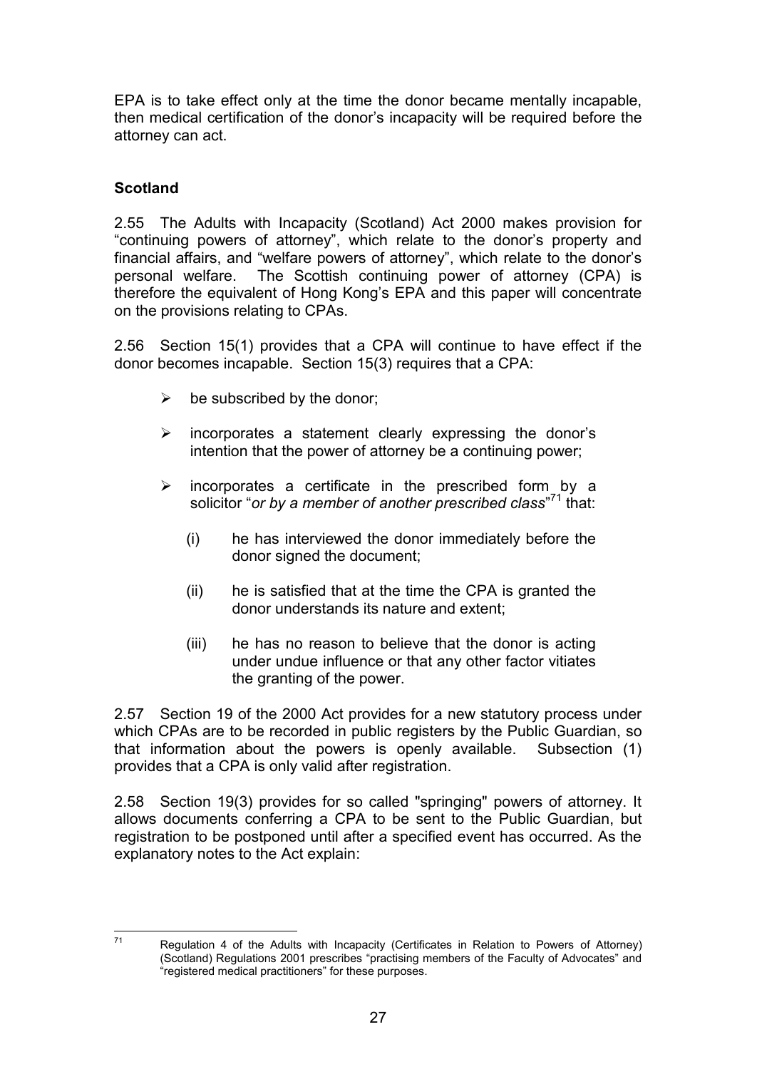EPA is to take effect only at the time the donor became mentally incapable, then medical certification of the donor's incapacity will be required before the attorney can act.

**Scotland**

2.55 The Adults with Incapacity (Scotland) Act 2000 makes provision for "continuing powers of attorney", which relate to the donor's property and financial affairs, and "welfare powers of attorney", which relate to the donor's personal welfare. The Scottish continuing power of attorney (CPA) is therefore the equivalent of Hong Kong's EPA and this paper will concentrate on the provisions relating to CPAs.

2.56 Section 15(1) provides that a CPA will continue to have effect if the donor becomes incapable. Section 15(3) requires that a CPA:

- be subscribed by the donor;
- incorporates a statement clearly expressing the donor's intention that the power of attorney be a continuing power;
- incorporates a certificate in the prescribed form by a solicitor "*or by a member of another prescribed class*"[71] that:
  - (i) he has interviewed the donor immediately before the donor signed the document;
  - (ii) he is satisfied that at the time the CPA is granted the donor understands its nature and extent;
  - (iii) he has no reason to believe that the donor is acting under undue influence or that any other factor vitiates the granting of the power.

2.57 Section 19 of the 2000 Act provides for a new statutory process under which CPAs are to be recorded in public registers by the Public Guardian, so that information about the powers is openly available. Subsection (1) provides that a CPA is only valid after registration.

2.58 Section 19(3) provides for so called "springing" powers of attorney. It allows documents conferring a CPA to be sent to the Public Guardian, but registration to be postponed until after a specified event has occurred. As the explanatory notes to the Act explain:

---

[71] Regulation 4 of the Adults with Incapacity (Certificates in Relation to Powers of Attorney) (Scotland) Regulations 2001 prescribes "practising members of the Faculty of Advocates" and "registered medical practitioners" for these purposes.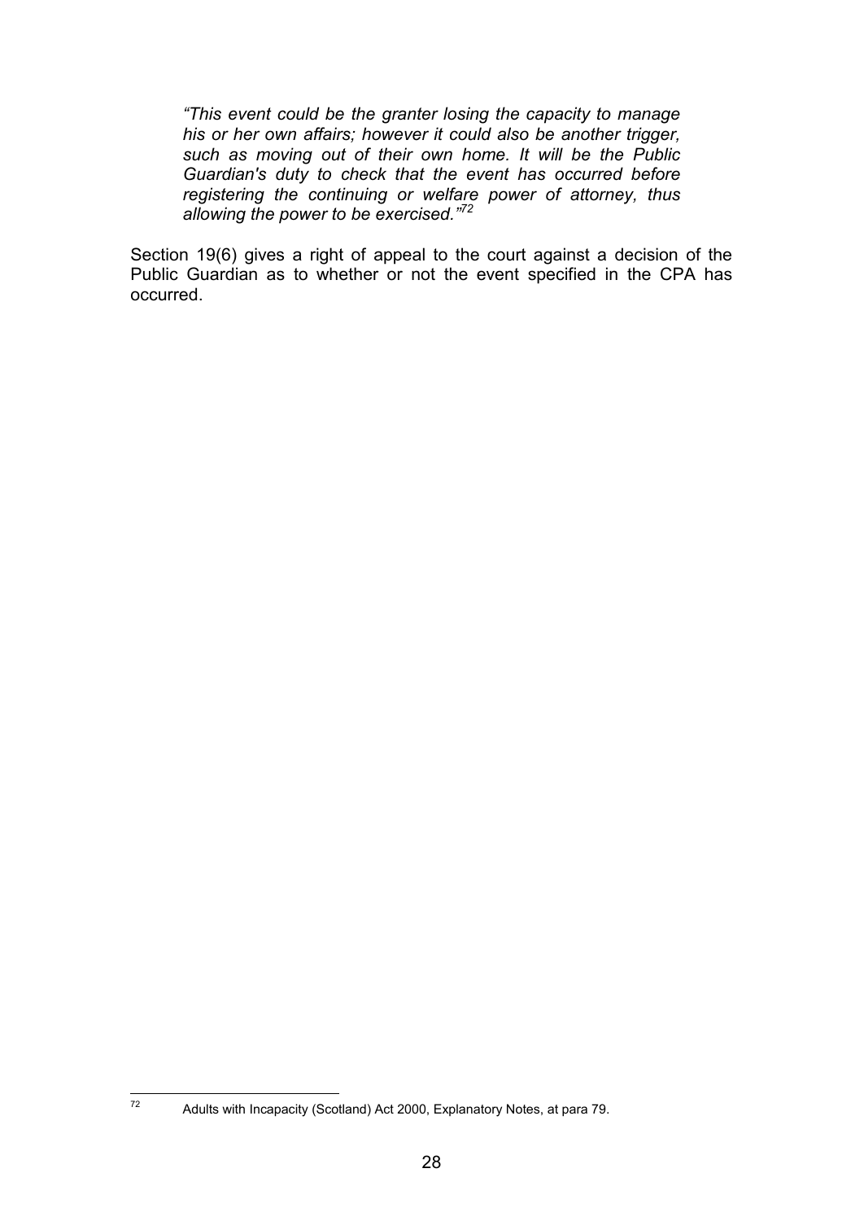> *"This event could be the granter losing the capacity to manage his or her own affairs; however it could also be another trigger, such as moving out of their own home. It will be the Public Guardian's duty to check that the event has occurred before registering the continuing or welfare power of attorney, thus allowing the power to be exercised."*[72]

Section 19(6) gives a right of appeal to the court against a decision of the Public Guardian as to whether or not the event specified in the CPA has occurred.

---

[72] Adults with Incapacity (Scotland) Act 2000, Explanatory Notes, at para 79.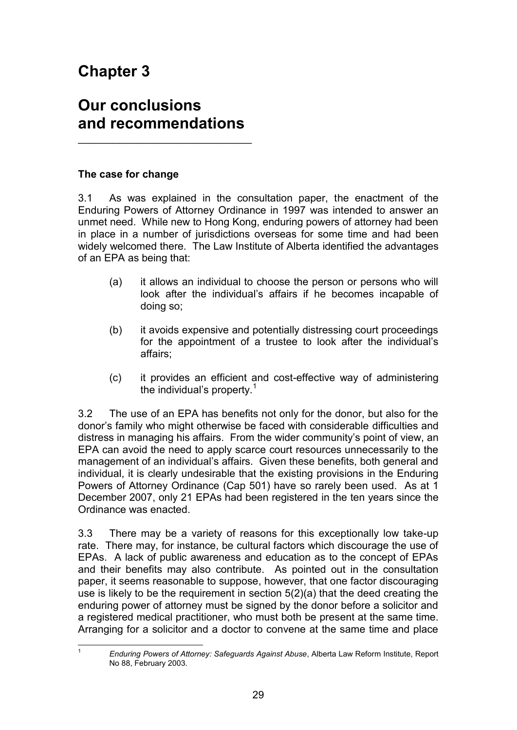# Chapter 3

# Our conclusions and recommendations

## The case for change

3.1 As was explained in the consultation paper, the enactment of the Enduring Powers of Attorney Ordinance in 1997 was intended to answer an unmet need. While new to Hong Kong, enduring powers of attorney had been in place in a number of jurisdictions overseas for some time and had been widely welcomed there. The Law Institute of Alberta identified the advantages of an EPA as being that:

> (a) it allows an individual to choose the person or persons who will look after the individual's affairs if he becomes incapable of doing so;
>
> (b) it avoids expensive and potentially distressing court proceedings for the appointment of a trustee to look after the individual's affairs;
>
> (c) it provides an efficient and cost-effective way of administering the individual's property.[1]

3.2 The use of an EPA has benefits not only for the donor, but also for the donor's family who might otherwise be faced with considerable difficulties and distress in managing his affairs. From the wider community's point of view, an EPA can avoid the need to apply scarce court resources unnecessarily to the management of an individual's affairs. Given these benefits, both general and individual, it is clearly undesirable that the existing provisions in the Enduring Powers of Attorney Ordinance (Cap 501) have so rarely been used. As at 1 December 2007, only 21 EPAs had been registered in the ten years since the Ordinance was enacted.

3.3 There may be a variety of reasons for this exceptionally low take-up rate. There may, for instance, be cultural factors which discourage the use of EPAs. A lack of public awareness and education as to the concept of EPAs and their benefits may also contribute. As pointed out in the consultation paper, it seems reasonable to suppose, however, that one factor discouraging use is likely to be the requirement in section 5(2)(a) that the deed creating the enduring power of attorney must be signed by the donor before a solicitor and a registered medical practitioner, who must both be present at the same time. Arranging for a solicitor and a doctor to convene at the same time and place

---

[1] *Enduring Powers of Attorney: Safeguards Against Abuse*, Alberta Law Reform Institute, Report No 88, February 2003.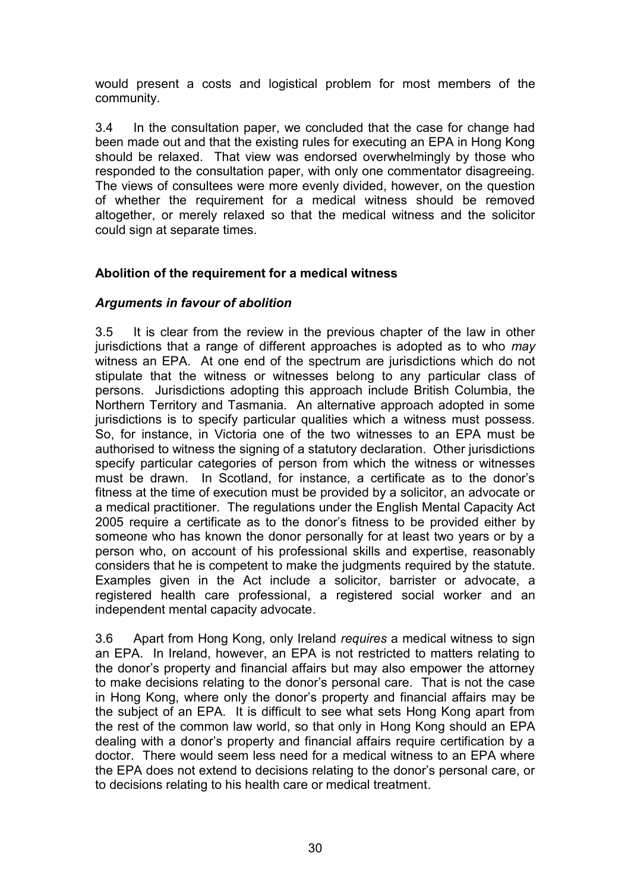would present a costs and logistical problem for most members of the community.

3.4 In the consultation paper, we concluded that the case for change had been made out and that the existing rules for executing an EPA in Hong Kong should be relaxed. That view was endorsed overwhelmingly by those who responded to the consultation paper, with only one commentator disagreeing. The views of consultees were more evenly divided, however, on the question of whether the requirement for a medical witness should be removed altogether, or merely relaxed so that the medical witness and the solicitor could sign at separate times.

### Abolition of the requirement for a medical witness

#### *Arguments in favour of abolition*

3.5 It is clear from the review in the previous chapter of the law in other jurisdictions that a range of different approaches is adopted as to who *may* witness an EPA. At one end of the spectrum are jurisdictions which do not stipulate that the witness or witnesses belong to any particular class of persons. Jurisdictions adopting this approach include British Columbia, the Northern Territory and Tasmania. An alternative approach adopted in some jurisdictions is to specify particular qualities which a witness must possess. So, for instance, in Victoria one of the two witnesses to an EPA must be authorised to witness the signing of a statutory declaration. Other jurisdictions specify particular categories of person from which the witness or witnesses must be drawn. In Scotland, for instance, a certificate as to the donor's fitness at the time of execution must be provided by a solicitor, an advocate or a medical practitioner. The regulations under the English Mental Capacity Act 2005 require a certificate as to the donor's fitness to be provided either by someone who has known the donor personally for at least two years or by a person who, on account of his professional skills and expertise, reasonably considers that he is competent to make the judgments required by the statute. Examples given in the Act include a solicitor, barrister or advocate, a registered health care professional, a registered social worker and an independent mental capacity advocate.

3.6 Apart from Hong Kong, only Ireland *requires* a medical witness to sign an EPA. In Ireland, however, an EPA is not restricted to matters relating to the donor's property and financial affairs but may also empower the attorney to make decisions relating to the donor's personal care. That is not the case in Hong Kong, where only the donor's property and financial affairs may be the subject of an EPA. It is difficult to see what sets Hong Kong apart from the rest of the common law world, so that only in Hong Kong should an EPA dealing with a donor's property and financial affairs require certification by a doctor. There would seem less need for a medical witness to an EPA where the EPA does not extend to decisions relating to the donor's personal care, or to decisions relating to his health care or medical treatment.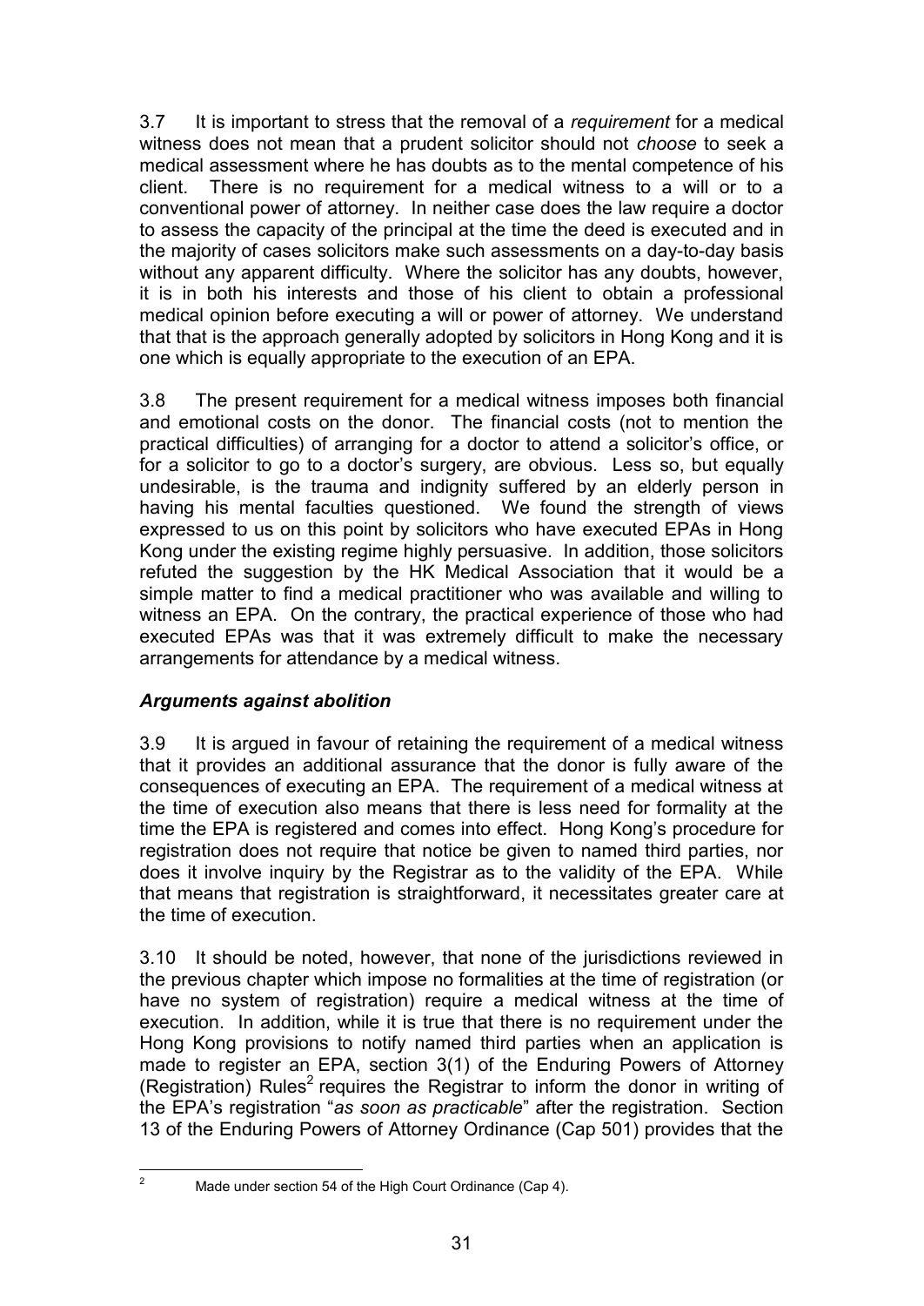3.7 It is important to stress that the removal of a *requirement* for a medical witness does not mean that a prudent solicitor should not *choose* to seek a medical assessment where he has doubts as to the mental competence of his client. There is no requirement for a medical witness to a will or to a conventional power of attorney. In neither case does the law require a doctor to assess the capacity of the principal at the time the deed is executed and in the majority of cases solicitors make such assessments on a day-to-day basis without any apparent difficulty. Where the solicitor has any doubts, however, it is in both his interests and those of his client to obtain a professional medical opinion before executing a will or power of attorney. We understand that that is the approach generally adopted by solicitors in Hong Kong and it is one which is equally appropriate to the execution of an EPA.

3.8 The present requirement for a medical witness imposes both financial and emotional costs on the donor. The financial costs (not to mention the practical difficulties) of arranging for a doctor to attend a solicitor's office, or for a solicitor to go to a doctor's surgery, are obvious. Less so, but equally undesirable, is the trauma and indignity suffered by an elderly person in having his mental faculties questioned. We found the strength of views expressed to us on this point by solicitors who have executed EPAs in Hong Kong under the existing regime highly persuasive. In addition, those solicitors refuted the suggestion by the HK Medical Association that it would be a simple matter to find a medical practitioner who was available and willing to witness an EPA. On the contrary, the practical experience of those who had executed EPAs was that it was extremely difficult to make the necessary arrangements for attendance by a medical witness.

### *Arguments against abolition*

3.9 It is argued in favour of retaining the requirement of a medical witness that it provides an additional assurance that the donor is fully aware of the consequences of executing an EPA. The requirement of a medical witness at the time of execution also means that there is less need for formality at the time the EPA is registered and comes into effect. Hong Kong's procedure for registration does not require that notice be given to named third parties, nor does it involve inquiry by the Registrar as to the validity of the EPA. While that means that registration is straightforward, it necessitates greater care at the time of execution.

3.10 It should be noted, however, that none of the jurisdictions reviewed in the previous chapter which impose no formalities at the time of registration (or have no system of registration) require a medical witness at the time of execution. In addition, while it is true that there is no requirement under the Hong Kong provisions to notify named third parties when an application is made to register an EPA, section 3(1) of the Enduring Powers of Attorney (Registration) Rules[2] requires the Registrar to inform the donor in writing of the EPA's registration "*as soon as practicable*" after the registration. Section 13 of the Enduring Powers of Attorney Ordinance (Cap 501) provides that the

---

[2] Made under section 54 of the High Court Ordinance (Cap 4).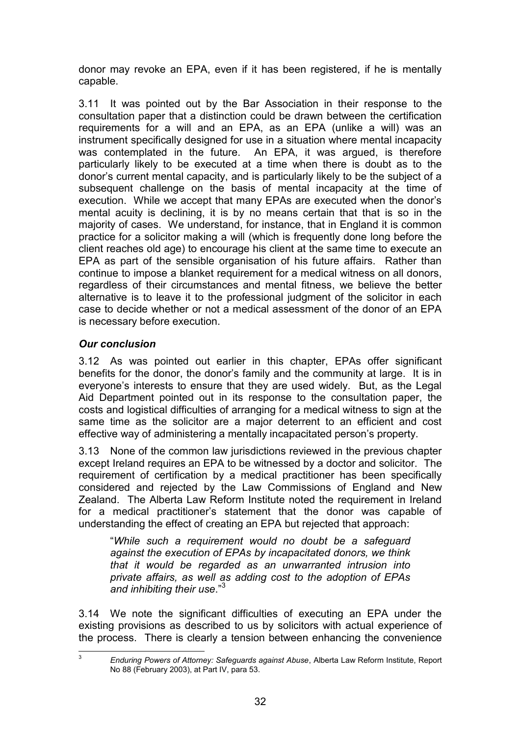donor may revoke an EPA, even if it has been registered, if he is mentally capable.

3.11 It was pointed out by the Bar Association in their response to the consultation paper that a distinction could be drawn between the certification requirements for a will and an EPA, as an EPA (unlike a will) was an instrument specifically designed for use in a situation where mental incapacity was contemplated in the future. An EPA, it was argued, is therefore particularly likely to be executed at a time when there is doubt as to the donor's current mental capacity, and is particularly likely to be the subject of a subsequent challenge on the basis of mental incapacity at the time of execution. While we accept that many EPAs are executed when the donor's mental acuity is declining, it is by no means certain that that is so in the majority of cases. We understand, for instance, that in England it is common practice for a solicitor making a will (which is frequently done long before the client reaches old age) to encourage his client at the same time to execute an EPA as part of the sensible organisation of his future affairs. Rather than continue to impose a blanket requirement for a medical witness on all donors, regardless of their circumstances and mental fitness, we believe the better alternative is to leave it to the professional judgment of the solicitor in each case to decide whether or not a medical assessment of the donor of an EPA is necessary before execution.

### *Our conclusion*

3.12 As was pointed out earlier in this chapter, EPAs offer significant benefits for the donor, the donor's family and the community at large. It is in everyone's interests to ensure that they are used widely. But, as the Legal Aid Department pointed out in its response to the consultation paper, the costs and logistical difficulties of arranging for a medical witness to sign at the same time as the solicitor are a major deterrent to an efficient and cost effective way of administering a mentally incapacitated person's property.

3.13 None of the common law jurisdictions reviewed in the previous chapter except Ireland requires an EPA to be witnessed by a doctor and solicitor. The requirement of certification by a medical practitioner has been specifically considered and rejected by the Law Commissions of England and New Zealand. The Alberta Law Reform Institute noted the requirement in Ireland for a medical practitioner's statement that the donor was capable of understanding the effect of creating an EPA but rejected that approach:

> "*While such a requirement would no doubt be a safeguard against the execution of EPAs by incapacitated donors, we think that it would be regarded as an unwarranted intrusion into private affairs, as well as adding cost to the adoption of EPAs and inhibiting their use*."[3]

3.14 We note the significant difficulties of executing an EPA under the existing provisions as described to us by solicitors with actual experience of the process. There is clearly a tension between enhancing the convenience

---

[3] *Enduring Powers of Attorney: Safeguards against Abuse*, Alberta Law Reform Institute, Report No 88 (February 2003), at Part IV, para 53.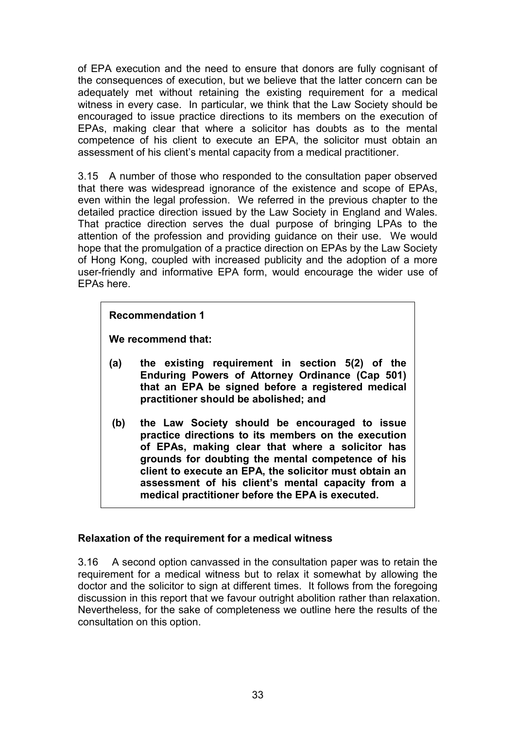of EPA execution and the need to ensure that donors are fully cognisant of the consequences of execution, but we believe that the latter concern can be adequately met without retaining the existing requirement for a medical witness in every case. In particular, we think that the Law Society should be encouraged to issue practice directions to its members on the execution of EPAs, making clear that where a solicitor has doubts as to the mental competence of his client to execute an EPA, the solicitor must obtain an assessment of his client's mental capacity from a medical practitioner.

3.15 A number of those who responded to the consultation paper observed that there was widespread ignorance of the existence and scope of EPAs, even within the legal profession. We referred in the previous chapter to the detailed practice direction issued by the Law Society in England and Wales. That practice direction serves the dual purpose of bringing LPAs to the attention of the profession and providing guidance on their use. We would hope that the promulgation of a practice direction on EPAs by the Law Society of Hong Kong, coupled with increased publicity and the adoption of a more user-friendly and informative EPA form, would encourage the wider use of EPAs here.

> **Recommendation 1**
>
> **We recommend that:**
>
> **(a) the existing requirement in section 5(2) of the Enduring Powers of Attorney Ordinance (Cap 501) that an EPA be signed before a registered medical practitioner should be abolished; and**
>
> **(b) the Law Society should be encouraged to issue practice directions to its members on the execution of EPAs, making clear that where a solicitor has grounds for doubting the mental competence of his client to execute an EPA, the solicitor must obtain an assessment of his client's mental capacity from a medical practitioner before the EPA is executed.**

### Relaxation of the requirement for a medical witness

3.16 A second option canvassed in the consultation paper was to retain the requirement for a medical witness but to relax it somewhat by allowing the doctor and the solicitor to sign at different times. It follows from the foregoing discussion in this report that we favour outright abolition rather than relaxation. Nevertheless, for the sake of completeness we outline here the results of the consultation on this option.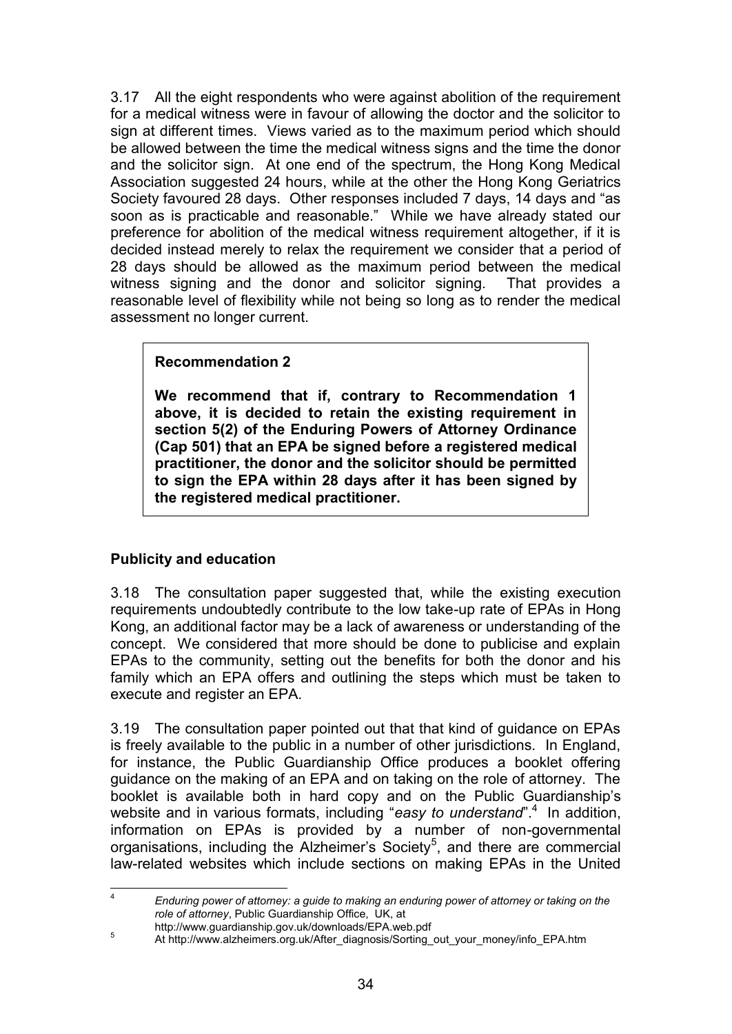3.17 All the eight respondents who were against abolition of the requirement for a medical witness were in favour of allowing the doctor and the solicitor to sign at different times. Views varied as to the maximum period which should be allowed between the time the medical witness signs and the time the donor and the solicitor sign. At one end of the spectrum, the Hong Kong Medical Association suggested 24 hours, while at the other the Hong Kong Geriatrics Society favoured 28 days. Other responses included 7 days, 14 days and "as soon as is practicable and reasonable." While we have already stated our preference for abolition of the medical witness requirement altogether, if it is decided instead merely to relax the requirement we consider that a period of 28 days should be allowed as the maximum period between the medical witness signing and the donor and solicitor signing. That provides a reasonable level of flexibility while not being so long as to render the medical assessment no longer current.

> **Recommendation 2**
>
> **We recommend that if, contrary to Recommendation 1 above, it is decided to retain the existing requirement in section 5(2) of the Enduring Powers of Attorney Ordinance (Cap 501) that an EPA be signed before a registered medical practitioner, the donor and the solicitor should be permitted to sign the EPA within 28 days after it has been signed by the registered medical practitioner.**

**Publicity and education**

3.18 The consultation paper suggested that, while the existing execution requirements undoubtedly contribute to the low take-up rate of EPAs in Hong Kong, an additional factor may be a lack of awareness or understanding of the concept. We considered that more should be done to publicise and explain EPAs to the community, setting out the benefits for both the donor and his family which an EPA offers and outlining the steps which must be taken to execute and register an EPA.

3.19 The consultation paper pointed out that that kind of guidance on EPAs is freely available to the public in a number of other jurisdictions. In England, for instance, the Public Guardianship Office produces a booklet offering guidance on the making of an EPA and on taking on the role of attorney. The booklet is available both in hard copy and on the Public Guardianship's website and in various formats, including "*easy to understand*".[4] In addition, information on EPAs is provided by a number of non-governmental organisations, including the Alzheimer's Society[5], and there are commercial law-related websites which include sections on making EPAs in the United

---

[4] *Enduring power of attorney: a guide to making an enduring power of attorney or taking on the role of attorney*, Public Guardianship Office, UK, at http://www.guardianship.gov.uk/downloads/EPA.web.pdf

[5] At http://www.alzheimers.org.uk/After_diagnosis/Sorting_out_your_money/info_EPA.htm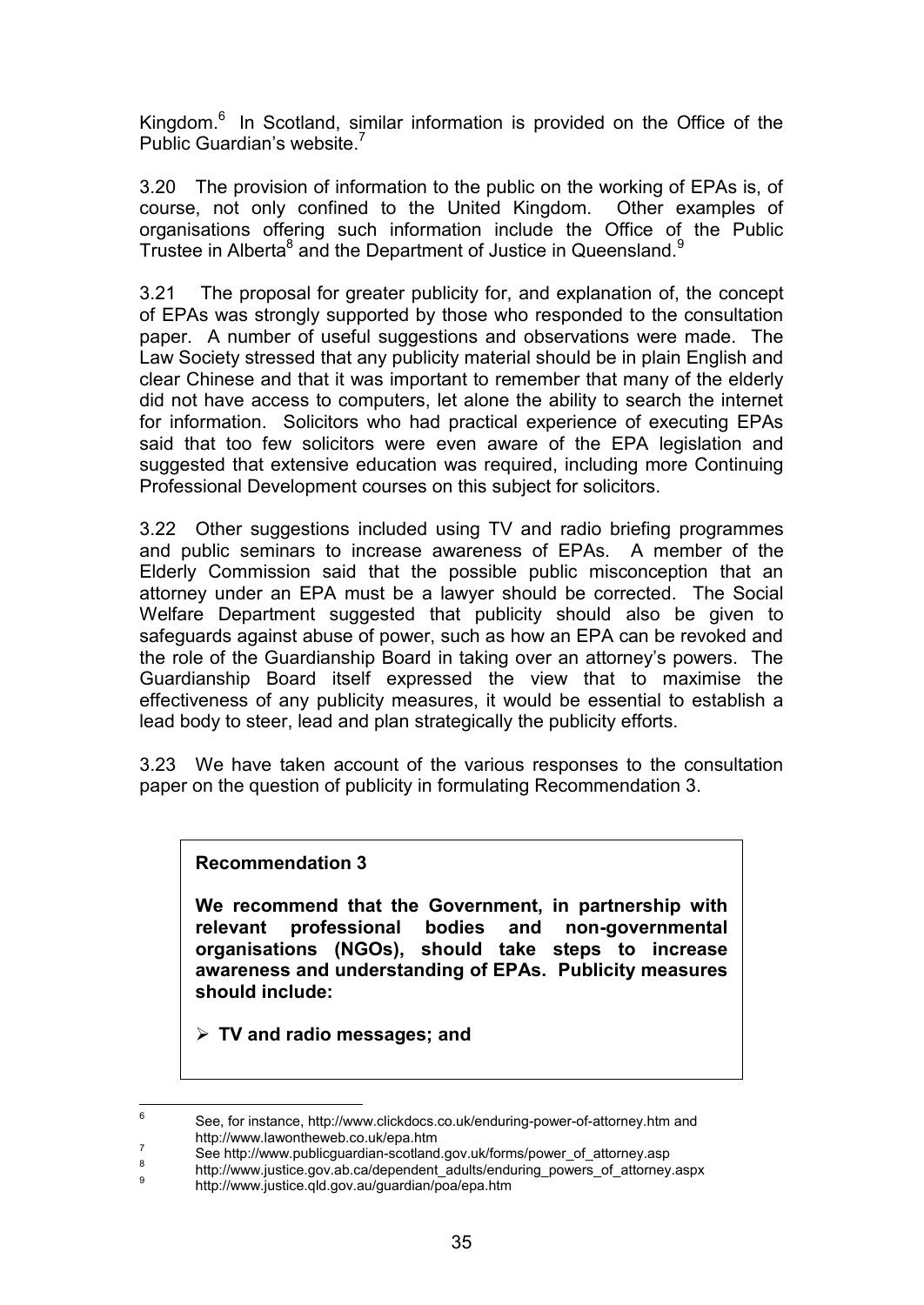Kingdom.[6] In Scotland, similar information is provided on the Office of the Public Guardian's website.[7]

3.20 The provision of information to the public on the working of EPAs is, of course, not only confined to the United Kingdom. Other examples of organisations offering such information include the Office of the Public Trustee in Alberta[8] and the Department of Justice in Queensland.[9]

3.21 The proposal for greater publicity for, and explanation of, the concept of EPAs was strongly supported by those who responded to the consultation paper. A number of useful suggestions and observations were made. The Law Society stressed that any publicity material should be in plain English and clear Chinese and that it was important to remember that many of the elderly did not have access to computers, let alone the ability to search the internet for information. Solicitors who had practical experience of executing EPAs said that too few solicitors were even aware of the EPA legislation and suggested that extensive education was required, including more Continuing Professional Development courses on this subject for solicitors.

3.22 Other suggestions included using TV and radio briefing programmes and public seminars to increase awareness of EPAs. A member of the Elderly Commission said that the possible public misconception that an attorney under an EPA must be a lawyer should be corrected. The Social Welfare Department suggested that publicity should also be given to safeguards against abuse of power, such as how an EPA can be revoked and the role of the Guardianship Board in taking over an attorney's powers. The Guardianship Board itself expressed the view that to maximise the effectiveness of any publicity measures, it would be essential to establish a lead body to steer, lead and plan strategically the publicity efforts.

3.23 We have taken account of the various responses to the consultation paper on the question of publicity in formulating Recommendation 3.

**Recommendation 3**

**We recommend that the Government, in partnership with relevant professional bodies and non-governmental organisations (NGOs), should take steps to increase awareness and understanding of EPAs. Publicity measures should include:**

- **TV and radio messages; and**

---

[6] See, for instance, http://www.clickdocs.co.uk/enduring-power-of-attorney.htm and http://www.lawontheweb.co.uk/epa.htm

[7] See http://www.publicguardian-scotland.gov.uk/forms/power_of_attorney.asp

[8] http://www.justice.gov.ab.ca/dependent_adults/enduring_powers_of_attorney.aspx

[9] http://www.justice.qld.gov.au/guardian/poa/epa.htm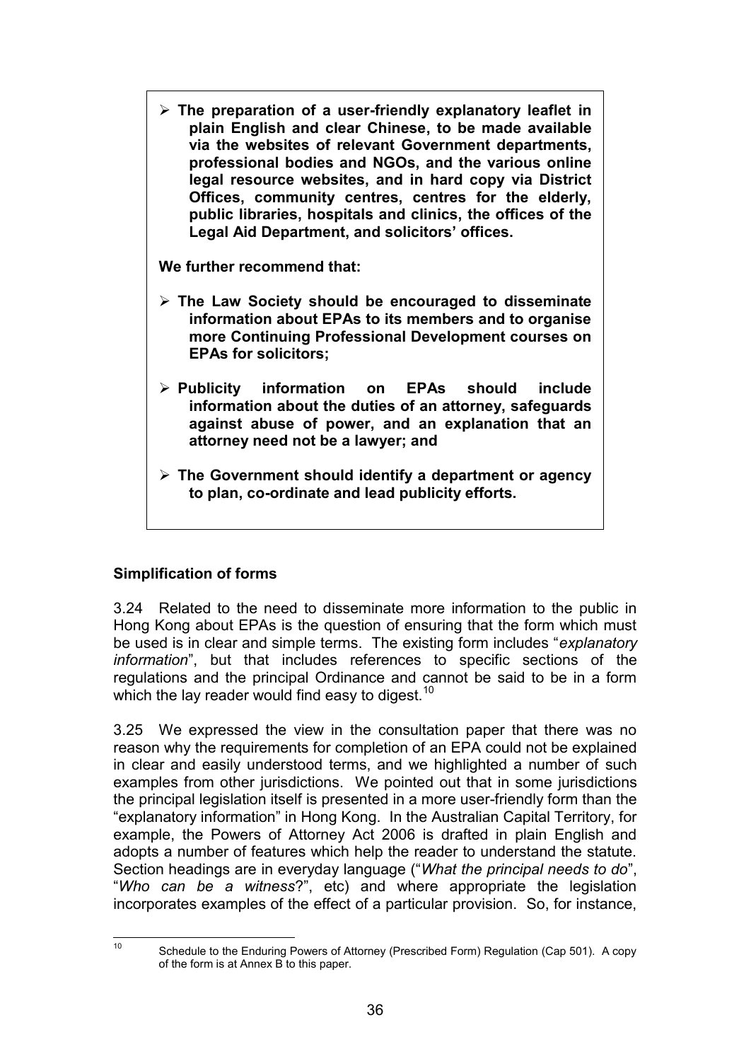> - **The preparation of a user-friendly explanatory leaflet in plain English and clear Chinese, to be made available via the websites of relevant Government departments, professional bodies and NGOs, and the various online legal resource websites, and in hard copy via District Offices, community centres, centres for the elderly, public libraries, hospitals and clinics, the offices of the Legal Aid Department, and solicitors' offices.**
>
> **We further recommend that:**
>
> - **The Law Society should be encouraged to disseminate information about EPAs to its members and to organise more Continuing Professional Development courses on EPAs for solicitors;**
> - **Publicity information on EPAs should include information about the duties of an attorney, safeguards against abuse of power, and an explanation that an attorney need not be a lawyer; and**
> - **The Government should identify a department or agency to plan, co-ordinate and lead publicity efforts.**

### Simplification of forms

3.24 Related to the need to disseminate more information to the public in Hong Kong about EPAs is the question of ensuring that the form which must be used is in clear and simple terms. The existing form includes "*explanatory information*", but that includes references to specific sections of the regulations and the principal Ordinance and cannot be said to be in a form which the lay reader would find easy to digest.[10]

3.25 We expressed the view in the consultation paper that there was no reason why the requirements for completion of an EPA could not be explained in clear and easily understood terms, and we highlighted a number of such examples from other jurisdictions. We pointed out that in some jurisdictions the principal legislation itself is presented in a more user-friendly form than the "explanatory information" in Hong Kong. In the Australian Capital Territory, for example, the Powers of Attorney Act 2006 is drafted in plain English and adopts a number of features which help the reader to understand the statute. Section headings are in everyday language ("*What the principal needs to do*", "*Who can be a witness*?", etc) and where appropriate the legislation incorporates examples of the effect of a particular provision. So, for instance,

---

[10] Schedule to the Enduring Powers of Attorney (Prescribed Form) Regulation (Cap 501). A copy of the form is at Annex B to this paper.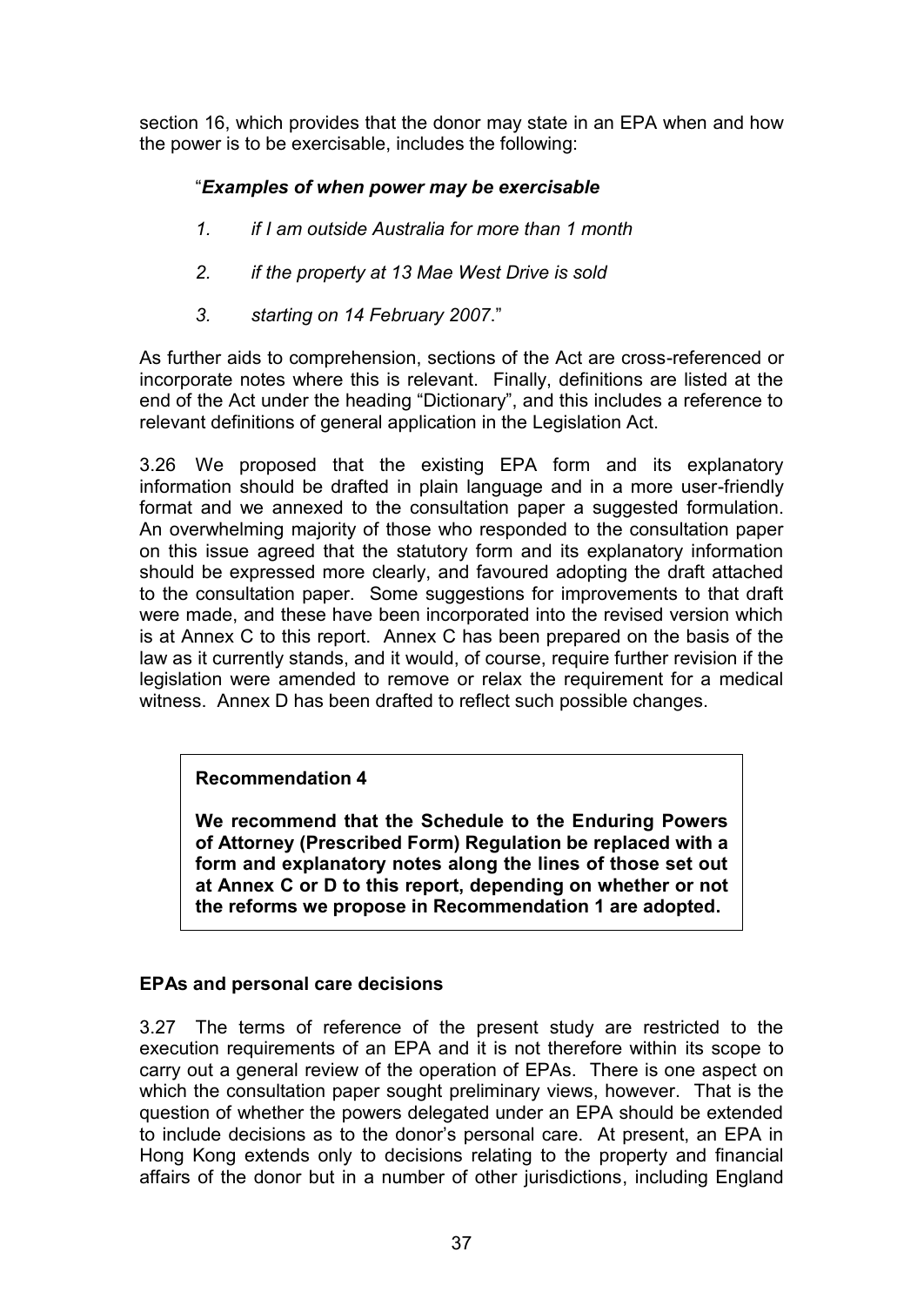section 16, which provides that the donor may state in an EPA when and how the power is to be exercisable, includes the following:

> "***Examples of when power may be exercisable***
>
> *1. if I am outside Australia for more than 1 month*
>
> *2. if the property at 13 Mae West Drive is sold*
>
> *3. starting on 14 February 2007*."

As further aids to comprehension, sections of the Act are cross-referenced or incorporate notes where this is relevant. Finally, definitions are listed at the end of the Act under the heading "Dictionary", and this includes a reference to relevant definitions of general application in the Legislation Act.

3.26 We proposed that the existing EPA form and its explanatory information should be drafted in plain language and in a more user-friendly format and we annexed to the consultation paper a suggested formulation. An overwhelming majority of those who responded to the consultation paper on this issue agreed that the statutory form and its explanatory information should be expressed more clearly, and favoured adopting the draft attached to the consultation paper. Some suggestions for improvements to that draft were made, and these have been incorporated into the revised version which is at Annex C to this report. Annex C has been prepared on the basis of the law as it currently stands, and it would, of course, require further revision if the legislation were amended to remove or relax the requirement for a medical witness. Annex D has been drafted to reflect such possible changes.

> **Recommendation 4**
>
> **We recommend that the Schedule to the Enduring Powers of Attorney (Prescribed Form) Regulation be replaced with a form and explanatory notes along the lines of those set out at Annex C or D to this report, depending on whether or not the reforms we propose in Recommendation 1 are adopted.**

### EPAs and personal care decisions

3.27 The terms of reference of the present study are restricted to the execution requirements of an EPA and it is not therefore within its scope to carry out a general review of the operation of EPAs. There is one aspect on which the consultation paper sought preliminary views, however. That is the question of whether the powers delegated under an EPA should be extended to include decisions as to the donor's personal care. At present, an EPA in Hong Kong extends only to decisions relating to the property and financial affairs of the donor but in a number of other jurisdictions, including England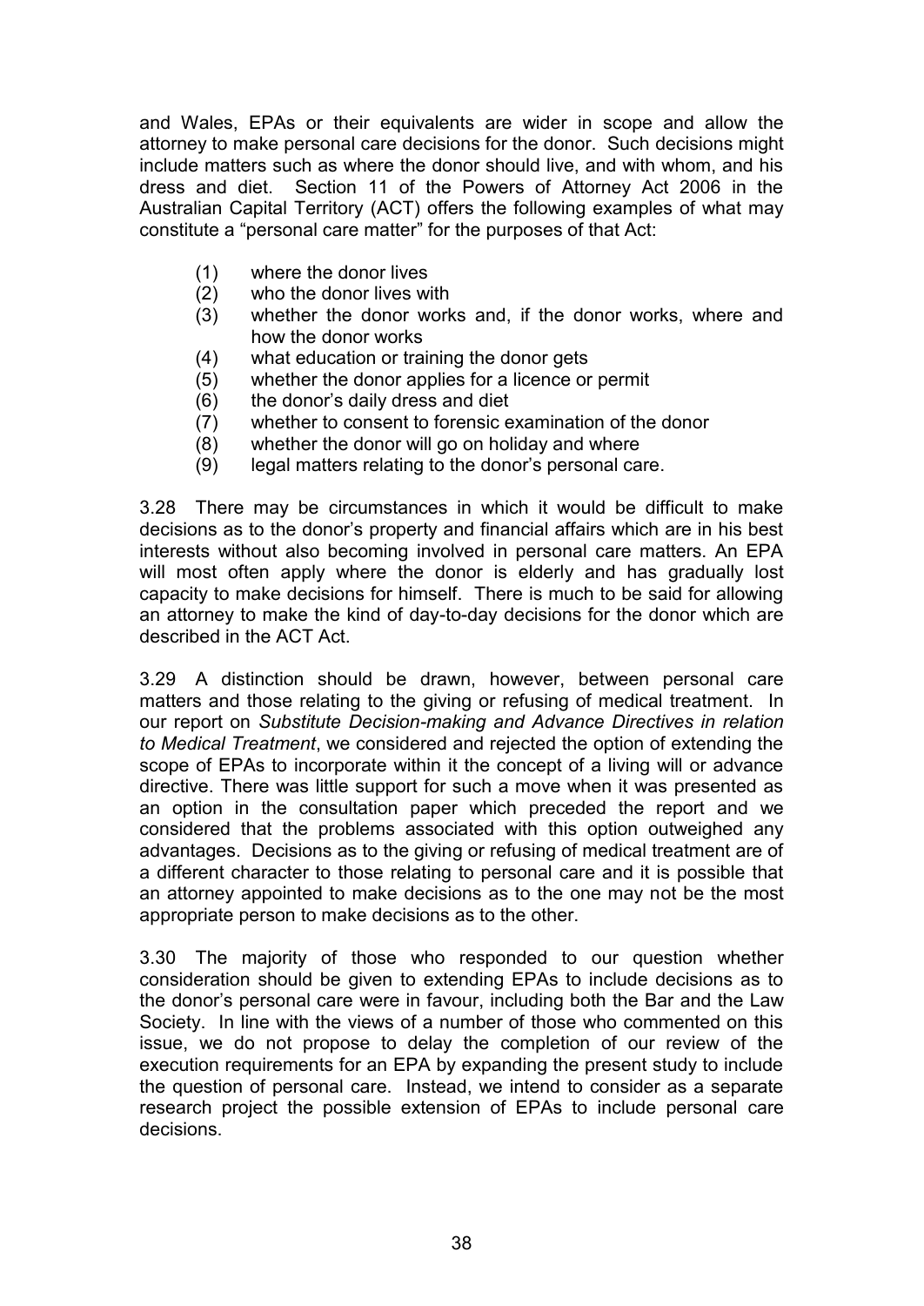and Wales, EPAs or their equivalents are wider in scope and allow the attorney to make personal care decisions for the donor. Such decisions might include matters such as where the donor should live, and with whom, and his dress and diet. Section 11 of the Powers of Attorney Act 2006 in the Australian Capital Territory (ACT) offers the following examples of what may constitute a "personal care matter" for the purposes of that Act:

(1) where the donor lives
(2) who the donor lives with
(3) whether the donor works and, if the donor works, where and how the donor works
(4) what education or training the donor gets
(5) whether the donor applies for a licence or permit
(6) the donor's daily dress and diet
(7) whether to consent to forensic examination of the donor
(8) whether the donor will go on holiday and where
(9) legal matters relating to the donor's personal care.

3.28 There may be circumstances in which it would be difficult to make decisions as to the donor's property and financial affairs which are in his best interests without also becoming involved in personal care matters. An EPA will most often apply where the donor is elderly and has gradually lost capacity to make decisions for himself. There is much to be said for allowing an attorney to make the kind of day-to-day decisions for the donor which are described in the ACT Act.

3.29 A distinction should be drawn, however, between personal care matters and those relating to the giving or refusing of medical treatment. In our report on *Substitute Decision-making and Advance Directives in relation to Medical Treatment*, we considered and rejected the option of extending the scope of EPAs to incorporate within it the concept of a living will or advance directive. There was little support for such a move when it was presented as an option in the consultation paper which preceded the report and we considered that the problems associated with this option outweighed any advantages. Decisions as to the giving or refusing of medical treatment are of a different character to those relating to personal care and it is possible that an attorney appointed to make decisions as to the one may not be the most appropriate person to make decisions as to the other.

3.30 The majority of those who responded to our question whether consideration should be given to extending EPAs to include decisions as to the donor's personal care were in favour, including both the Bar and the Law Society. In line with the views of a number of those who commented on this issue, we do not propose to delay the completion of our review of the execution requirements for an EPA by expanding the present study to include the question of personal care. Instead, we intend to consider as a separate research project the possible extension of EPAs to include personal care decisions.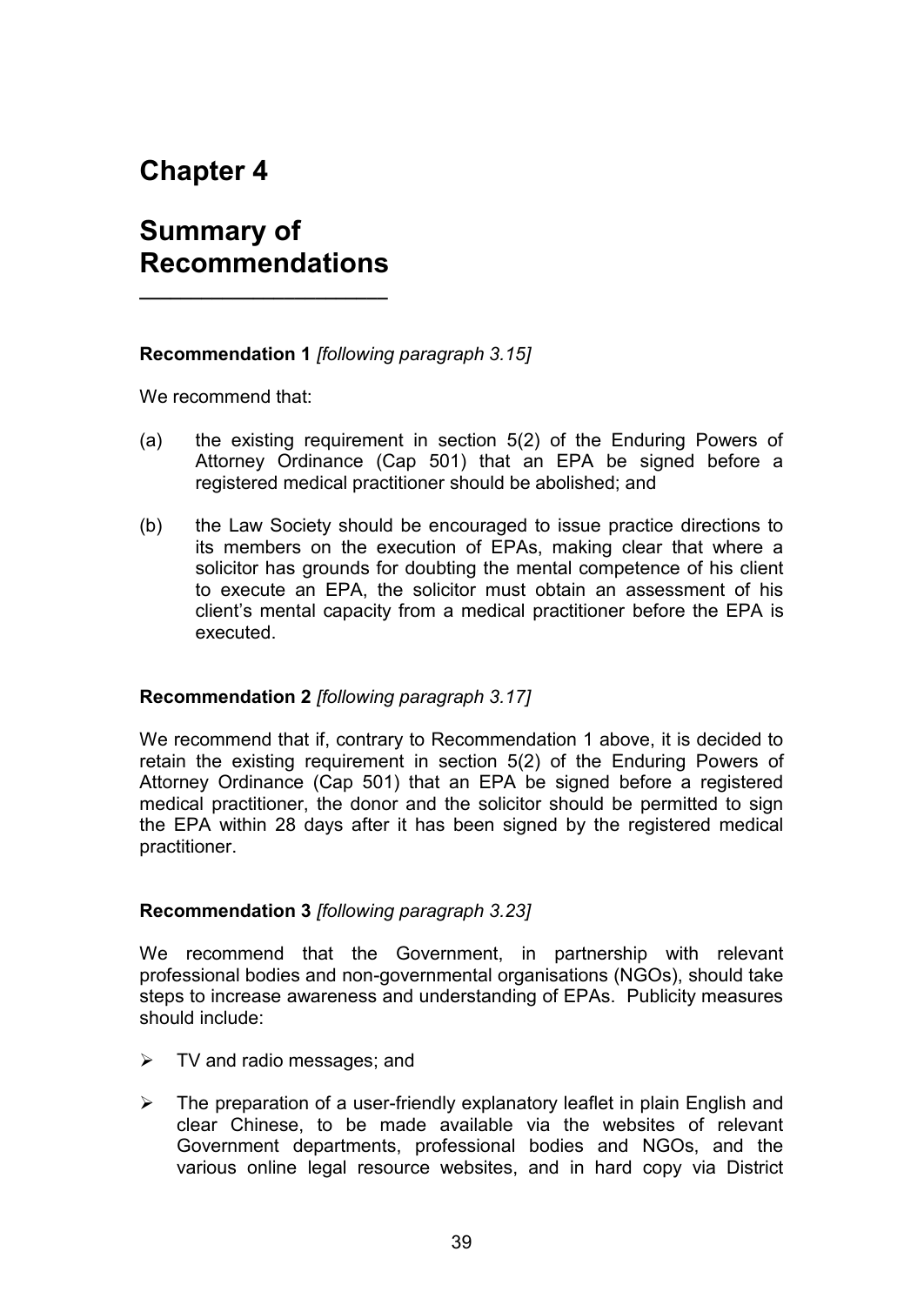# Chapter 4

# Summary of Recommendations

**Recommendation 1** *[following paragraph 3.15]*

We recommend that:

(a) the existing requirement in section 5(2) of the Enduring Powers of Attorney Ordinance (Cap 501) that an EPA be signed before a registered medical practitioner should be abolished; and

(b) the Law Society should be encouraged to issue practice directions to its members on the execution of EPAs, making clear that where a solicitor has grounds for doubting the mental competence of his client to execute an EPA, the solicitor must obtain an assessment of his client's mental capacity from a medical practitioner before the EPA is executed.

**Recommendation 2** *[following paragraph 3.17]*

We recommend that if, contrary to Recommendation 1 above, it is decided to retain the existing requirement in section 5(2) of the Enduring Powers of Attorney Ordinance (Cap 501) that an EPA be signed before a registered medical practitioner, the donor and the solicitor should be permitted to sign the EPA within 28 days after it has been signed by the registered medical practitioner.

**Recommendation 3** *[following paragraph 3.23]*

We recommend that the Government, in partnership with relevant professional bodies and non-governmental organisations (NGOs), should take steps to increase awareness and understanding of EPAs. Publicity measures should include:

- TV and radio messages; and
- The preparation of a user-friendly explanatory leaflet in plain English and clear Chinese, to be made available via the websites of relevant Government departments, professional bodies and NGOs, and the various online legal resource websites, and in hard copy via District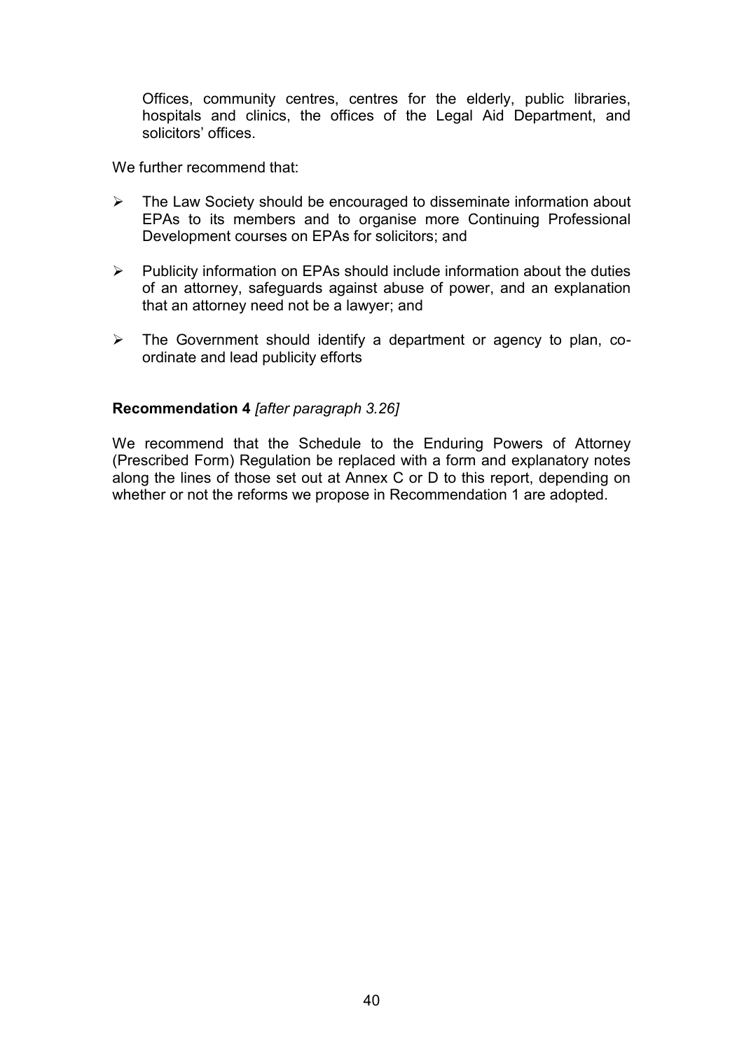Offices, community centres, centres for the elderly, public libraries, hospitals and clinics, the offices of the Legal Aid Department, and solicitors' offices.

We further recommend that:

- The Law Society should be encouraged to disseminate information about EPAs to its members and to organise more Continuing Professional Development courses on EPAs for solicitors; and
- Publicity information on EPAs should include information about the duties of an attorney, safeguards against abuse of power, and an explanation that an attorney need not be a lawyer; and
- The Government should identify a department or agency to plan, co-ordinate and lead publicity efforts

**Recommendation 4** *[after paragraph 3.26]*

We recommend that the Schedule to the Enduring Powers of Attorney (Prescribed Form) Regulation be replaced with a form and explanatory notes along the lines of those set out at Annex C or D to this report, depending on whether or not the reforms we propose in Recommendation 1 are adopted.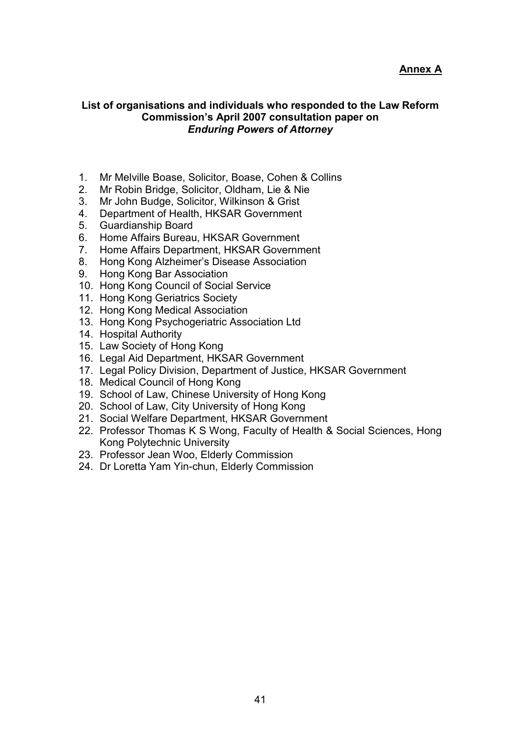**Annex A**

**List of organisations and individuals who responded to the Law Reform Commission's April 2007 consultation paper on *Enduring Powers of Attorney***

1. Mr Melville Boase, Solicitor, Boase, Cohen & Collins
2. Mr Robin Bridge, Solicitor, Oldham, Lie & Nie
3. Mr John Budge, Solicitor, Wilkinson & Grist
4. Department of Health, HKSAR Government
5. Guardianship Board
6. Home Affairs Bureau, HKSAR Government
7. Home Affairs Department, HKSAR Government
8. Hong Kong Alzheimer's Disease Association
9. Hong Kong Bar Association
10. Hong Kong Council of Social Service
11. Hong Kong Geriatrics Society
12. Hong Kong Medical Association
13. Hong Kong Psychogeriatric Association Ltd
14. Hospital Authority
15. Law Society of Hong Kong
16. Legal Aid Department, HKSAR Government
17. Legal Policy Division, Department of Justice, HKSAR Government
18. Medical Council of Hong Kong
19. School of Law, Chinese University of Hong Kong
20. School of Law, City University of Hong Kong
21. Social Welfare Department, HKSAR Government
22. Professor Thomas K S Wong, Faculty of Health & Social Sciences, Hong Kong Polytechnic University
23. Professor Jean Woo, Elderly Commission
24. Dr Loretta Yam Yin-chun, Elderly Commission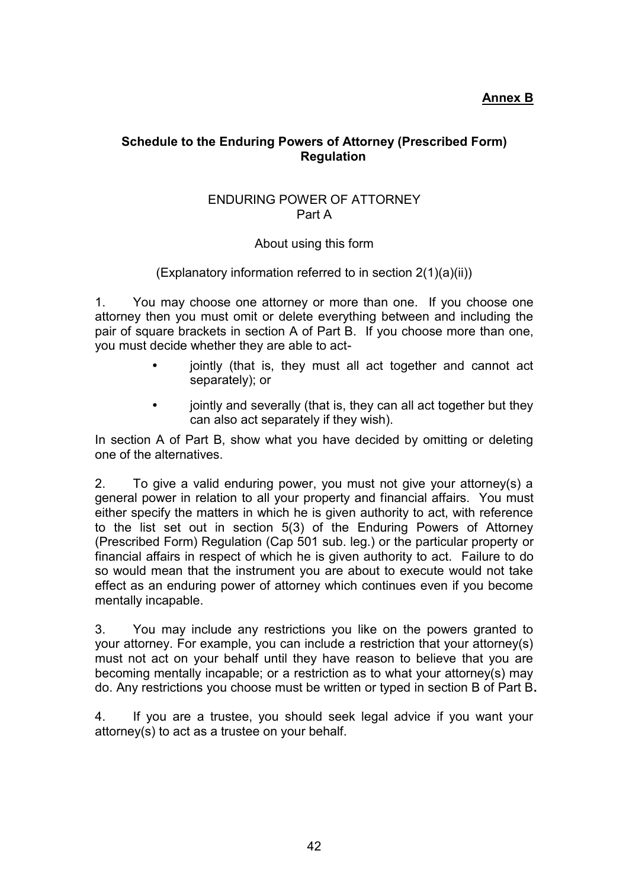**Annex B**

**Schedule to the Enduring Powers of Attorney (Prescribed Form) Regulation**

ENDURING POWER OF ATTORNEY
Part A

About using this form

(Explanatory information referred to in section 2(1)(a)(ii))

1. You may choose one attorney or more than one. If you choose one attorney then you must omit or delete everything between and including the pair of square brackets in section A of Part B. If you choose more than one, you must decide whether they are able to act-

- jointly (that is, they must all act together and cannot act separately); or
- jointly and severally (that is, they can all act together but they can also act separately if they wish).

In section A of Part B, show what you have decided by omitting or deleting one of the alternatives.

2. To give a valid enduring power, you must not give your attorney(s) a general power in relation to all your property and financial affairs. You must either specify the matters in which he is given authority to act, with reference to the list set out in section 5(3) of the Enduring Powers of Attorney (Prescribed Form) Regulation (Cap 501 sub. leg.) or the particular property or financial affairs in respect of which he is given authority to act. Failure to do so would mean that the instrument you are about to execute would not take effect as an enduring power of attorney which continues even if you become mentally incapable.

3. You may include any restrictions you like on the powers granted to your attorney. For example, you can include a restriction that your attorney(s) must not act on your behalf until they have reason to believe that you are becoming mentally incapable; or a restriction as to what your attorney(s) may do. Any restrictions you choose must be written or typed in section B of Part B**.**

4. If you are a trustee, you should seek legal advice if you want your attorney(s) to act as a trustee on your behalf.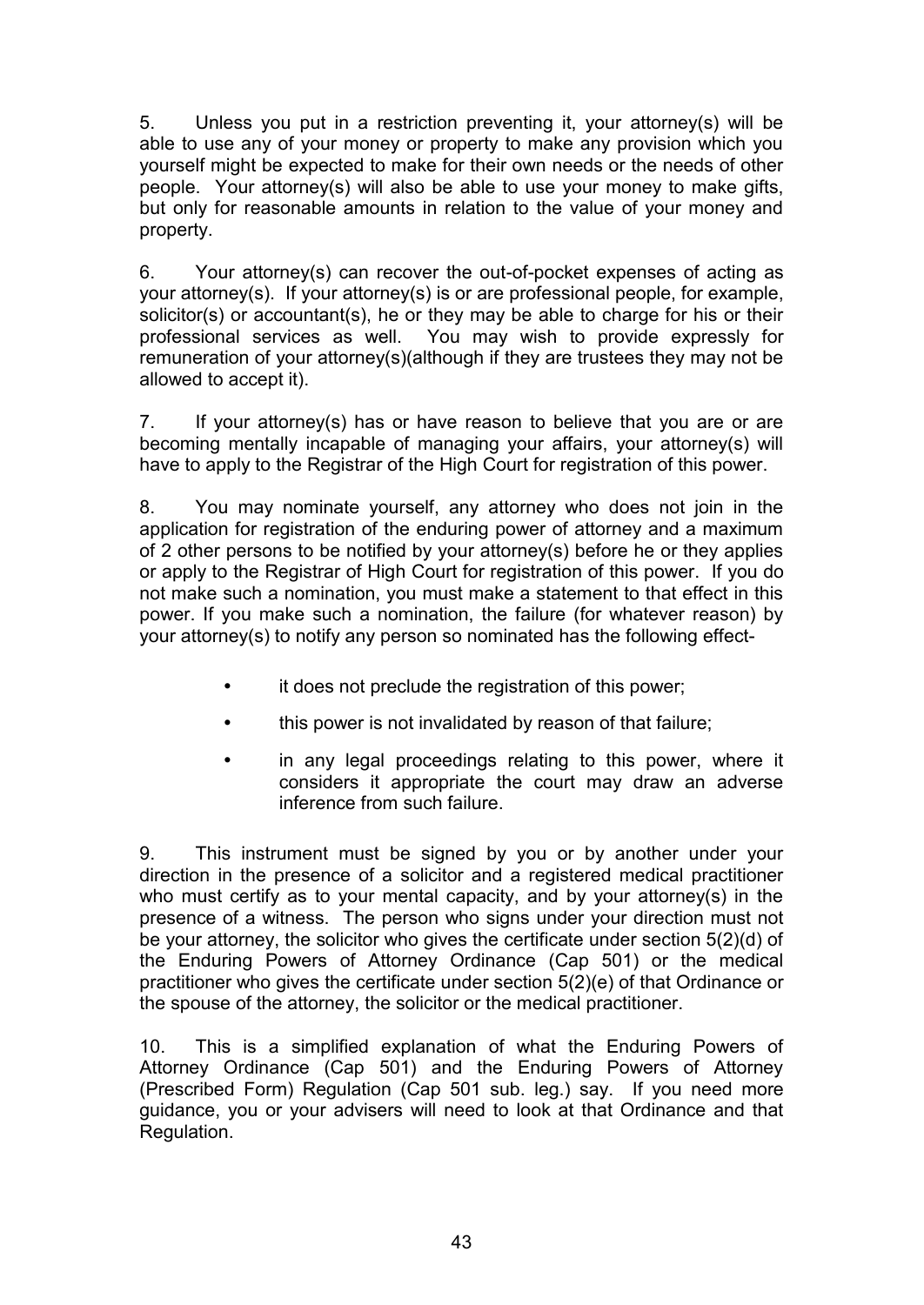5. Unless you put in a restriction preventing it, your attorney(s) will be able to use any of your money or property to make any provision which you yourself might be expected to make for their own needs or the needs of other people. Your attorney(s) will also be able to use your money to make gifts, but only for reasonable amounts in relation to the value of your money and property.

6. Your attorney(s) can recover the out-of-pocket expenses of acting as your attorney(s). If your attorney(s) is or are professional people, for example, solicitor(s) or accountant(s), he or they may be able to charge for his or their professional services as well. You may wish to provide expressly for remuneration of your attorney(s)(although if they are trustees they may not be allowed to accept it).

7. If your attorney(s) has or have reason to believe that you are or are becoming mentally incapable of managing your affairs, your attorney(s) will have to apply to the Registrar of the High Court for registration of this power.

8. You may nominate yourself, any attorney who does not join in the application for registration of the enduring power of attorney and a maximum of 2 other persons to be notified by your attorney(s) before he or they applies or apply to the Registrar of High Court for registration of this power. If you do not make such a nomination, you must make a statement to that effect in this power. If you make such a nomination, the failure (for whatever reason) by your attorney(s) to notify any person so nominated has the following effect-

- it does not preclude the registration of this power;
- this power is not invalidated by reason of that failure;
- in any legal proceedings relating to this power, where it considers it appropriate the court may draw an adverse inference from such failure.

9. This instrument must be signed by you or by another under your direction in the presence of a solicitor and a registered medical practitioner who must certify as to your mental capacity, and by your attorney(s) in the presence of a witness. The person who signs under your direction must not be your attorney, the solicitor who gives the certificate under section 5(2)(d) of the Enduring Powers of Attorney Ordinance (Cap 501) or the medical practitioner who gives the certificate under section 5(2)(e) of that Ordinance or the spouse of the attorney, the solicitor or the medical practitioner.

10. This is a simplified explanation of what the Enduring Powers of Attorney Ordinance (Cap 501) and the Enduring Powers of Attorney (Prescribed Form) Regulation (Cap 501 sub. leg.) say. If you need more guidance, you or your advisers will need to look at that Ordinance and that Regulation.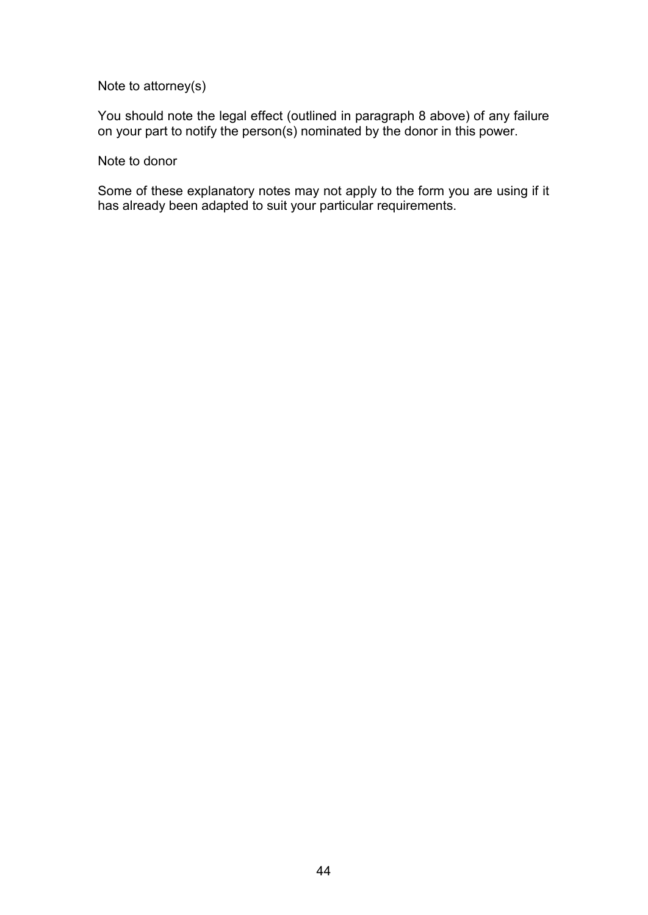Note to attorney(s)

You should note the legal effect (outlined in paragraph 8 above) of any failure on your part to notify the person(s) nominated by the donor in this power.

Note to donor

Some of these explanatory notes may not apply to the form you are using if it has already been adapted to suit your particular requirements.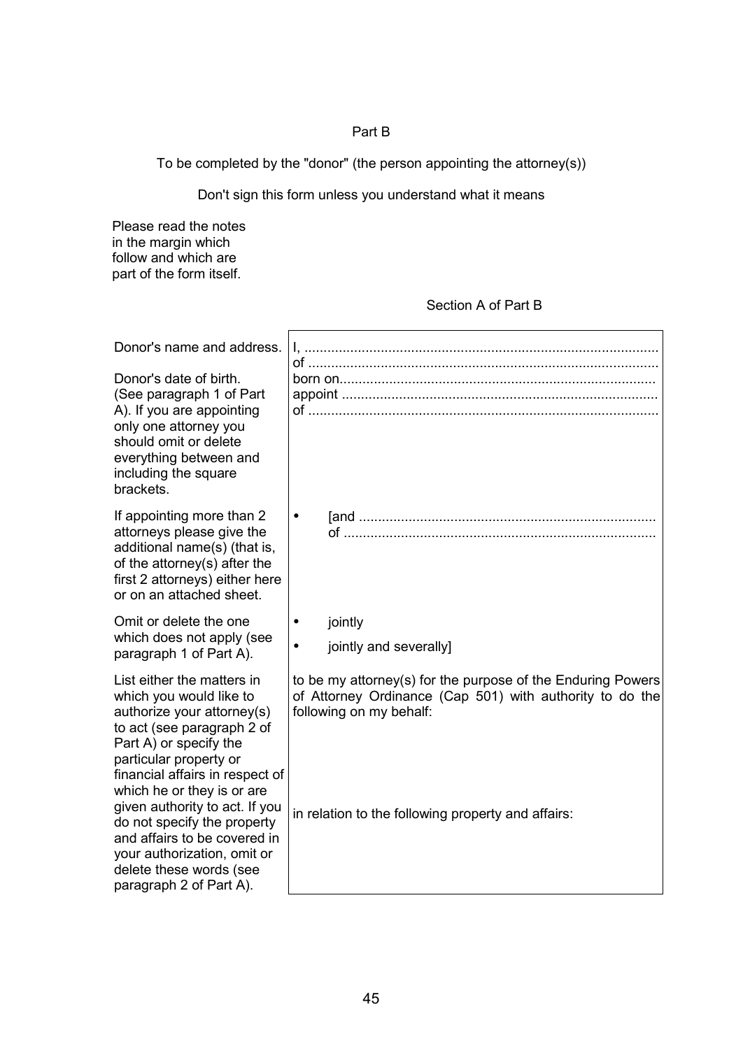Part B

To be completed by the "donor" (the person appointing the attorney(s))

Don't sign this form unless you understand what it means

Please read the notes in the margin which follow and which are part of the form itself.

Section A of Part B

| | |
|---|---|
| Donor's name and address.<br><br>Donor's date of birth. (See paragraph 1 of Part A). If you are appointing only one attorney you should omit or delete everything between and including the square brackets. | I, ............................................................................................<br>of ...........................................................................................<br>born on..................................................................................<br>appoint ..................................................................................<br>of ........................................................................................... |
| If appointing more than 2 attorneys please give the additional name(s) (that is, of the attorney(s) after the first 2 attorneys) either here or on an attached sheet. | • [and .............................................................................<br>of ................................................................................. |
| Omit or delete the one which does not apply (see paragraph 1 of Part A). | • jointly<br>• jointly and severally] |
| List either the matters in which you would like to authorize your attorney(s) to act (see paragraph 2 of Part A) or specify the particular property or financial affairs in respect of which he or they is or are given authority to act. If you do not specify the property and affairs to be covered in your authorization, omit or delete these words (see paragraph 2 of Part A). | to be my attorney(s) for the purpose of the Enduring Powers of Attorney Ordinance (Cap 501) with authority to do the following on my behalf:<br><br>in relation to the following property and affairs: |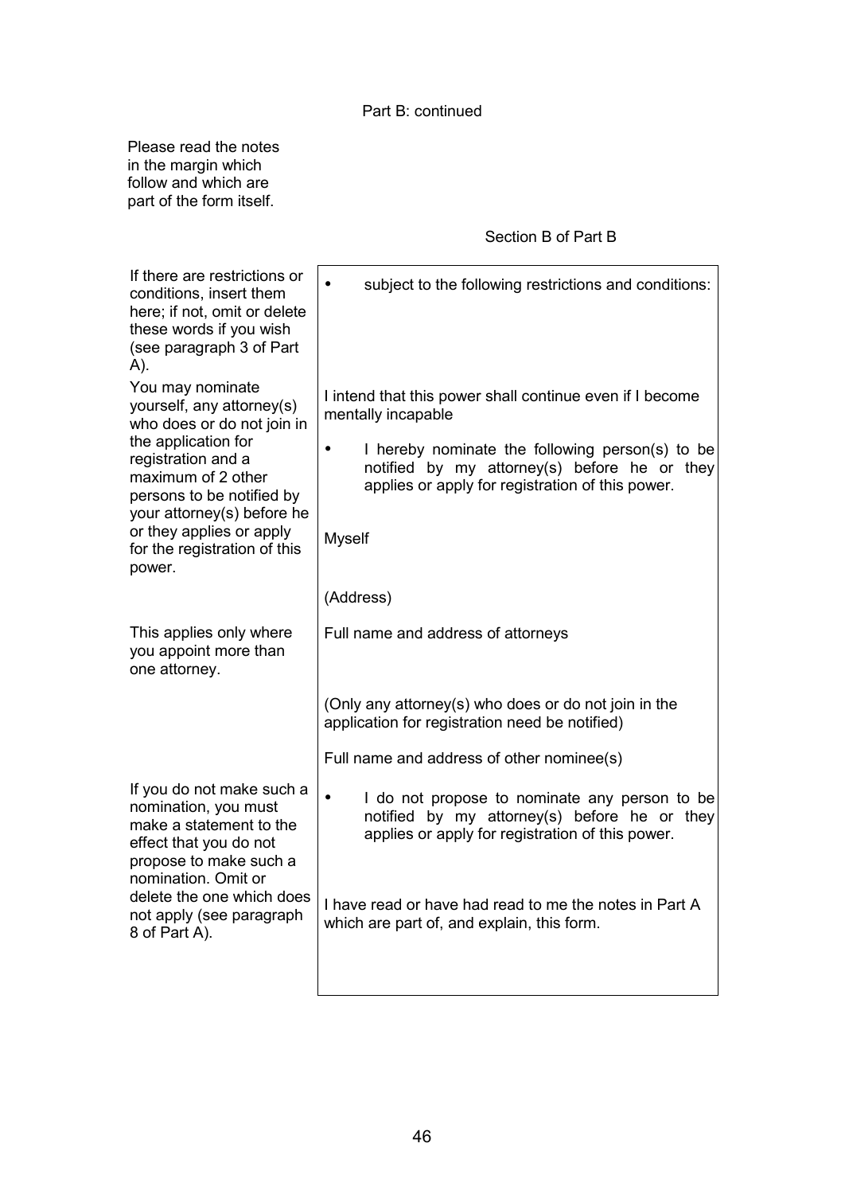Part B: continued

Please read the notes in the margin which follow and which are part of the form itself.

Section B of Part B

| Margin notes | Form |
|---|---|
| If there are restrictions or conditions, insert them here; if not, omit or delete these words if you wish (see paragraph 3 of Part A). | • subject to the following restrictions and conditions: |
| | I intend that this power shall continue even if I become mentally incapable |
| You may nominate yourself, any attorney(s) who does or do not join in the application for registration and a maximum of 2 other persons to be notified by your attorney(s) before he or they applies or apply for the registration of this power. | • I hereby nominate the following person(s) to be notified by my attorney(s) before he or they applies or apply for registration of this power.<br><br>Myself<br><br>(Address) |
| This applies only where you appoint more than one attorney. | Full name and address of attorneys<br><br>(Only any attorney(s) who does or do not join in the application for registration need be notified) |
| | Full name and address of other nominee(s) |
| If you do not make such a nomination, you must make a statement to the effect that you do not propose to make such a nomination. Omit or delete the one which does not apply (see paragraph 8 of Part A). | • I do not propose to nominate any person to be notified by my attorney(s) before he or they applies or apply for registration of this power.<br><br>I have read or have had read to me the notes in Part A which are part of, and explain, this form. |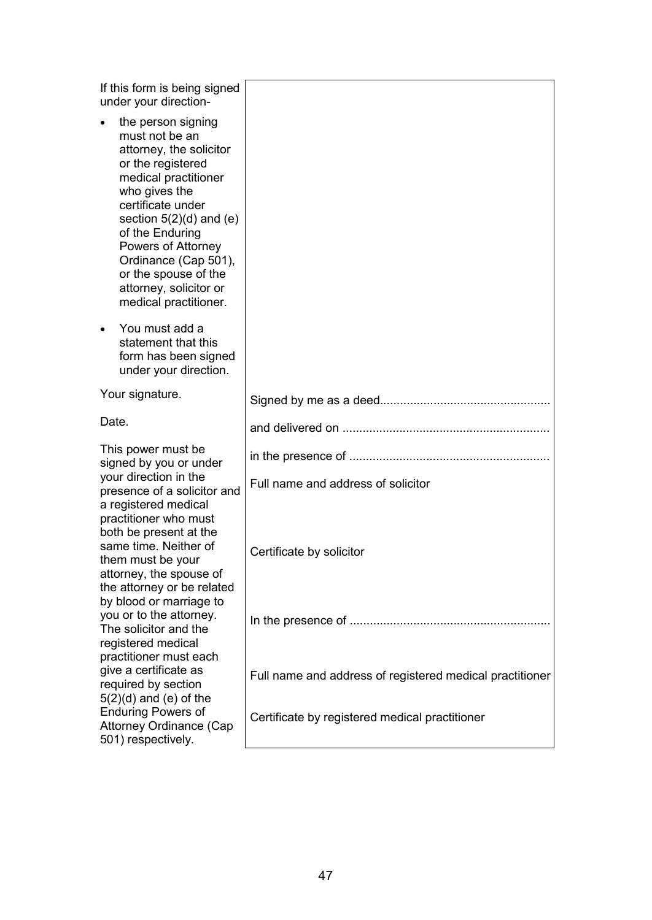| | |
|---|---|
| If this form is being signed under your direction-<br><br>- the person signing must not be an attorney, the solicitor or the registered medical practitioner who gives the certificate under section 5(2)(d) and (e) of the Enduring Powers of Attorney Ordinance (Cap 501), or the spouse of the attorney, solicitor or medical practitioner.<br>- You must add a statement that this form has been signed under your direction. | |
| Your signature. | Signed by me as a deed.................................................. |
| Date. | and delivered on ............................................................ |
| This power must be signed by you or under your direction in the presence of a solicitor and a registered medical practitioner who must both be present at the same time. Neither of them must be your attorney, the spouse of the attorney or be related by blood or marriage to you or to the attorney. The solicitor and the registered medical practitioner must each give a certificate as required by section 5(2)(d) and (e) of the Enduring Powers of Attorney Ordinance (Cap 501) respectively. | in the presence of ..........................................................<br><br>Full name and address of solicitor<br><br>Certificate by solicitor<br><br>In the presence of ..........................................................<br><br>Full name and address of registered medical practitioner<br><br>Certificate by registered medical practitioner |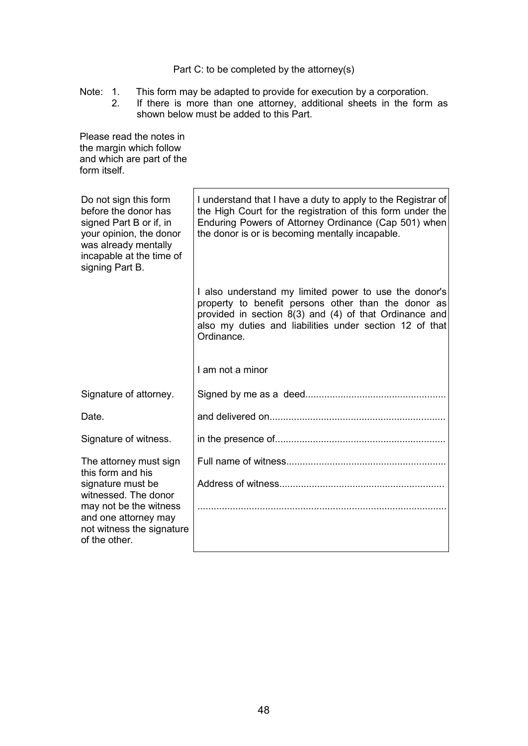Part C: to be completed by the attorney(s)

Note: 1. This form may be adapted to provide for execution by a corporation.
2. If there is more than one attorney, additional sheets in the form as shown below must be added to this Part.

Please read the notes in the margin which follow and which are part of the form itself.

| | |
|---|---|
| Do not sign this form before the donor has signed Part B or if, in your opinion, the donor was already mentally incapable at the time of signing Part B. | I understand that I have a duty to apply to the Registrar of the High Court for the registration of this form under the Enduring Powers of Attorney Ordinance (Cap 501) when the donor is or is becoming mentally incapable. |
| | I also understand my limited power to use the donor's property to benefit persons other than the donor as provided in section 8(3) and (4) of that Ordinance and also my duties and liabilities under section 12 of that Ordinance. |
| | I am not a minor |
| Signature of attorney. | Signed by me as a deed.................................................... |
| Date. | and delivered on................................................................. |
| Signature of witness. | in the presence of.............................................................. |
| The attorney must sign this form and his signature must be witnessed. The donor may not be the witness and one attorney may not witness the signature of the other. | Full name of witness.......................................................... |
| | Address of witness............................................................ |
| | ........................................................................................... |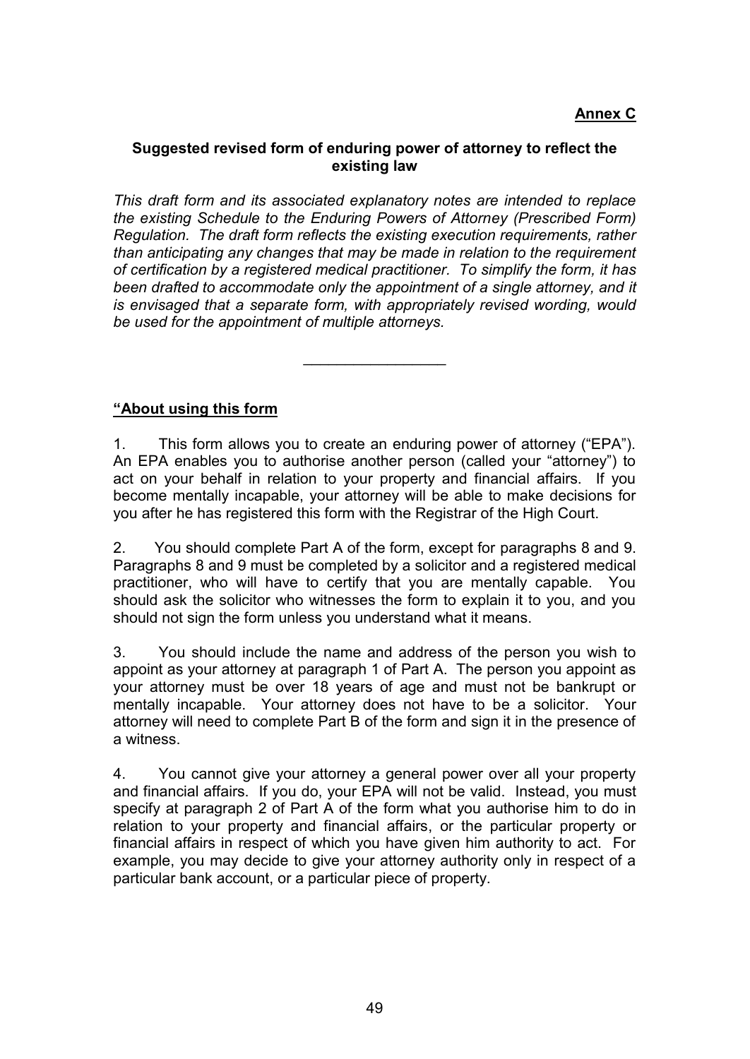**Annex C**

**Suggested revised form of enduring power of attorney to reflect the existing law**

*This draft form and its associated explanatory notes are intended to replace the existing Schedule to the Enduring Powers of Attorney (Prescribed Form) Regulation. The draft form reflects the existing execution requirements, rather than anticipating any changes that may be made in relation to the requirement of certification by a registered medical practitioner. To simplify the form, it has been drafted to accommodate only the appointment of a single attorney, and it is envisaged that a separate form, with appropriately revised wording, would be used for the appointment of multiple attorneys.*

---

**"About using this form**

1. This form allows you to create an enduring power of attorney ("EPA"). An EPA enables you to authorise another person (called your "attorney") to act on your behalf in relation to your property and financial affairs. If you become mentally incapable, your attorney will be able to make decisions for you after he has registered this form with the Registrar of the High Court.

2. You should complete Part A of the form, except for paragraphs 8 and 9. Paragraphs 8 and 9 must be completed by a solicitor and a registered medical practitioner, who will have to certify that you are mentally capable. You should ask the solicitor who witnesses the form to explain it to you, and you should not sign the form unless you understand what it means.

3. You should include the name and address of the person you wish to appoint as your attorney at paragraph 1 of Part A. The person you appoint as your attorney must be over 18 years of age and must not be bankrupt or mentally incapable. Your attorney does not have to be a solicitor. Your attorney will need to complete Part B of the form and sign it in the presence of a witness.

4. You cannot give your attorney a general power over all your property and financial affairs. If you do, your EPA will not be valid. Instead, you must specify at paragraph 2 of Part A of the form what you authorise him to do in relation to your property and financial affairs, or the particular property or financial affairs in respect of which you have given him authority to act. For example, you may decide to give your attorney authority only in respect of a particular bank account, or a particular piece of property.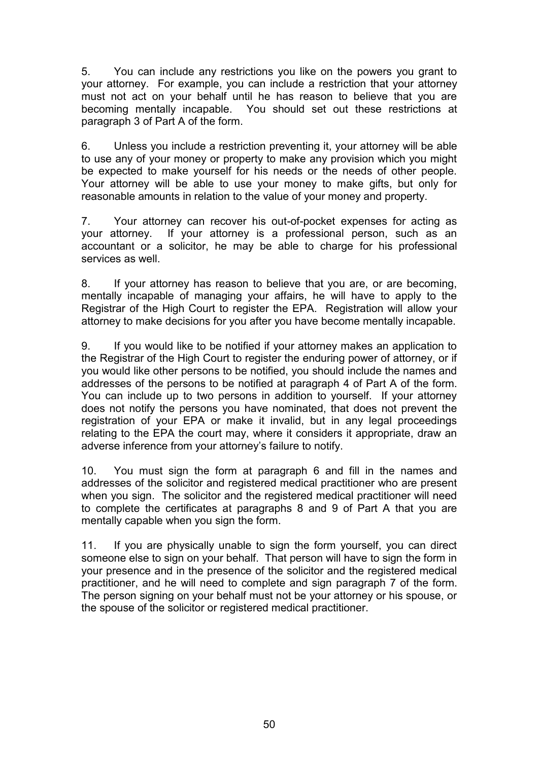5. You can include any restrictions you like on the powers you grant to your attorney. For example, you can include a restriction that your attorney must not act on your behalf until he has reason to believe that you are becoming mentally incapable. You should set out these restrictions at paragraph 3 of Part A of the form.

6. Unless you include a restriction preventing it, your attorney will be able to use any of your money or property to make any provision which you might be expected to make yourself for his needs or the needs of other people. Your attorney will be able to use your money to make gifts, but only for reasonable amounts in relation to the value of your money and property.

7. Your attorney can recover his out-of-pocket expenses for acting as your attorney. If your attorney is a professional person, such as an accountant or a solicitor, he may be able to charge for his professional services as well.

8. If your attorney has reason to believe that you are, or are becoming, mentally incapable of managing your affairs, he will have to apply to the Registrar of the High Court to register the EPA. Registration will allow your attorney to make decisions for you after you have become mentally incapable.

9. If you would like to be notified if your attorney makes an application to the Registrar of the High Court to register the enduring power of attorney, or if you would like other persons to be notified, you should include the names and addresses of the persons to be notified at paragraph 4 of Part A of the form. You can include up to two persons in addition to yourself. If your attorney does not notify the persons you have nominated, that does not prevent the registration of your EPA or make it invalid, but in any legal proceedings relating to the EPA the court may, where it considers it appropriate, draw an adverse inference from your attorney's failure to notify.

10. You must sign the form at paragraph 6 and fill in the names and addresses of the solicitor and registered medical practitioner who are present when you sign. The solicitor and the registered medical practitioner will need to complete the certificates at paragraphs 8 and 9 of Part A that you are mentally capable when you sign the form.

11. If you are physically unable to sign the form yourself, you can direct someone else to sign on your behalf. That person will have to sign the form in your presence and in the presence of the solicitor and the registered medical practitioner, and he will need to complete and sign paragraph 7 of the form. The person signing on your behalf must not be your attorney or his spouse, or the spouse of the solicitor or registered medical practitioner.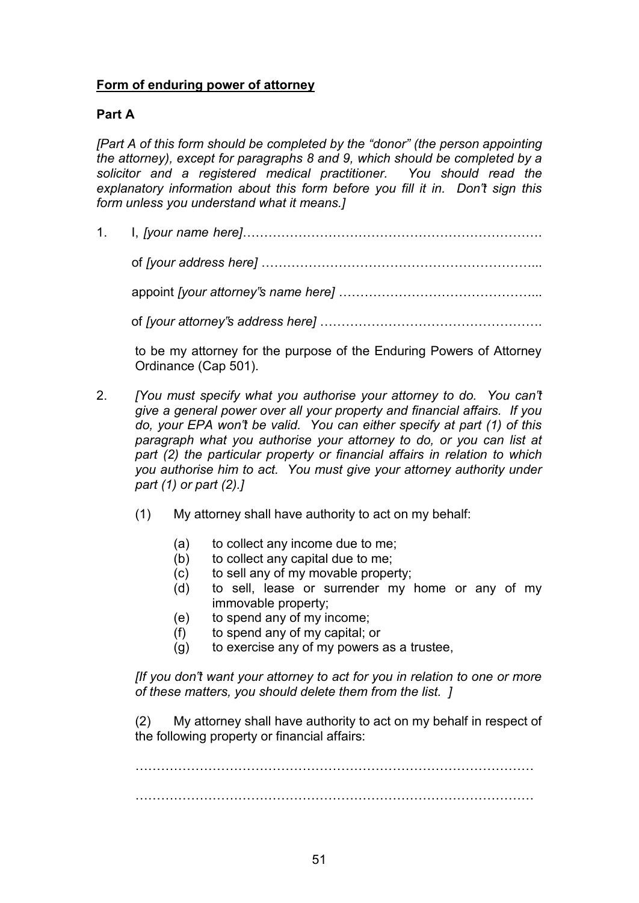**Form of enduring power of attorney**

**Part A**

*[Part A of this form should be completed by the "donor" (the person appointing the attorney), except for paragraphs 8 and 9, which should be completed by a solicitor and a registered medical practitioner. You should read the explanatory information about this form before you fill it in. Don't sign this form unless you understand what it means.]*

1. I, *[your name here]*……………………………………………………………

   of *[your address here]* ………………………………………………………...

   appoint *[your attorney's name here]* ………………………………………...

   of *[your attorney's address here]* ………………………………………….

   to be my attorney for the purpose of the Enduring Powers of Attorney Ordinance (Cap 501).

2. *[You must specify what you authorise your attorney to do. You can't give a general power over all your property and financial affairs. If you do, your EPA won't be valid. You can either specify at part (1) of this paragraph what you authorise your attorney to do, or you can list at part (2) the particular property or financial affairs in relation to which you authorise him to act. You must give your attorney authority under part (1) or part (2).]*

   (1) My attorney shall have authority to act on my behalf:

   (a) to collect any income due to me;
   (b) to collect any capital due to me;
   (c) to sell any of my movable property;
   (d) to sell, lease or surrender my home or any of my immovable property;
   (e) to spend any of my income;
   (f) to spend any of my capital; or
   (g) to exercise any of my powers as a trustee,

   *[If you don't want your attorney to act for you in relation to one or more of these matters, you should delete them from the list. ]*

   (2) My attorney shall have authority to act on my behalf in respect of the following property or financial affairs:

   ……………………………………………………………………………………

   ……………………………………………………………………………………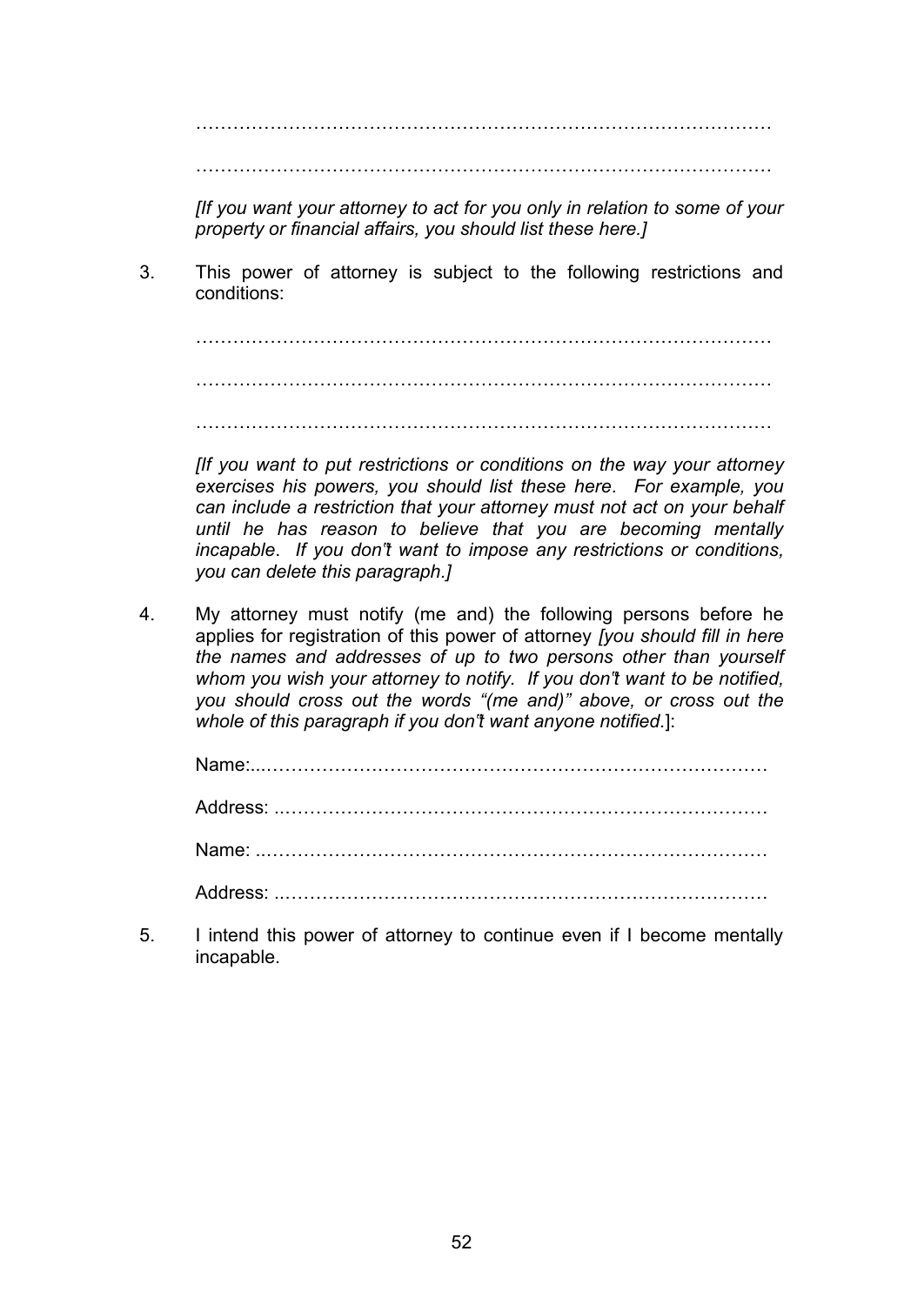……………………………………………………………………………………

……………………………………………………………………………………

*[If you want your attorney to act for you only in relation to some of your property or financial affairs, you should list these here.]*

3. This power of attorney is subject to the following restrictions and conditions:

   ……………………………………………………………………………………

   ……………………………………………………………………………………

   ……………………………………………………………………………………

   *[If you want to put restrictions or conditions on the way your attorney exercises his powers, you should list these here. For example, you can include a restriction that your attorney must not act on your behalf until he has reason to believe that you are becoming mentally incapable. If you don't want to impose any restrictions or conditions, you can delete this paragraph.]*

4. My attorney must notify (me and) the following persons before he applies for registration of this power of attorney *[you should fill in here the names and addresses of up to two persons other than yourself whom you wish your attorney to notify. If you don't want to be notified, you should cross out the words "(me and)" above, or cross out the whole of this paragraph if you don't want anyone notified*.]:

   Name:...……………………………………………………………………

   Address: ..…………………………………………………………………

   Name: ..……………………………………………………………………

   Address: ..…………………………………………………………………

5. I intend this power of attorney to continue even if I become mentally incapable.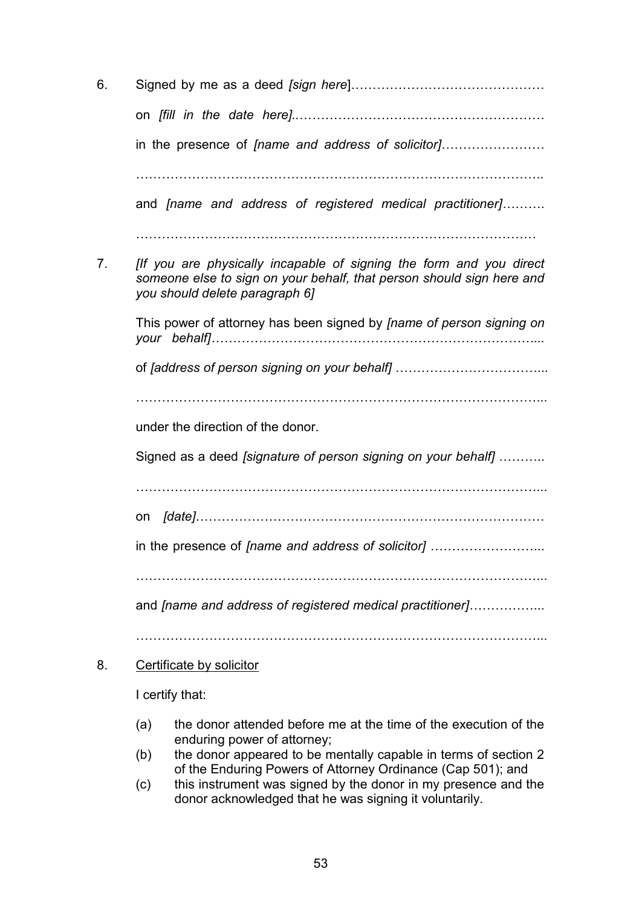6. Signed by me as a deed *[sign here]*………………………………………

   on *[fill in the date here].*…………………………………………………

   in the presence of *[name and address of solicitor]*……………………

   ……………………………………………………………………………..

   and *[name and address of registered medical practitioner]*……….

   ………………………………………………………………………………

7. *[If you are physically incapable of signing the form and you direct someone else to sign on your behalf, that person should sign here and you should delete paragraph 6]*

   This power of attorney has been signed by *[name of person signing on your behalf]*…………………………………………………………………...

   of *[address of person signing on your behalf]* ……………………………...

   ……………………………………………………………………………...

   under the direction of the donor.

   Signed as a deed *[signature of person signing on your behalf]* ………..

   ……………………………………………………………………………...

   on *[date]*……………………………………………………………………

   in the presence of *[name and address of solicitor]* ……………………...

   ……………………………………………………………………………...

   and *[name and address of registered medical practitioner]*……………...

   ……………………………………………………………………………...

8. <u>Certificate by solicitor</u>

   I certify that:

   (a) the donor attended before me at the time of the execution of the enduring power of attorney;
   (b) the donor appeared to be mentally capable in terms of section 2 of the Enduring Powers of Attorney Ordinance (Cap 501); and
   (c) this instrument was signed by the donor in my presence and the donor acknowledged that he was signing it voluntarily.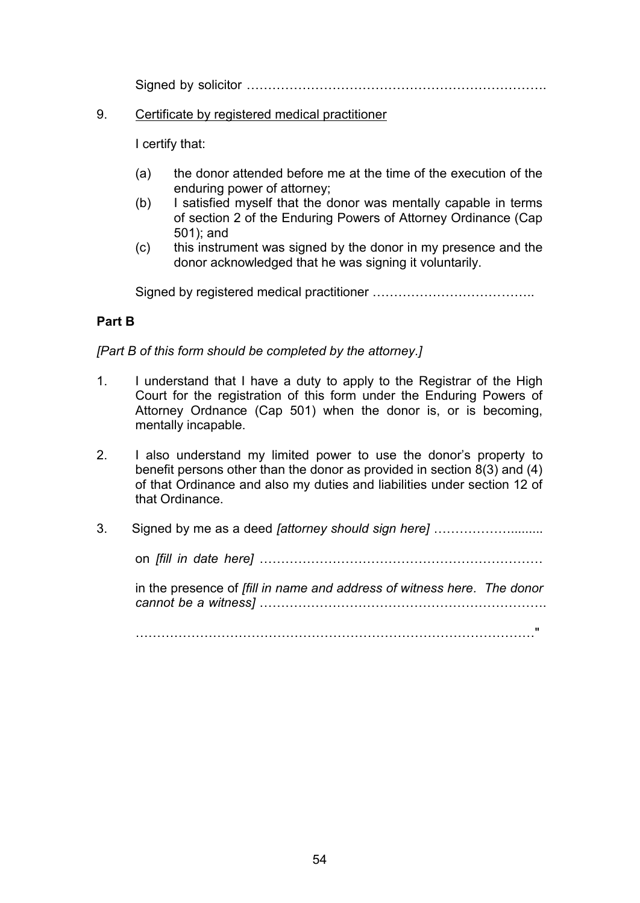Signed by solicitor ……………………………………………………………..

9. Certificate by registered medical practitioner

I certify that:

(a) the donor attended before me at the time of the execution of the enduring power of attorney;

(b) I satisfied myself that the donor was mentally capable in terms of section 2 of the Enduring Powers of Attorney Ordinance (Cap 501); and

(c) this instrument was signed by the donor in my presence and the donor acknowledged that he was signing it voluntarily.

Signed by registered medical practitioner ………………………………..

**Part B**

*[Part B of this form should be completed by the attorney.]*

1. I understand that I have a duty to apply to the Registrar of the High Court for the registration of this form under the Enduring Powers of Attorney Ordnance (Cap 501) when the donor is, or is becoming, mentally incapable.

2. I also understand my limited power to use the donor's property to benefit persons other than the donor as provided in section 8(3) and (4) of that Ordinance and also my duties and liabilities under section 12 of that Ordinance.

3. Signed by me as a deed *[attorney should sign here]* ……………….........

   on *[fill in date here]* …………………………………………………………

   in the presence of *[fill in name and address of witness here. The donor cannot be a witness]* …………………………………………………………..

   ……………………………………………………………………………………"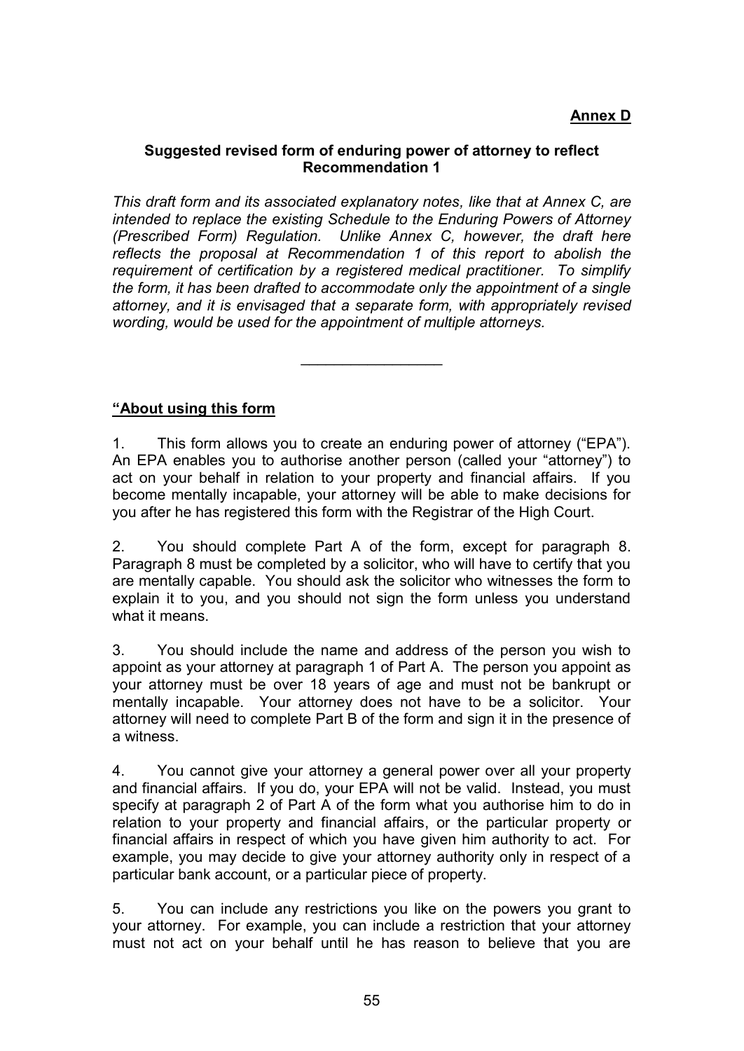**Annex D**

**Suggested revised form of enduring power of attorney to reflect Recommendation 1**

*This draft form and its associated explanatory notes, like that at Annex C, are intended to replace the existing Schedule to the Enduring Powers of Attorney (Prescribed Form) Regulation. Unlike Annex C, however, the draft here reflects the proposal at Recommendation 1 of this report to abolish the requirement of certification by a registered medical practitioner. To simplify the form, it has been drafted to accommodate only the appointment of a single attorney, and it is envisaged that a separate form, with appropriately revised wording, would be used for the appointment of multiple attorneys.*

---

**"About using this form**

1. This form allows you to create an enduring power of attorney ("EPA"). An EPA enables you to authorise another person (called your "attorney") to act on your behalf in relation to your property and financial affairs. If you become mentally incapable, your attorney will be able to make decisions for you after he has registered this form with the Registrar of the High Court.

2. You should complete Part A of the form, except for paragraph 8. Paragraph 8 must be completed by a solicitor, who will have to certify that you are mentally capable. You should ask the solicitor who witnesses the form to explain it to you, and you should not sign the form unless you understand what it means.

3. You should include the name and address of the person you wish to appoint as your attorney at paragraph 1 of Part A. The person you appoint as your attorney must be over 18 years of age and must not be bankrupt or mentally incapable. Your attorney does not have to be a solicitor. Your attorney will need to complete Part B of the form and sign it in the presence of a witness.

4. You cannot give your attorney a general power over all your property and financial affairs. If you do, your EPA will not be valid. Instead, you must specify at paragraph 2 of Part A of the form what you authorise him to do in relation to your property and financial affairs, or the particular property or financial affairs in respect of which you have given him authority to act. For example, you may decide to give your attorney authority only in respect of a particular bank account, or a particular piece of property.

5. You can include any restrictions you like on the powers you grant to your attorney. For example, you can include a restriction that your attorney must not act on your behalf until he has reason to believe that you are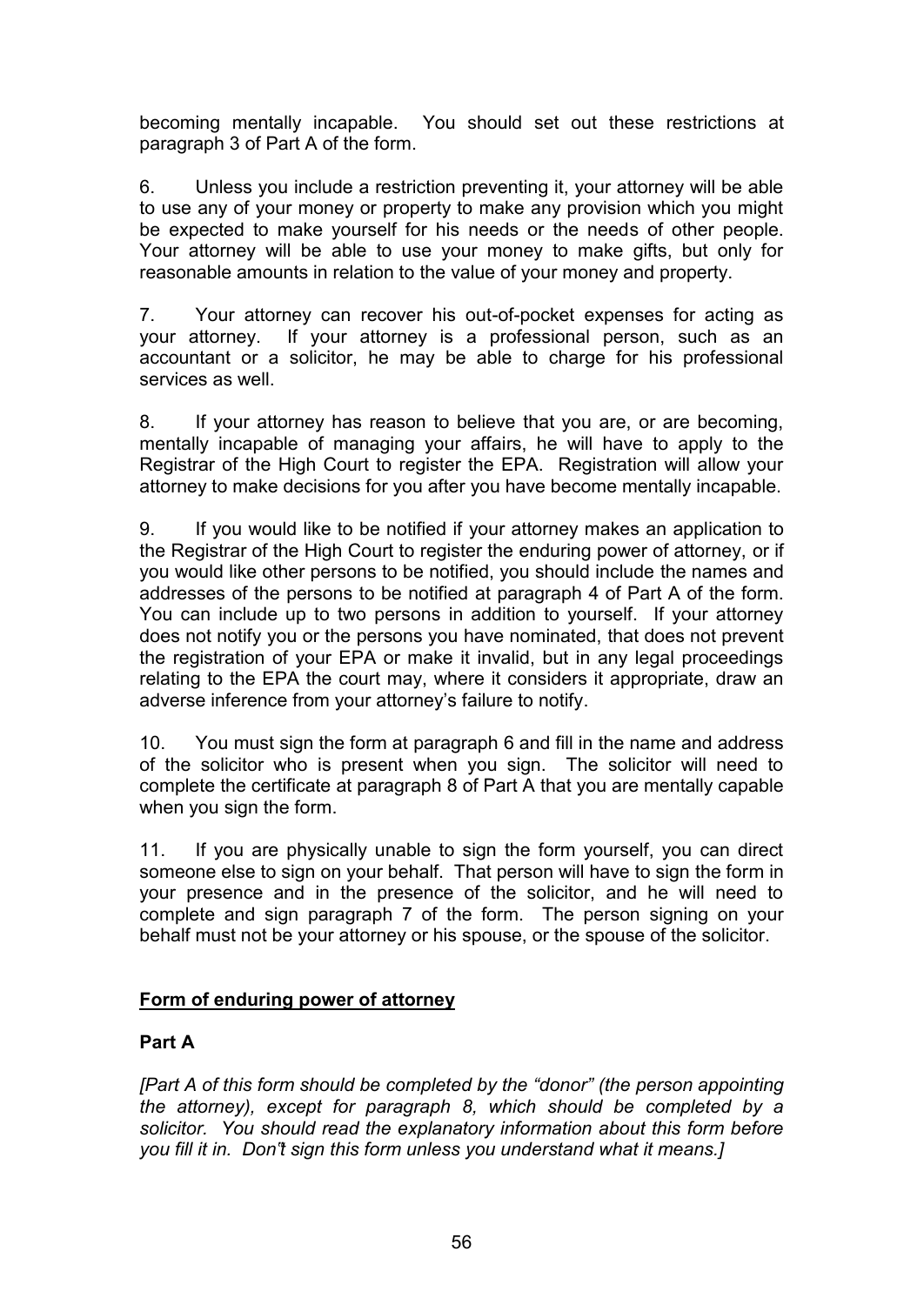becoming mentally incapable. You should set out these restrictions at paragraph 3 of Part A of the form.

6. Unless you include a restriction preventing it, your attorney will be able to use any of your money or property to make any provision which you might be expected to make yourself for his needs or the needs of other people. Your attorney will be able to use your money to make gifts, but only for reasonable amounts in relation to the value of your money and property.

7. Your attorney can recover his out-of-pocket expenses for acting as your attorney. If your attorney is a professional person, such as an accountant or a solicitor, he may be able to charge for his professional services as well.

8. If your attorney has reason to believe that you are, or are becoming, mentally incapable of managing your affairs, he will have to apply to the Registrar of the High Court to register the EPA. Registration will allow your attorney to make decisions for you after you have become mentally incapable.

9. If you would like to be notified if your attorney makes an application to the Registrar of the High Court to register the enduring power of attorney, or if you would like other persons to be notified, you should include the names and addresses of the persons to be notified at paragraph 4 of Part A of the form. You can include up to two persons in addition to yourself. If your attorney does not notify you or the persons you have nominated, that does not prevent the registration of your EPA or make it invalid, but in any legal proceedings relating to the EPA the court may, where it considers it appropriate, draw an adverse inference from your attorney's failure to notify.

10. You must sign the form at paragraph 6 and fill in the name and address of the solicitor who is present when you sign. The solicitor will need to complete the certificate at paragraph 8 of Part A that you are mentally capable when you sign the form.

11. If you are physically unable to sign the form yourself, you can direct someone else to sign on your behalf. That person will have to sign the form in your presence and in the presence of the solicitor, and he will need to complete and sign paragraph 7 of the form. The person signing on your behalf must not be your attorney or his spouse, or the spouse of the solicitor.

**Form of enduring power of attorney**

**Part A**

*[Part A of this form should be completed by the "donor" (the person appointing the attorney), except for paragraph 8, which should be completed by a solicitor. You should read the explanatory information about this form before you fill it in. Don't sign this form unless you understand what it means.]*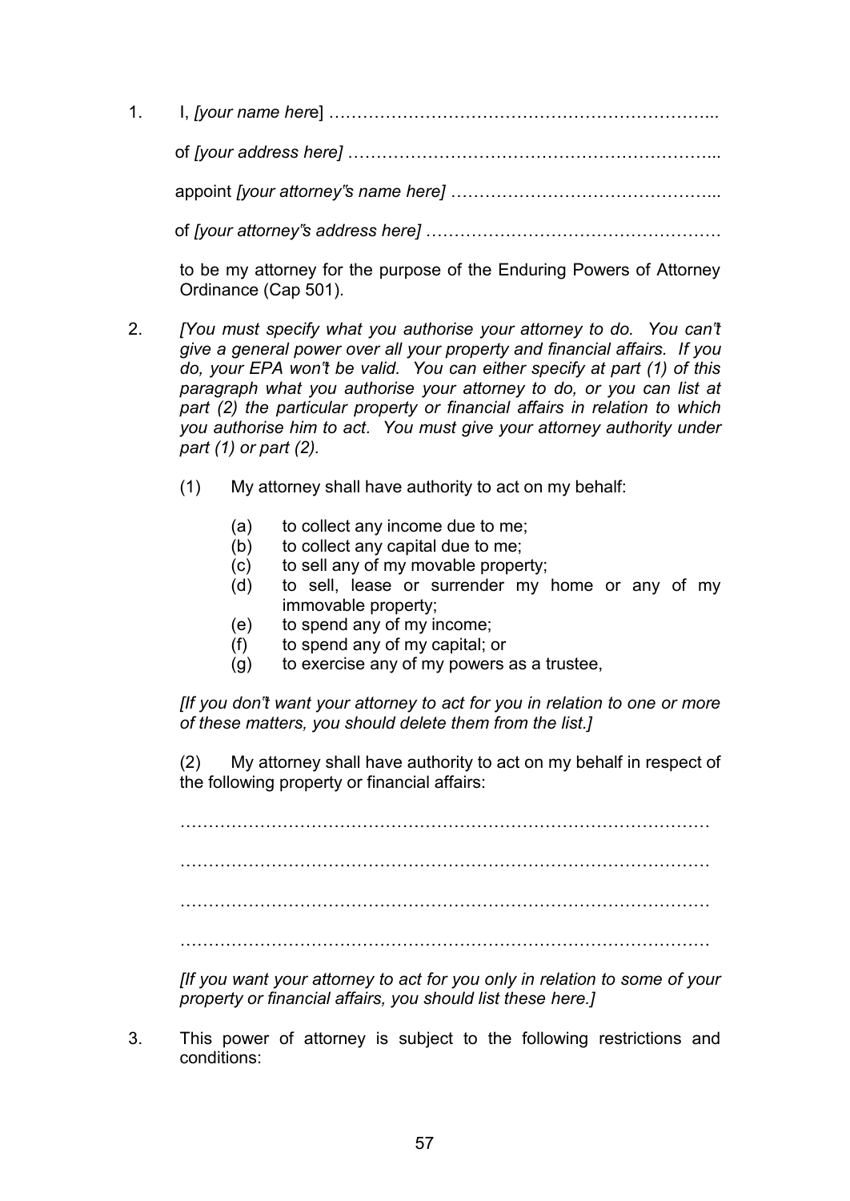1. I, *[your name here]* …………………………………………………………...

   of *[your address here]* ………………………………………………………...

   appoint *[your attorney"s name here]* ……………………………………...

   of *[your attorney"s address here]* …………………………………………….

   to be my attorney for the purpose of the Enduring Powers of Attorney Ordinance (Cap 501).

2. *[You must specify what you authorise your attorney to do. You can"t give a general power over all your property and financial affairs. If you do, your EPA won"t be valid. You can either specify at part (1) of this paragraph what you authorise your attorney to do, or you can list at part (2) the particular property or financial affairs in relation to which you authorise him to act. You must give your attorney authority under part (1) or part (2).*

   (1) My attorney shall have authority to act on my behalf:

   (a) to collect any income due to me;
   (b) to collect any capital due to me;
   (c) to sell any of my movable property;
   (d) to sell, lease or surrender my home or any of my immovable property;
   (e) to spend any of my income;
   (f) to spend any of my capital; or
   (g) to exercise any of my powers as a trustee,

   *[If you don"t want your attorney to act for you in relation to one or more of these matters, you should delete them from the list.]*

   (2) My attorney shall have authority to act on my behalf in respect of the following property or financial affairs:

   ………………………………………………………………………………

   ………………………………………………………………………………

   ………………………………………………………………………………

   ………………………………………………………………………………

   *[If you want your attorney to act for you only in relation to some of your property or financial affairs, you should list these here.]*

3. This power of attorney is subject to the following restrictions and conditions: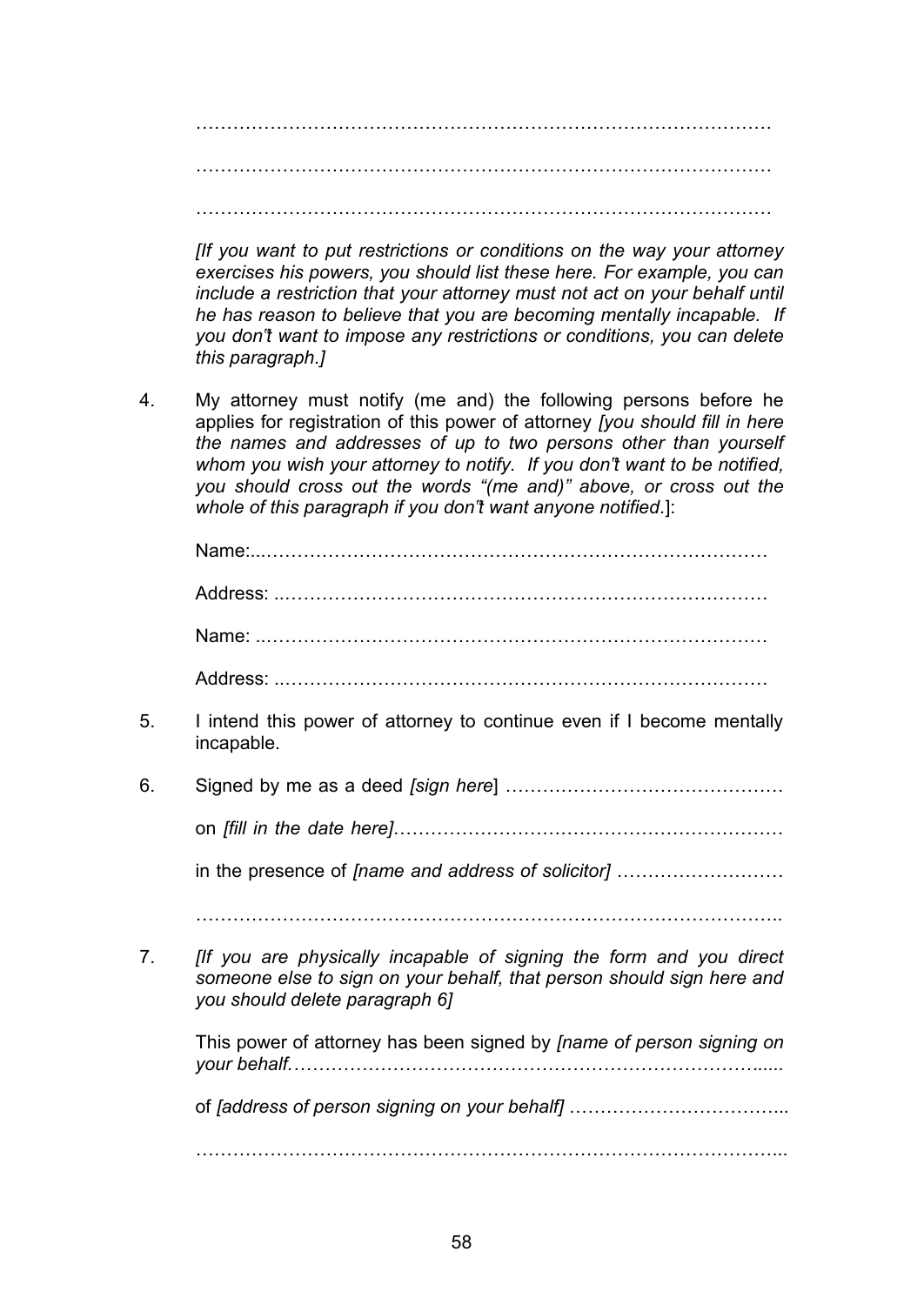……………………………………………………………………………………

……………………………………………………………………………………

……………………………………………………………………………………

*[If you want to put restrictions or conditions on the way your attorney exercises his powers, you should list these here. For example, you can include a restriction that your attorney must not act on your behalf until he has reason to believe that you are becoming mentally incapable. If you don't want to impose any restrictions or conditions, you can delete this paragraph.]*

4. My attorney must notify (me and) the following persons before he applies for registration of this power of attorney *[you should fill in here the names and addresses of up to two persons other than yourself whom you wish your attorney to notify. If you don't want to be notified, you should cross out the words "(me and)" above, or cross out the whole of this paragraph if you don't want anyone notified.*]:

   Name:..……………………………………….…………………………………

   Address: ..……………………………………………………………………

   Name: ..………………………………………….……………………………

   Address: ..……………………………………………………………………

5. I intend this power of attorney to continue even if I become mentally incapable.

6. Signed by me as a deed *[sign here*] ………………………………………

   on *[fill in the date here]*……………………………………………………

   in the presence of *[name and address of solicitor]* ………………………

   ……………………………………………………………………………………..

7. *[If you are physically incapable of signing the form and you direct someone else to sign on your behalf, that person should sign here and you should delete paragraph 6]*

   This power of attorney has been signed by *[name of person signing on your behalf.…………………………………………………………………......*

   of *[address of person signing on your behalf]* ……………………………...

   ……………………………………………………………………………………...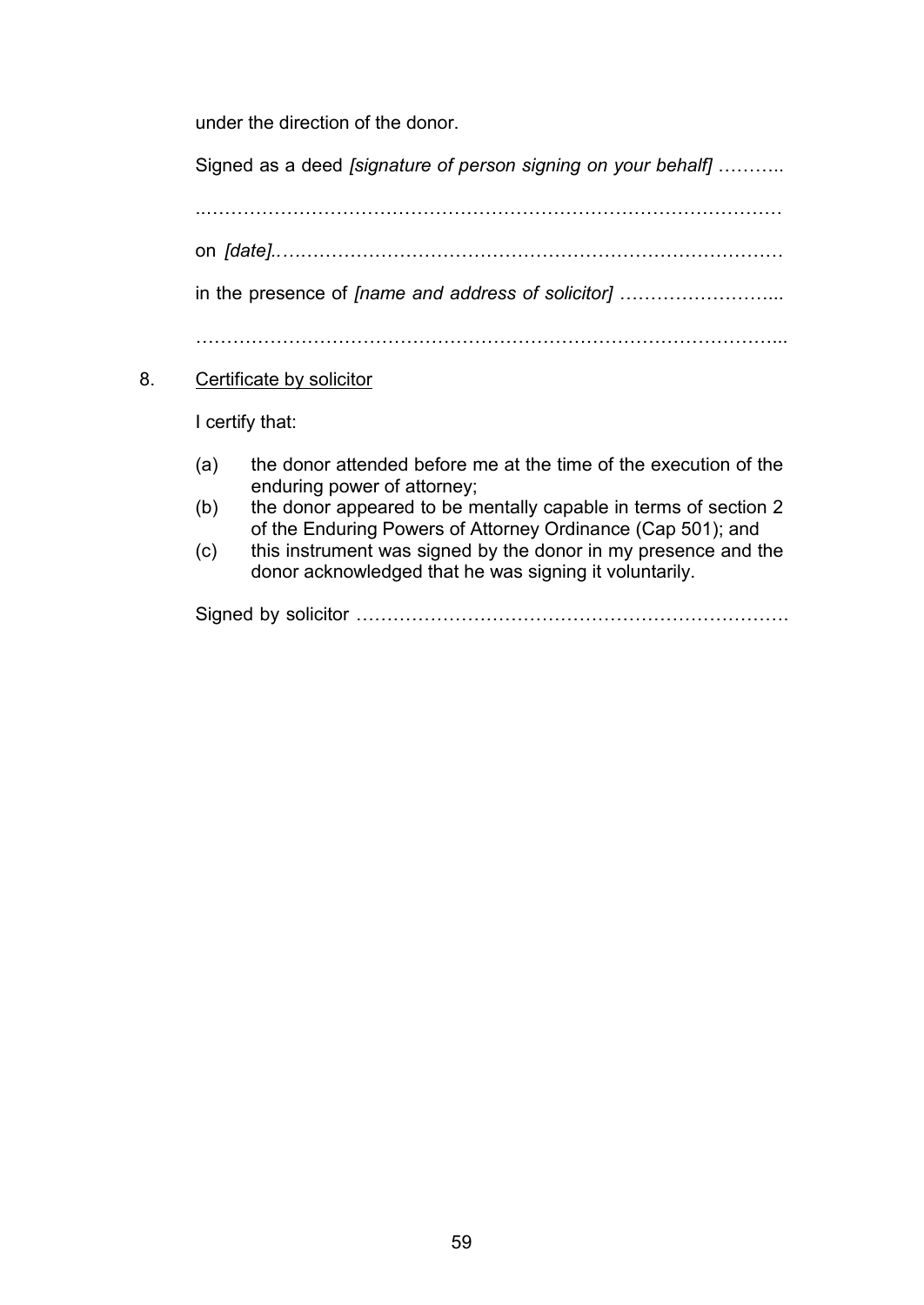under the direction of the donor.

Signed as a deed *[signature of person signing on your behalf]* ………..

..……………………………………………………………………………

on *[date]*.……………………………………………………………………

in the presence of *[name and address of solicitor]* ……………………...

……………………………………………………………………………...

8. Certificate by solicitor

I certify that:

(a) the donor attended before me at the time of the execution of the enduring power of attorney;

(b) the donor appeared to be mentally capable in terms of section 2 of the Enduring Powers of Attorney Ordinance (Cap 501); and

(c) this instrument was signed by the donor in my presence and the donor acknowledged that he was signing it voluntarily.

Signed by solicitor ……………………………………………………………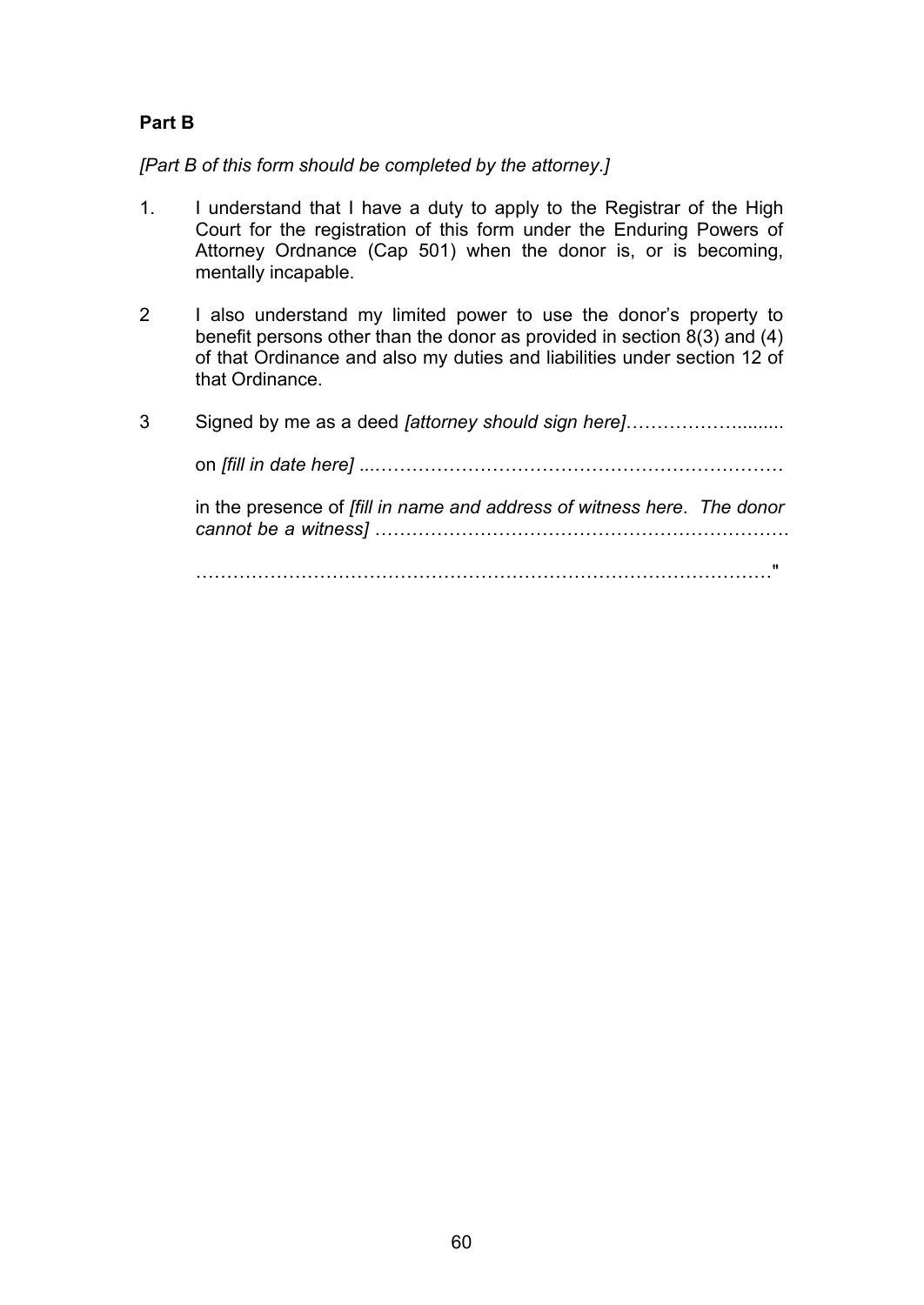**Part B**

*[Part B of this form should be completed by the attorney.]*

1. I understand that I have a duty to apply to the Registrar of the High Court for the registration of this form under the Enduring Powers of Attorney Ordnance (Cap 501) when the donor is, or is becoming, mentally incapable.

2 I also understand my limited power to use the donor's property to benefit persons other than the donor as provided in section 8(3) and (4) of that Ordinance and also my duties and liabilities under section 12 of that Ordinance.

3 Signed by me as a deed *[attorney should sign here]*……………….........

on *[fill in date here]* ...…………………………………………………………

in the presence of *[fill in name and address of witness here. The donor cannot be a witness]* ………………………………………………………….

……………………………………………………………………………….."